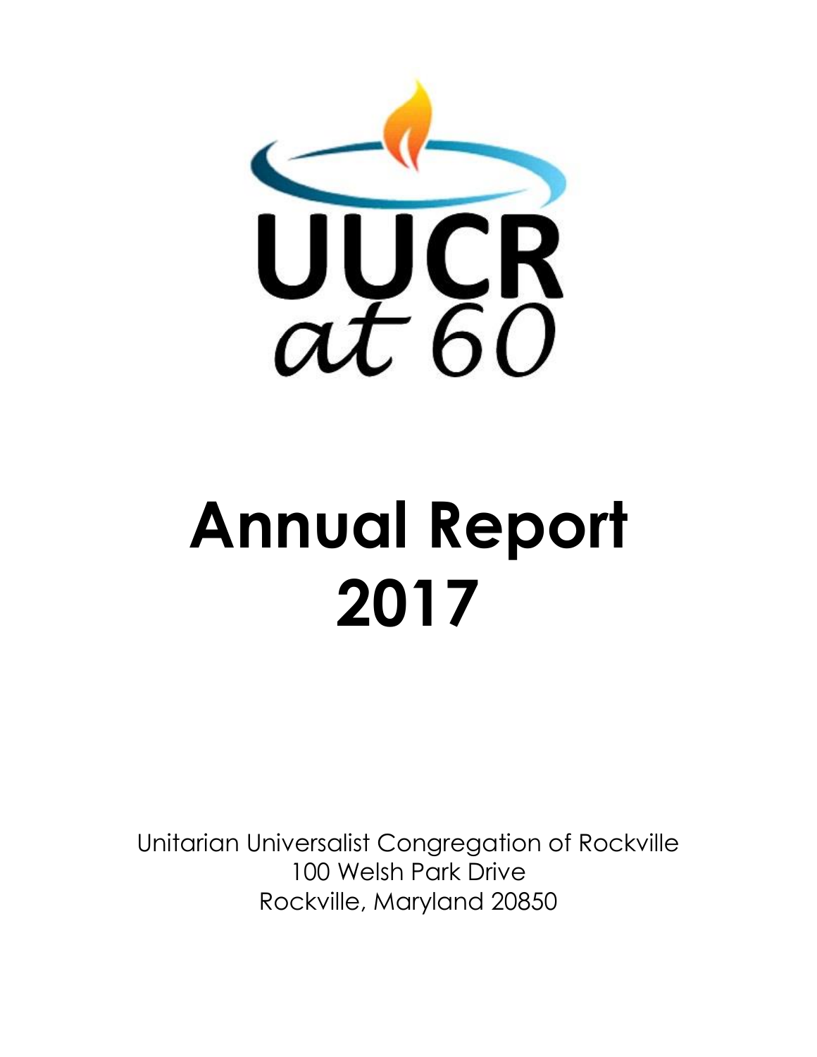UUCR
at 60

# Annual Report 2017

Unitarian Universalist Congregation of Rockville
100 Welsh Park Drive
Rockville, Maryland 20850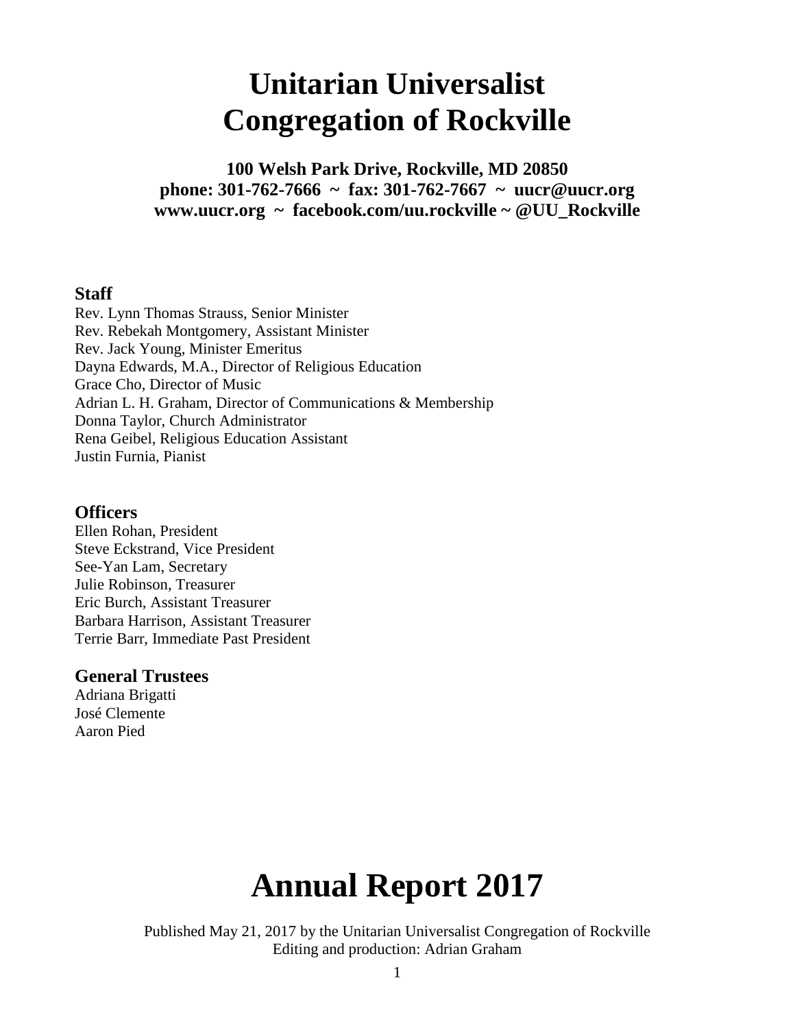# Unitarian Universalist Congregation of Rockville

**100 Welsh Park Drive, Rockville, MD 20850**
**phone: 301-762-7666 ~ fax: 301-762-7667 ~ uucr@uucr.org**
**www.uucr.org ~ facebook.com/uu.rockville ~ @UU_Rockville**

### Staff

Rev. Lynn Thomas Strauss, Senior Minister
Rev. Rebekah Montgomery, Assistant Minister
Rev. Jack Young, Minister Emeritus
Dayna Edwards, M.A., Director of Religious Education
Grace Cho, Director of Music
Adrian L. H. Graham, Director of Communications & Membership
Donna Taylor, Church Administrator
Rena Geibel, Religious Education Assistant
Justin Furnia, Pianist

### Officers

Ellen Rohan, President
Steve Eckstrand, Vice President
See-Yan Lam, Secretary
Julie Robinson, Treasurer
Eric Burch, Assistant Treasurer
Barbara Harrison, Assistant Treasurer
Terrie Barr, Immediate Past President

### General Trustees

Adriana Brigatti
José Clemente
Aaron Pied

# Annual Report 2017

Published May 21, 2017 by the Unitarian Universalist Congregation of Rockville
Editing and production: Adrian Graham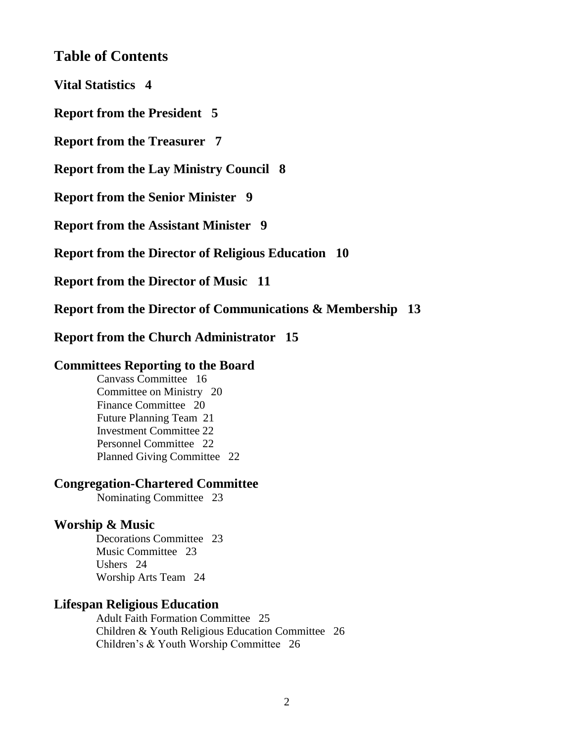# Table of Contents

**Vital Statistics 4**

**Report from the President 5**

**Report from the Treasurer 7**

**Report from the Lay Ministry Council 8**

**Report from the Senior Minister 9**

**Report from the Assistant Minister 9**

**Report from the Director of Religious Education 10**

**Report from the Director of Music 11**

**Report from the Director of Communications & Membership 13**

**Report from the Church Administrator 15**

## Committees Reporting to the Board

- Canvass Committee 16
- Committee on Ministry 20
- Finance Committee 20
- Future Planning Team 21
- Investment Committee 22
- Personnel Committee 22
- Planned Giving Committee 22

## Congregation-Chartered Committee

- Nominating Committee 23

## Worship & Music

- Decorations Committee 23
- Music Committee 23
- Ushers 24
- Worship Arts Team 24

## Lifespan Religious Education

- Adult Faith Formation Committee 25
- Children & Youth Religious Education Committee 26
- Children's & Youth Worship Committee 26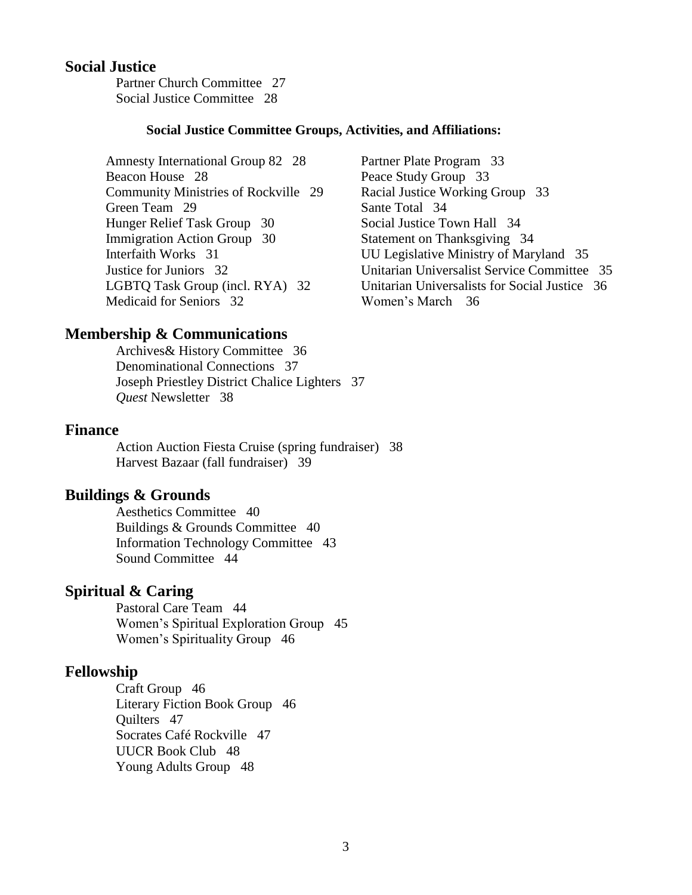## Social Justice

Partner Church Committee 27
Social Justice Committee 28

### Social Justice Committee Groups, Activities, and Affiliations:

Amnesty International Group 82 28
Beacon House 28
Community Ministries of Rockville 29
Green Team 29
Hunger Relief Task Group 30
Immigration Action Group 30
Interfaith Works 31
Justice for Juniors 32
LGBTQ Task Group (incl. RYA) 32
Medicaid for Seniors 32
Partner Plate Program 33
Peace Study Group 33
Racial Justice Working Group 33
Sante Total 34
Social Justice Town Hall 34
Statement on Thanksgiving 34
UU Legislative Ministry of Maryland 35
Unitarian Universalist Service Committee 35
Unitarian Universalists for Social Justice 36
Women's March 36

## Membership & Communications

Archives& History Committee 36
Denominational Connections 37
Joseph Priestley District Chalice Lighters 37
*Quest* Newsletter 38

## Finance

Action Auction Fiesta Cruise (spring fundraiser) 38
Harvest Bazaar (fall fundraiser) 39

## Buildings & Grounds

Aesthetics Committee 40
Buildings & Grounds Committee 40
Information Technology Committee 43
Sound Committee 44

## Spiritual & Caring

Pastoral Care Team 44
Women's Spiritual Exploration Group 45
Women's Spirituality Group 46

## Fellowship

Craft Group 46
Literary Fiction Book Group 46
Quilters 47
Socrates Café Rockville 47
UUCR Book Club 48
Young Adults Group 48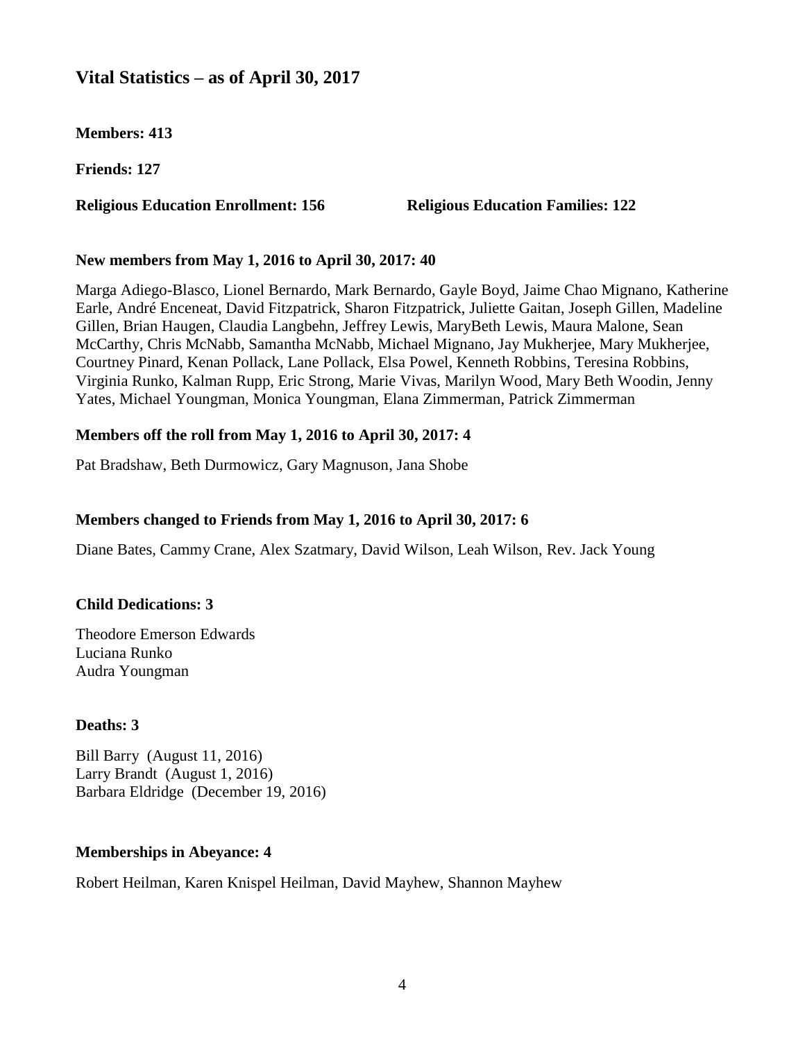## Vital Statistics – as of April 30, 2017

**Members: 413**

**Friends: 127**

**Religious Education Enrollment: 156** **Religious Education Families: 122**

**New members from May 1, 2016 to April 30, 2017: 40**

Marga Adiego-Blasco, Lionel Bernardo, Mark Bernardo, Gayle Boyd, Jaime Chao Mignano, Katherine Earle, André Enceneat, David Fitzpatrick, Sharon Fitzpatrick, Juliette Gaitan, Joseph Gillen, Madeline Gillen, Brian Haugen, Claudia Langbehn, Jeffrey Lewis, MaryBeth Lewis, Maura Malone, Sean McCarthy, Chris McNabb, Samantha McNabb, Michael Mignano, Jay Mukherjee, Mary Mukherjee, Courtney Pinard, Kenan Pollack, Lane Pollack, Elsa Powel, Kenneth Robbins, Teresina Robbins, Virginia Runko, Kalman Rupp, Eric Strong, Marie Vivas, Marilyn Wood, Mary Beth Woodin, Jenny Yates, Michael Youngman, Monica Youngman, Elana Zimmerman, Patrick Zimmerman

**Members off the roll from May 1, 2016 to April 30, 2017: 4**

Pat Bradshaw, Beth Durmowicz, Gary Magnuson, Jana Shobe

**Members changed to Friends from May 1, 2016 to April 30, 2017: 6**

Diane Bates, Cammy Crane, Alex Szatmary, David Wilson, Leah Wilson, Rev. Jack Young

**Child Dedications: 3**

Theodore Emerson Edwards
Luciana Runko
Audra Youngman

**Deaths: 3**

Bill Barry (August 11, 2016)
Larry Brandt (August 1, 2016)
Barbara Eldridge (December 19, 2016)

**Memberships in Abeyance: 4**

Robert Heilman, Karen Knispel Heilman, David Mayhew, Shannon Mayhew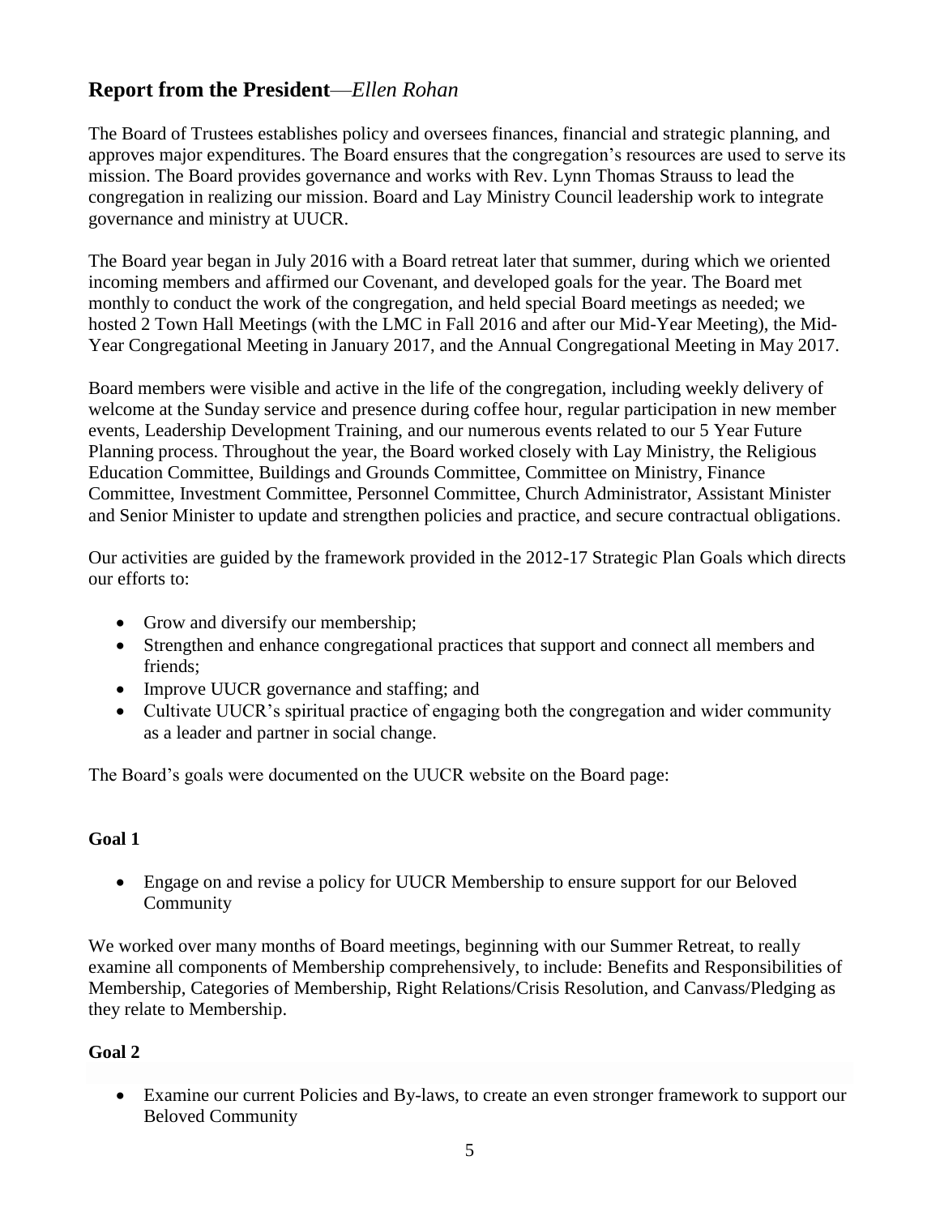## **Report from the President**—*Ellen Rohan*

The Board of Trustees establishes policy and oversees finances, financial and strategic planning, and approves major expenditures. The Board ensures that the congregation's resources are used to serve its mission. The Board provides governance and works with Rev. Lynn Thomas Strauss to lead the congregation in realizing our mission. Board and Lay Ministry Council leadership work to integrate governance and ministry at UUCR.

The Board year began in July 2016 with a Board retreat later that summer, during which we oriented incoming members and affirmed our Covenant, and developed goals for the year. The Board met monthly to conduct the work of the congregation, and held special Board meetings as needed; we hosted 2 Town Hall Meetings (with the LMC in Fall 2016 and after our Mid-Year Meeting), the Mid-Year Congregational Meeting in January 2017, and the Annual Congregational Meeting in May 2017.

Board members were visible and active in the life of the congregation, including weekly delivery of welcome at the Sunday service and presence during coffee hour, regular participation in new member events, Leadership Development Training, and our numerous events related to our 5 Year Future Planning process. Throughout the year, the Board worked closely with Lay Ministry, the Religious Education Committee, Buildings and Grounds Committee, Committee on Ministry, Finance Committee, Investment Committee, Personnel Committee, Church Administrator, Assistant Minister and Senior Minister to update and strengthen policies and practice, and secure contractual obligations.

Our activities are guided by the framework provided in the 2012-17 Strategic Plan Goals which directs our efforts to:

- Grow and diversify our membership;
- Strengthen and enhance congregational practices that support and connect all members and friends;
- Improve UUCR governance and staffing; and
- Cultivate UUCR's spiritual practice of engaging both the congregation and wider community as a leader and partner in social change.

The Board's goals were documented on the UUCR website on the Board page:

**Goal 1**

- Engage on and revise a policy for UUCR Membership to ensure support for our Beloved Community

We worked over many months of Board meetings, beginning with our Summer Retreat, to really examine all components of Membership comprehensively, to include: Benefits and Responsibilities of Membership, Categories of Membership, Right Relations/Crisis Resolution, and Canvass/Pledging as they relate to Membership.

**Goal 2**

- Examine our current Policies and By-laws, to create an even stronger framework to support our Beloved Community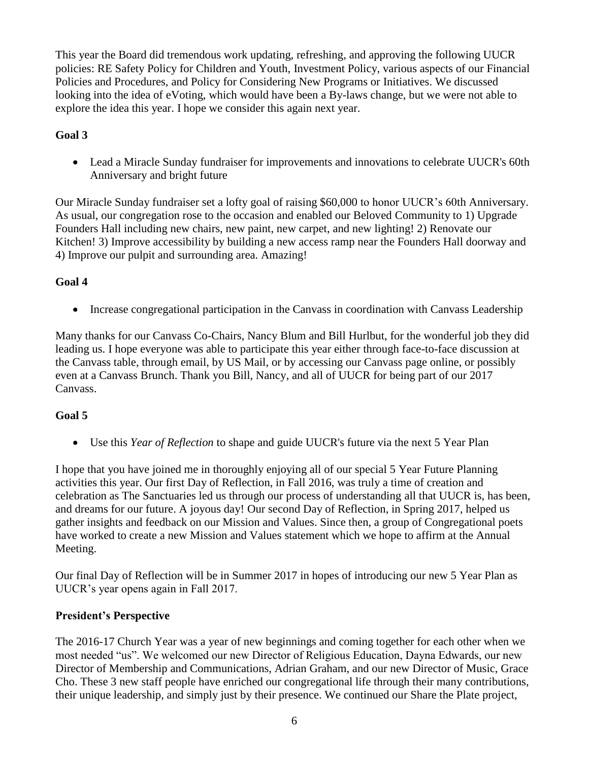This year the Board did tremendous work updating, refreshing, and approving the following UUCR policies: RE Safety Policy for Children and Youth, Investment Policy, various aspects of our Financial Policies and Procedures, and Policy for Considering New Programs or Initiatives. We discussed looking into the idea of eVoting, which would have been a By-laws change, but we were not able to explore the idea this year. I hope we consider this again next year.

**Goal 3**

- Lead a Miracle Sunday fundraiser for improvements and innovations to celebrate UUCR's 60th Anniversary and bright future

Our Miracle Sunday fundraiser set a lofty goal of raising $60,000 to honor UUCR's 60th Anniversary. As usual, our congregation rose to the occasion and enabled our Beloved Community to 1) Upgrade Founders Hall including new chairs, new paint, new carpet, and new lighting! 2) Renovate our Kitchen! 3) Improve accessibility by building a new access ramp near the Founders Hall doorway and 4) Improve our pulpit and surrounding area. Amazing!

**Goal 4**

- Increase congregational participation in the Canvass in coordination with Canvass Leadership

Many thanks for our Canvass Co-Chairs, Nancy Blum and Bill Hurlbut, for the wonderful job they did leading us. I hope everyone was able to participate this year either through face-to-face discussion at the Canvass table, through email, by US Mail, or by accessing our Canvass page online, or possibly even at a Canvass Brunch. Thank you Bill, Nancy, and all of UUCR for being part of our 2017 Canvass.

**Goal 5**

- Use this *Year of Reflection* to shape and guide UUCR's future via the next 5 Year Plan

I hope that you have joined me in thoroughly enjoying all of our special 5 Year Future Planning activities this year. Our first Day of Reflection, in Fall 2016, was truly a time of creation and celebration as The Sanctuaries led us through our process of understanding all that UUCR is, has been, and dreams for our future. A joyous day! Our second Day of Reflection, in Spring 2017, helped us gather insights and feedback on our Mission and Values. Since then, a group of Congregational poets have worked to create a new Mission and Values statement which we hope to affirm at the Annual Meeting.

Our final Day of Reflection will be in Summer 2017 in hopes of introducing our new 5 Year Plan as UUCR's year opens again in Fall 2017.

**President's Perspective**

The 2016-17 Church Year was a year of new beginnings and coming together for each other when we most needed "us". We welcomed our new Director of Religious Education, Dayna Edwards, our new Director of Membership and Communications, Adrian Graham, and our new Director of Music, Grace Cho. These 3 new staff people have enriched our congregational life through their many contributions, their unique leadership, and simply just by their presence. We continued our Share the Plate project,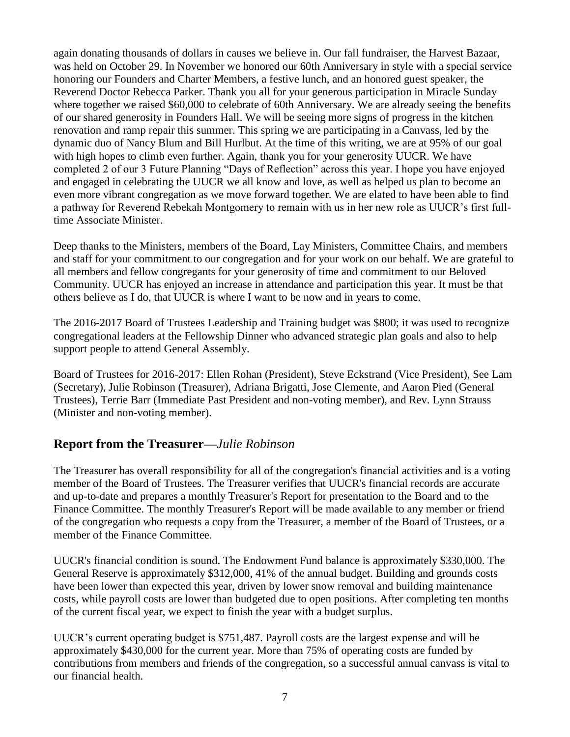again donating thousands of dollars in causes we believe in. Our fall fundraiser, the Harvest Bazaar, was held on October 29. In November we honored our 60th Anniversary in style with a special service honoring our Founders and Charter Members, a festive lunch, and an honored guest speaker, the Reverend Doctor Rebecca Parker. Thank you all for your generous participation in Miracle Sunday where together we raised $60,000 to celebrate of 60th Anniversary. We are already seeing the benefits of our shared generosity in Founders Hall. We will be seeing more signs of progress in the kitchen renovation and ramp repair this summer. This spring we are participating in a Canvass, led by the dynamic duo of Nancy Blum and Bill Hurlbut. At the time of this writing, we are at 95% of our goal with high hopes to climb even further. Again, thank you for your generosity UUCR. We have completed 2 of our 3 Future Planning "Days of Reflection" across this year. I hope you have enjoyed and engaged in celebrating the UUCR we all know and love, as well as helped us plan to become an even more vibrant congregation as we move forward together. We are elated to have been able to find a pathway for Reverend Rebekah Montgomery to remain with us in her new role as UUCR's first full-time Associate Minister.

Deep thanks to the Ministers, members of the Board, Lay Ministers, Committee Chairs, and members and staff for your commitment to our congregation and for your work on our behalf. We are grateful to all members and fellow congregants for your generosity of time and commitment to our Beloved Community. UUCR has enjoyed an increase in attendance and participation this year. It must be that others believe as I do, that UUCR is where I want to be now and in years to come.

The 2016-2017 Board of Trustees Leadership and Training budget was $800; it was used to recognize congregational leaders at the Fellowship Dinner who advanced strategic plan goals and also to help support people to attend General Assembly.

Board of Trustees for 2016-2017: Ellen Rohan (President), Steve Eckstrand (Vice President), See Lam (Secretary), Julie Robinson (Treasurer), Adriana Brigatti, Jose Clemente, and Aaron Pied (General Trustees), Terrie Barr (Immediate Past President and non-voting member), and Rev. Lynn Strauss (Minister and non-voting member).

## Report from the Treasurer—*Julie Robinson*

The Treasurer has overall responsibility for all of the congregation's financial activities and is a voting member of the Board of Trustees. The Treasurer verifies that UUCR's financial records are accurate and up-to-date and prepares a monthly Treasurer's Report for presentation to the Board and to the Finance Committee. The monthly Treasurer's Report will be made available to any member or friend of the congregation who requests a copy from the Treasurer, a member of the Board of Trustees, or a member of the Finance Committee.

UUCR's financial condition is sound. The Endowment Fund balance is approximately $330,000. The General Reserve is approximately $312,000, 41% of the annual budget. Building and grounds costs have been lower than expected this year, driven by lower snow removal and building maintenance costs, while payroll costs are lower than budgeted due to open positions. After completing ten months of the current fiscal year, we expect to finish the year with a budget surplus.

UUCR's current operating budget is $751,487. Payroll costs are the largest expense and will be approximately $430,000 for the current year. More than 75% of operating costs are funded by contributions from members and friends of the congregation, so a successful annual canvass is vital to our financial health.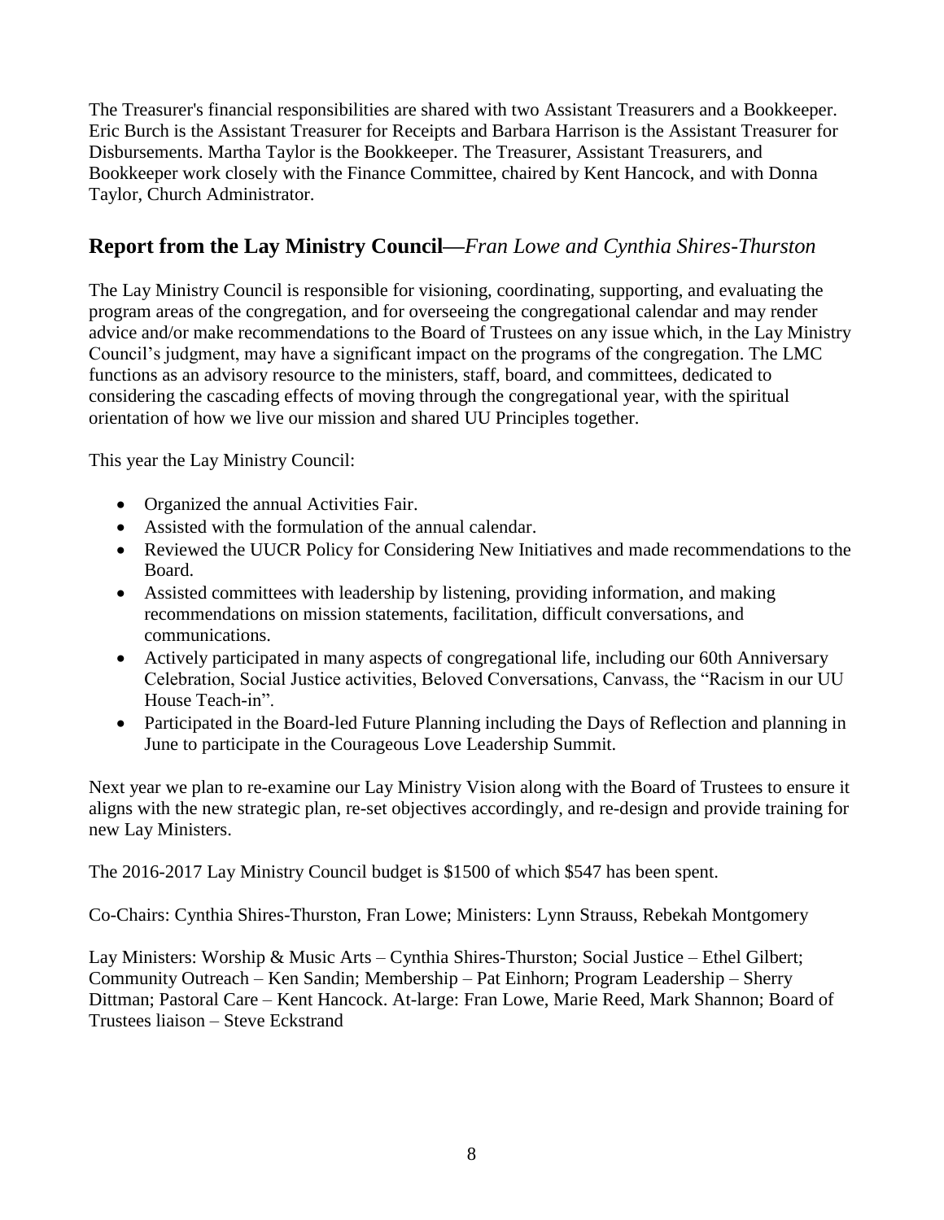The Treasurer's financial responsibilities are shared with two Assistant Treasurers and a Bookkeeper. Eric Burch is the Assistant Treasurer for Receipts and Barbara Harrison is the Assistant Treasurer for Disbursements. Martha Taylor is the Bookkeeper. The Treasurer, Assistant Treasurers, and Bookkeeper work closely with the Finance Committee, chaired by Kent Hancock, and with Donna Taylor, Church Administrator.

## Report from the Lay Ministry Council—*Fran Lowe and Cynthia Shires-Thurston*

The Lay Ministry Council is responsible for visioning, coordinating, supporting, and evaluating the program areas of the congregation, and for overseeing the congregational calendar and may render advice and/or make recommendations to the Board of Trustees on any issue which, in the Lay Ministry Council's judgment, may have a significant impact on the programs of the congregation. The LMC functions as an advisory resource to the ministers, staff, board, and committees, dedicated to considering the cascading effects of moving through the congregational year, with the spiritual orientation of how we live our mission and shared UU Principles together.

This year the Lay Ministry Council:

- Organized the annual Activities Fair.
- Assisted with the formulation of the annual calendar.
- Reviewed the UUCR Policy for Considering New Initiatives and made recommendations to the Board.
- Assisted committees with leadership by listening, providing information, and making recommendations on mission statements, facilitation, difficult conversations, and communications.
- Actively participated in many aspects of congregational life, including our 60th Anniversary Celebration, Social Justice activities, Beloved Conversations, Canvass, the "Racism in our UU House Teach-in".
- Participated in the Board-led Future Planning including the Days of Reflection and planning in June to participate in the Courageous Love Leadership Summit.

Next year we plan to re-examine our Lay Ministry Vision along with the Board of Trustees to ensure it aligns with the new strategic plan, re-set objectives accordingly, and re-design and provide training for new Lay Ministers.

The 2016-2017 Lay Ministry Council budget is $1500 of which $547 has been spent.

Co-Chairs: Cynthia Shires-Thurston, Fran Lowe; Ministers: Lynn Strauss, Rebekah Montgomery

Lay Ministers: Worship & Music Arts – Cynthia Shires-Thurston; Social Justice – Ethel Gilbert; Community Outreach – Ken Sandin; Membership – Pat Einhorn; Program Leadership – Sherry Dittman; Pastoral Care – Kent Hancock. At-large: Fran Lowe, Marie Reed, Mark Shannon; Board of Trustees liaison – Steve Eckstrand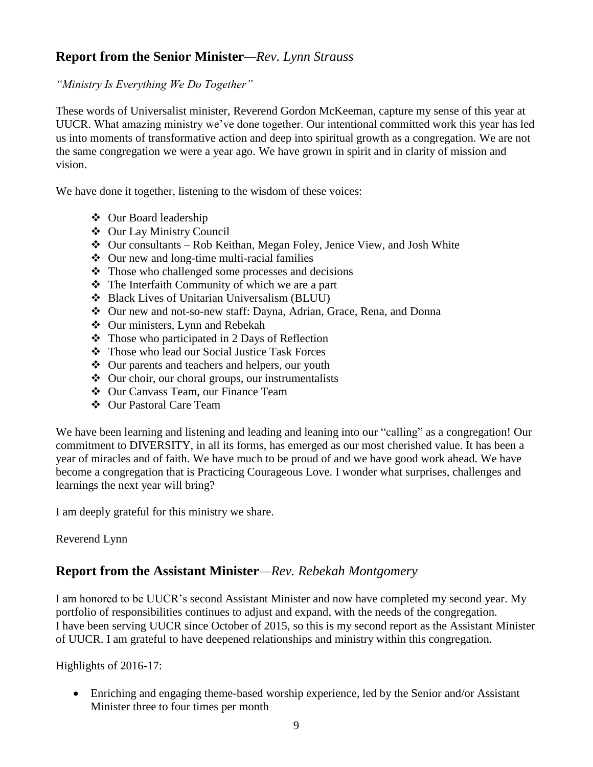## **Report from the Senior Minister**—*Rev. Lynn Strauss*

*"Ministry Is Everything We Do Together"*

These words of Universalist minister, Reverend Gordon McKeeman, capture my sense of this year at UUCR. What amazing ministry we've done together. Our intentional committed work this year has led us into moments of transformative action and deep into spiritual growth as a congregation. We are not the same congregation we were a year ago. We have grown in spirit and in clarity of mission and vision.

We have done it together, listening to the wisdom of these voices:

- Our Board leadership
- Our Lay Ministry Council
- Our consultants – Rob Keithan, Megan Foley, Jenice View, and Josh White
- Our new and long-time multi-racial families
- Those who challenged some processes and decisions
- The Interfaith Community of which we are a part
- Black Lives of Unitarian Universalism (BLUU)
- Our new and not-so-new staff: Dayna, Adrian, Grace, Rena, and Donna
- Our ministers, Lynn and Rebekah
- Those who participated in 2 Days of Reflection
- Those who lead our Social Justice Task Forces
- Our parents and teachers and helpers, our youth
- Our choir, our choral groups, our instrumentalists
- Our Canvass Team, our Finance Team
- Our Pastoral Care Team

We have been learning and listening and leading and leaning into our "calling" as a congregation! Our commitment to DIVERSITY, in all its forms, has emerged as our most cherished value. It has been a year of miracles and of faith. We have much to be proud of and we have good work ahead. We have become a congregation that is Practicing Courageous Love. I wonder what surprises, challenges and learnings the next year will bring?

I am deeply grateful for this ministry we share.

Reverend Lynn

## **Report from the Assistant Minister**—*Rev. Rebekah Montgomery*

I am honored to be UUCR's second Assistant Minister and now have completed my second year. My portfolio of responsibilities continues to adjust and expand, with the needs of the congregation. I have been serving UUCR since October of 2015, so this is my second report as the Assistant Minister of UUCR. I am grateful to have deepened relationships and ministry within this congregation.

Highlights of 2016-17:

- Enriching and engaging theme-based worship experience, led by the Senior and/or Assistant Minister three to four times per month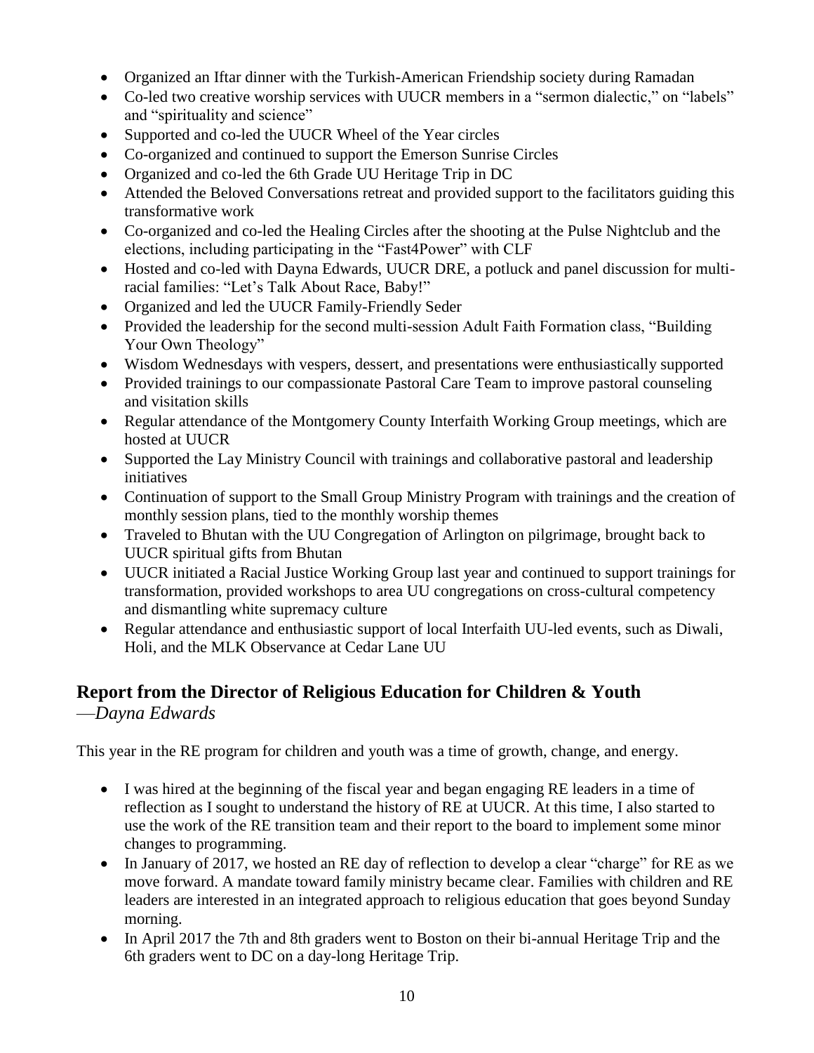- Organized an Iftar dinner with the Turkish-American Friendship society during Ramadan
- Co-led two creative worship services with UUCR members in a "sermon dialectic," on "labels" and "spirituality and science"
- Supported and co-led the UUCR Wheel of the Year circles
- Co-organized and continued to support the Emerson Sunrise Circles
- Organized and co-led the 6th Grade UU Heritage Trip in DC
- Attended the Beloved Conversations retreat and provided support to the facilitators guiding this transformative work
- Co-organized and co-led the Healing Circles after the shooting at the Pulse Nightclub and the elections, including participating in the "Fast4Power" with CLF
- Hosted and co-led with Dayna Edwards, UUCR DRE, a potluck and panel discussion for multi-racial families: "Let's Talk About Race, Baby!"
- Organized and led the UUCR Family-Friendly Seder
- Provided the leadership for the second multi-session Adult Faith Formation class, "Building Your Own Theology"
- Wisdom Wednesdays with vespers, dessert, and presentations were enthusiastically supported
- Provided trainings to our compassionate Pastoral Care Team to improve pastoral counseling and visitation skills
- Regular attendance of the Montgomery County Interfaith Working Group meetings, which are hosted at UUCR
- Supported the Lay Ministry Council with trainings and collaborative pastoral and leadership initiatives
- Continuation of support to the Small Group Ministry Program with trainings and the creation of monthly session plans, tied to the monthly worship themes
- Traveled to Bhutan with the UU Congregation of Arlington on pilgrimage, brought back to UUCR spiritual gifts from Bhutan
- UUCR initiated a Racial Justice Working Group last year and continued to support trainings for transformation, provided workshops to area UU congregations on cross-cultural competency and dismantling white supremacy culture
- Regular attendance and enthusiastic support of local Interfaith UU-led events, such as Diwali, Holi, and the MLK Observance at Cedar Lane UU

## Report from the Director of Religious Education for Children & Youth

—*Dayna Edwards*

This year in the RE program for children and youth was a time of growth, change, and energy.

- I was hired at the beginning of the fiscal year and began engaging RE leaders in a time of reflection as I sought to understand the history of RE at UUCR. At this time, I also started to use the work of the RE transition team and their report to the board to implement some minor changes to programming.
- In January of 2017, we hosted an RE day of reflection to develop a clear "charge" for RE as we move forward. A mandate toward family ministry became clear. Families with children and RE leaders are interested in an integrated approach to religious education that goes beyond Sunday morning.
- In April 2017 the 7th and 8th graders went to Boston on their bi-annual Heritage Trip and the 6th graders went to DC on a day-long Heritage Trip.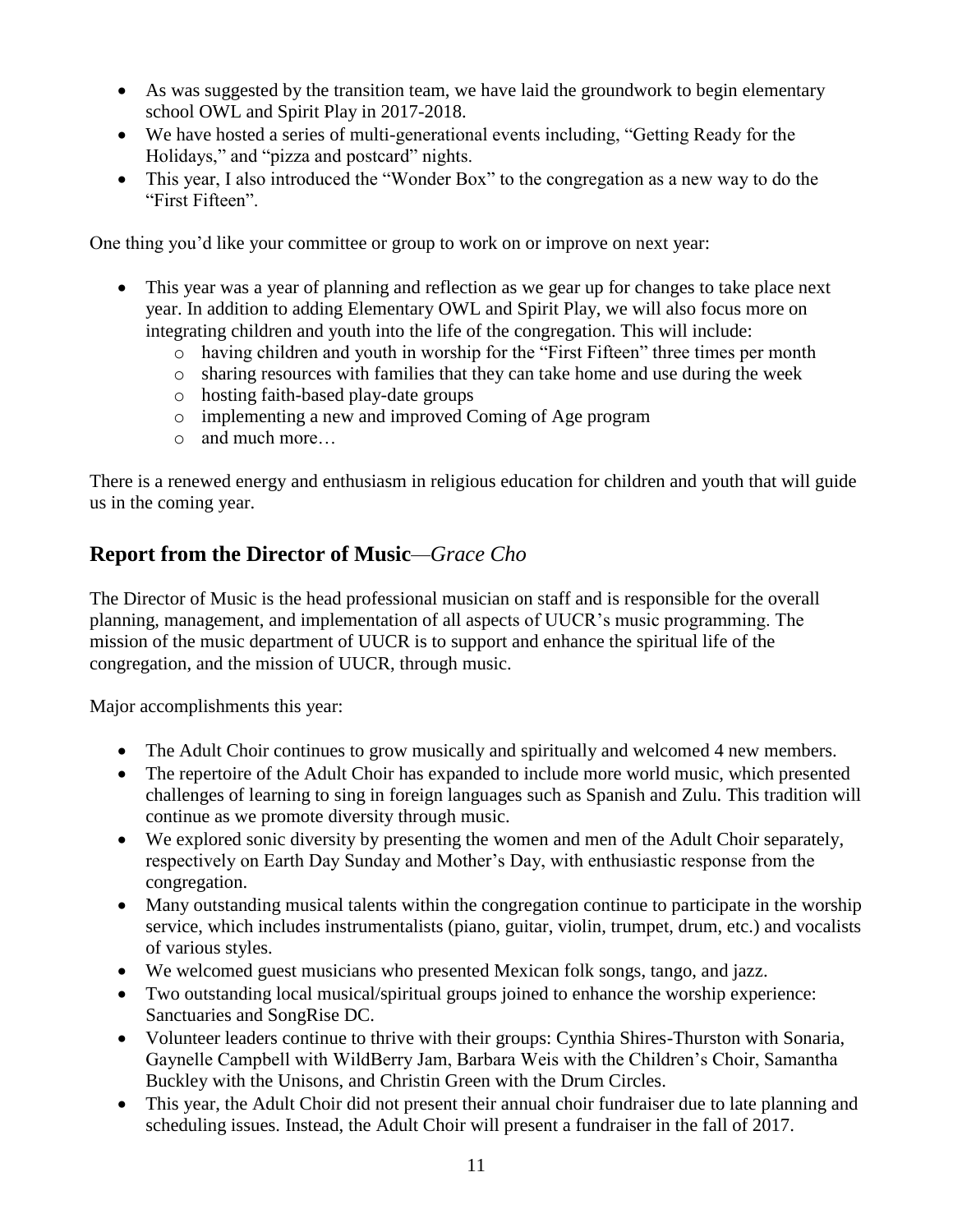- As was suggested by the transition team, we have laid the groundwork to begin elementary school OWL and Spirit Play in 2017-2018.
- We have hosted a series of multi-generational events including, "Getting Ready for the Holidays," and "pizza and postcard" nights.
- This year, I also introduced the "Wonder Box" to the congregation as a new way to do the "First Fifteen".

One thing you'd like your committee or group to work on or improve on next year:

- This year was a year of planning and reflection as we gear up for changes to take place next year. In addition to adding Elementary OWL and Spirit Play, we will also focus more on integrating children and youth into the life of the congregation. This will include:
  - having children and youth in worship for the "First Fifteen" three times per month
  - sharing resources with families that they can take home and use during the week
  - hosting faith-based play-date groups
  - implementing a new and improved Coming of Age program
  - and much more…

There is a renewed energy and enthusiasm in religious education for children and youth that will guide us in the coming year.

## Report from the Director of Music—*Grace Cho*

The Director of Music is the head professional musician on staff and is responsible for the overall planning, management, and implementation of all aspects of UUCR's music programming. The mission of the music department of UUCR is to support and enhance the spiritual life of the congregation, and the mission of UUCR, through music.

Major accomplishments this year:

- The Adult Choir continues to grow musically and spiritually and welcomed 4 new members.
- The repertoire of the Adult Choir has expanded to include more world music, which presented challenges of learning to sing in foreign languages such as Spanish and Zulu. This tradition will continue as we promote diversity through music.
- We explored sonic diversity by presenting the women and men of the Adult Choir separately, respectively on Earth Day Sunday and Mother's Day, with enthusiastic response from the congregation.
- Many outstanding musical talents within the congregation continue to participate in the worship service, which includes instrumentalists (piano, guitar, violin, trumpet, drum, etc.) and vocalists of various styles.
- We welcomed guest musicians who presented Mexican folk songs, tango, and jazz.
- Two outstanding local musical/spiritual groups joined to enhance the worship experience: Sanctuaries and SongRise DC.
- Volunteer leaders continue to thrive with their groups: Cynthia Shires-Thurston with Sonaria, Gaynelle Campbell with WildBerry Jam, Barbara Weis with the Children's Choir, Samantha Buckley with the Unisons, and Christin Green with the Drum Circles.
- This year, the Adult Choir did not present their annual choir fundraiser due to late planning and scheduling issues. Instead, the Adult Choir will present a fundraiser in the fall of 2017.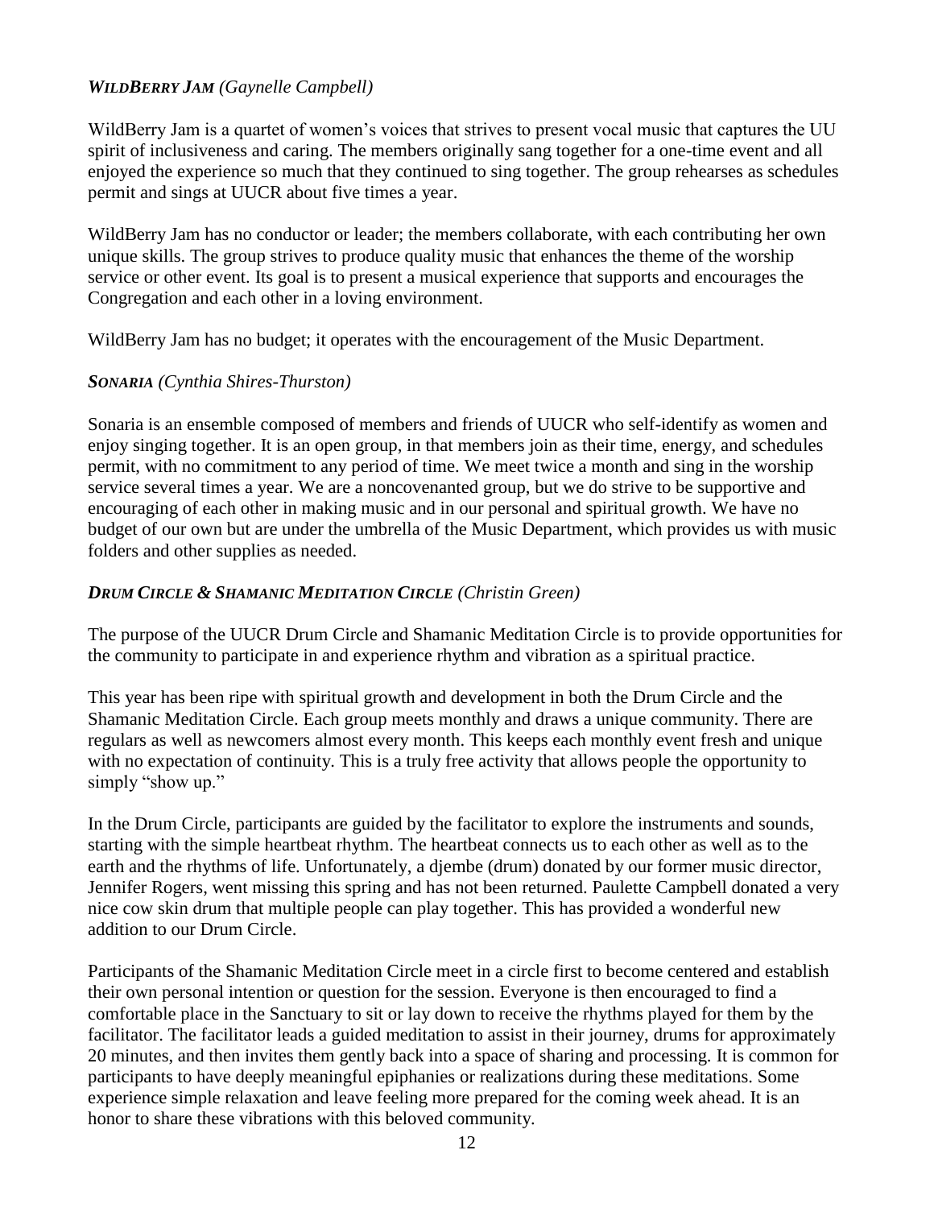### ***WildBerry Jam*** *(Gaynelle Campbell)*

WildBerry Jam is a quartet of women's voices that strives to present vocal music that captures the UU spirit of inclusiveness and caring. The members originally sang together for a one-time event and all enjoyed the experience so much that they continued to sing together. The group rehearses as schedules permit and sings at UUCR about five times a year.

WildBerry Jam has no conductor or leader; the members collaborate, with each contributing her own unique skills. The group strives to produce quality music that enhances the theme of the worship service or other event. Its goal is to present a musical experience that supports and encourages the Congregation and each other in a loving environment.

WildBerry Jam has no budget; it operates with the encouragement of the Music Department.

### ***Sonaria*** *(Cynthia Shires-Thurston)*

Sonaria is an ensemble composed of members and friends of UUCR who self-identify as women and enjoy singing together. It is an open group, in that members join as their time, energy, and schedules permit, with no commitment to any period of time. We meet twice a month and sing in the worship service several times a year. We are a noncovenanted group, but we do strive to be supportive and encouraging of each other in making music and in our personal and spiritual growth. We have no budget of our own but are under the umbrella of the Music Department, which provides us with music folders and other supplies as needed.

### ***Drum Circle & Shamanic Meditation Circle*** *(Christin Green)*

The purpose of the UUCR Drum Circle and Shamanic Meditation Circle is to provide opportunities for the community to participate in and experience rhythm and vibration as a spiritual practice.

This year has been ripe with spiritual growth and development in both the Drum Circle and the Shamanic Meditation Circle. Each group meets monthly and draws a unique community. There are regulars as well as newcomers almost every month. This keeps each monthly event fresh and unique with no expectation of continuity. This is a truly free activity that allows people the opportunity to simply "show up."

In the Drum Circle, participants are guided by the facilitator to explore the instruments and sounds, starting with the simple heartbeat rhythm. The heartbeat connects us to each other as well as to the earth and the rhythms of life. Unfortunately, a djembe (drum) donated by our former music director, Jennifer Rogers, went missing this spring and has not been returned. Paulette Campbell donated a very nice cow skin drum that multiple people can play together. This has provided a wonderful new addition to our Drum Circle.

Participants of the Shamanic Meditation Circle meet in a circle first to become centered and establish their own personal intention or question for the session. Everyone is then encouraged to find a comfortable place in the Sanctuary to sit or lay down to receive the rhythms played for them by the facilitator. The facilitator leads a guided meditation to assist in their journey, drums for approximately 20 minutes, and then invites them gently back into a space of sharing and processing. It is common for participants to have deeply meaningful epiphanies or realizations during these meditations. Some experience simple relaxation and leave feeling more prepared for the coming week ahead. It is an honor to share these vibrations with this beloved community.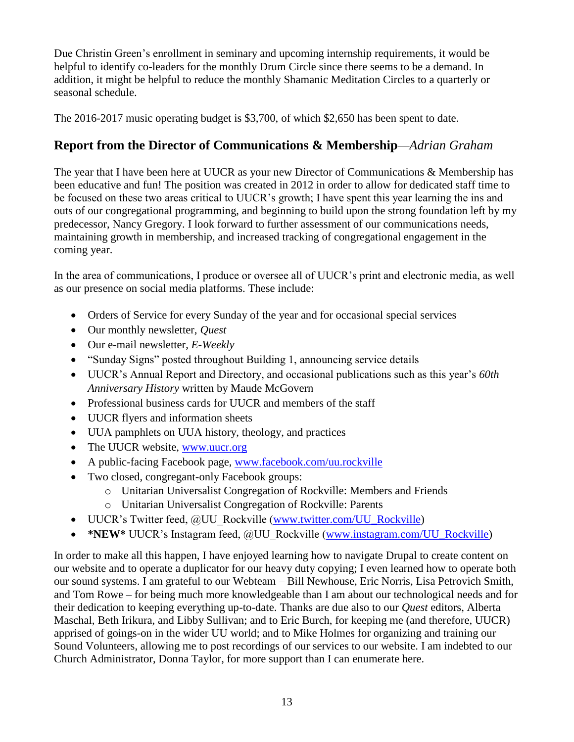Due Christin Green's enrollment in seminary and upcoming internship requirements, it would be helpful to identify co-leaders for the monthly Drum Circle since there seems to be a demand. In addition, it might be helpful to reduce the monthly Shamanic Meditation Circles to a quarterly or seasonal schedule.

The 2016-2017 music operating budget is $3,700, of which $2,650 has been spent to date.

## Report from the Director of Communications & Membership—*Adrian Graham*

The year that I have been here at UUCR as your new Director of Communications & Membership has been educative and fun! The position was created in 2012 in order to allow for dedicated staff time to be focused on these two areas critical to UUCR's growth; I have spent this year learning the ins and outs of our congregational programming, and beginning to build upon the strong foundation left by my predecessor, Nancy Gregory. I look forward to further assessment of our communications needs, maintaining growth in membership, and increased tracking of congregational engagement in the coming year.

In the area of communications, I produce or oversee all of UUCR's print and electronic media, as well as our presence on social media platforms. These include:

- Orders of Service for every Sunday of the year and for occasional special services
- Our monthly newsletter, *Quest*
- Our e-mail newsletter, *E-Weekly*
- "Sunday Signs" posted throughout Building 1, announcing service details
- UUCR's Annual Report and Directory, and occasional publications such as this year's *60th Anniversary History* written by Maude McGovern
- Professional business cards for UUCR and members of the staff
- UUCR flyers and information sheets
- UUA pamphlets on UUA history, theology, and practices
- The UUCR website, www.uucr.org
- A public-facing Facebook page, www.facebook.com/uu.rockville
- Two closed, congregant-only Facebook groups:
  - Unitarian Universalist Congregation of Rockville: Members and Friends
  - Unitarian Universalist Congregation of Rockville: Parents
- UUCR's Twitter feed, @UU_Rockville (www.twitter.com/UU_Rockville)
- **\*NEW\*** UUCR's Instagram feed, @UU_Rockville (www.instagram.com/UU_Rockville)

In order to make all this happen, I have enjoyed learning how to navigate Drupal to create content on our website and to operate a duplicator for our heavy duty copying; I even learned how to operate both our sound systems. I am grateful to our Webteam – Bill Newhouse, Eric Norris, Lisa Petrovich Smith, and Tom Rowe – for being much more knowledgeable than I am about our technological needs and for their dedication to keeping everything up-to-date. Thanks are due also to our *Quest* editors, Alberta Maschal, Beth Irikura, and Libby Sullivan; and to Eric Burch, for keeping me (and therefore, UUCR) apprised of goings-on in the wider UU world; and to Mike Holmes for organizing and training our Sound Volunteers, allowing me to post recordings of our services to our website. I am indebted to our Church Administrator, Donna Taylor, for more support than I can enumerate here.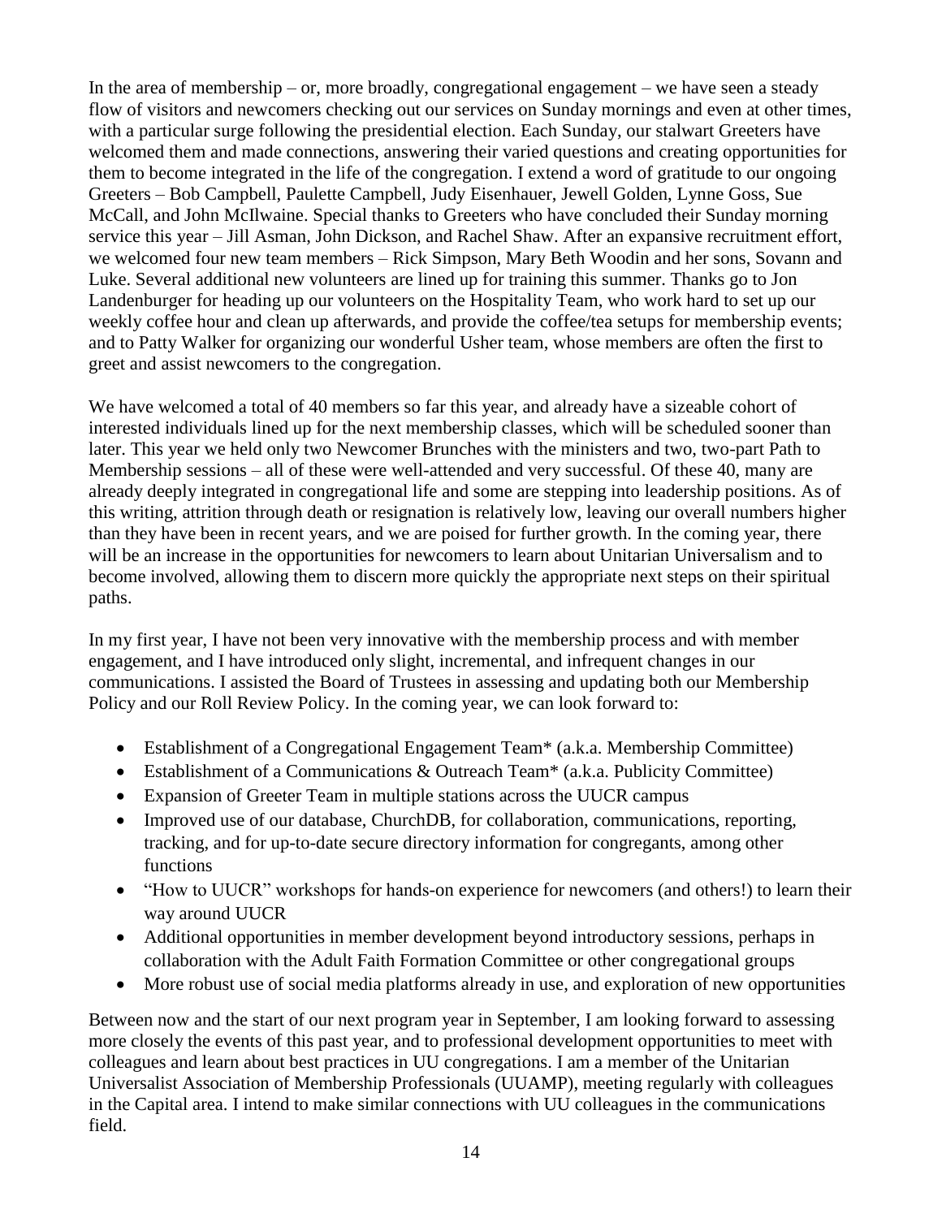In the area of membership – or, more broadly, congregational engagement – we have seen a steady flow of visitors and newcomers checking out our services on Sunday mornings and even at other times, with a particular surge following the presidential election. Each Sunday, our stalwart Greeters have welcomed them and made connections, answering their varied questions and creating opportunities for them to become integrated in the life of the congregation. I extend a word of gratitude to our ongoing Greeters – Bob Campbell, Paulette Campbell, Judy Eisenhauer, Jewell Golden, Lynne Goss, Sue McCall, and John McIlwaine. Special thanks to Greeters who have concluded their Sunday morning service this year – Jill Asman, John Dickson, and Rachel Shaw. After an expansive recruitment effort, we welcomed four new team members – Rick Simpson, Mary Beth Woodin and her sons, Sovann and Luke. Several additional new volunteers are lined up for training this summer. Thanks go to Jon Landenburger for heading up our volunteers on the Hospitality Team, who work hard to set up our weekly coffee hour and clean up afterwards, and provide the coffee/tea setups for membership events; and to Patty Walker for organizing our wonderful Usher team, whose members are often the first to greet and assist newcomers to the congregation.

We have welcomed a total of 40 members so far this year, and already have a sizeable cohort of interested individuals lined up for the next membership classes, which will be scheduled sooner than later. This year we held only two Newcomer Brunches with the ministers and two, two-part Path to Membership sessions – all of these were well-attended and very successful. Of these 40, many are already deeply integrated in congregational life and some are stepping into leadership positions. As of this writing, attrition through death or resignation is relatively low, leaving our overall numbers higher than they have been in recent years, and we are poised for further growth. In the coming year, there will be an increase in the opportunities for newcomers to learn about Unitarian Universalism and to become involved, allowing them to discern more quickly the appropriate next steps on their spiritual paths.

In my first year, I have not been very innovative with the membership process and with member engagement, and I have introduced only slight, incremental, and infrequent changes in our communications. I assisted the Board of Trustees in assessing and updating both our Membership Policy and our Roll Review Policy. In the coming year, we can look forward to:

- Establishment of a Congregational Engagement Team* (a.k.a. Membership Committee)
- Establishment of a Communications & Outreach Team* (a.k.a. Publicity Committee)
- Expansion of Greeter Team in multiple stations across the UUCR campus
- Improved use of our database, ChurchDB, for collaboration, communications, reporting, tracking, and for up-to-date secure directory information for congregants, among other functions
- "How to UUCR" workshops for hands-on experience for newcomers (and others!) to learn their way around UUCR
- Additional opportunities in member development beyond introductory sessions, perhaps in collaboration with the Adult Faith Formation Committee or other congregational groups
- More robust use of social media platforms already in use, and exploration of new opportunities

Between now and the start of our next program year in September, I am looking forward to assessing more closely the events of this past year, and to professional development opportunities to meet with colleagues and learn about best practices in UU congregations. I am a member of the Unitarian Universalist Association of Membership Professionals (UUAMP), meeting regularly with colleagues in the Capital area. I intend to make similar connections with UU colleagues in the communications field.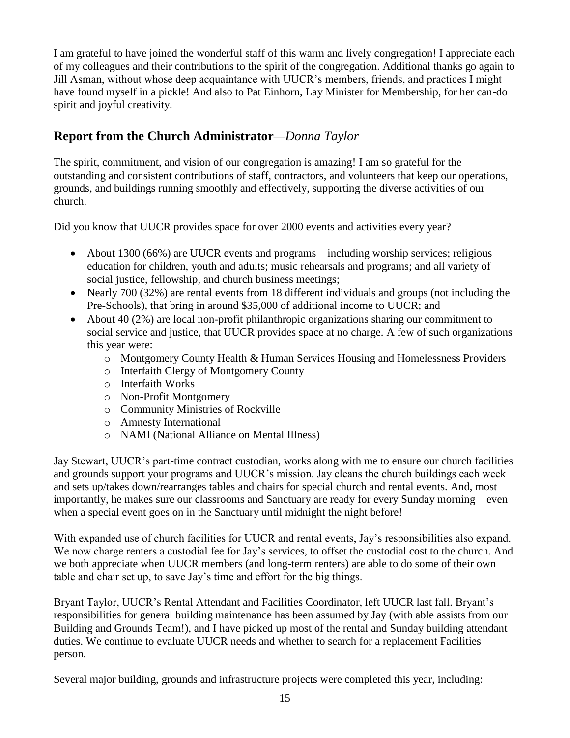I am grateful to have joined the wonderful staff of this warm and lively congregation! I appreciate each of my colleagues and their contributions to the spirit of the congregation. Additional thanks go again to Jill Asman, without whose deep acquaintance with UUCR's members, friends, and practices I might have found myself in a pickle! And also to Pat Einhorn, Lay Minister for Membership, for her can-do spirit and joyful creativity.

## Report from the Church Administrator—*Donna Taylor*

The spirit, commitment, and vision of our congregation is amazing! I am so grateful for the outstanding and consistent contributions of staff, contractors, and volunteers that keep our operations, grounds, and buildings running smoothly and effectively, supporting the diverse activities of our church.

Did you know that UUCR provides space for over 2000 events and activities every year?

- About 1300 (66%) are UUCR events and programs – including worship services; religious education for children, youth and adults; music rehearsals and programs; and all variety of social justice, fellowship, and church business meetings;
- Nearly 700 (32%) are rental events from 18 different individuals and groups (not including the Pre-Schools), that bring in around $35,000 of additional income to UUCR; and
- About 40 (2%) are local non-profit philanthropic organizations sharing our commitment to social service and justice, that UUCR provides space at no charge. A few of such organizations this year were:
  - Montgomery County Health & Human Services Housing and Homelessness Providers
  - Interfaith Clergy of Montgomery County
  - Interfaith Works
  - Non-Profit Montgomery
  - Community Ministries of Rockville
  - Amnesty International
  - NAMI (National Alliance on Mental Illness)

Jay Stewart, UUCR's part-time contract custodian, works along with me to ensure our church facilities and grounds support your programs and UUCR's mission. Jay cleans the church buildings each week and sets up/takes down/rearranges tables and chairs for special church and rental events. And, most importantly, he makes sure our classrooms and Sanctuary are ready for every Sunday morning—even when a special event goes on in the Sanctuary until midnight the night before!

With expanded use of church facilities for UUCR and rental events, Jay's responsibilities also expand. We now charge renters a custodial fee for Jay's services, to offset the custodial cost to the church. And we both appreciate when UUCR members (and long-term renters) are able to do some of their own table and chair set up, to save Jay's time and effort for the big things.

Bryant Taylor, UUCR's Rental Attendant and Facilities Coordinator, left UUCR last fall. Bryant's responsibilities for general building maintenance has been assumed by Jay (with able assists from our Building and Grounds Team!), and I have picked up most of the rental and Sunday building attendant duties. We continue to evaluate UUCR needs and whether to search for a replacement Facilities person.

Several major building, grounds and infrastructure projects were completed this year, including: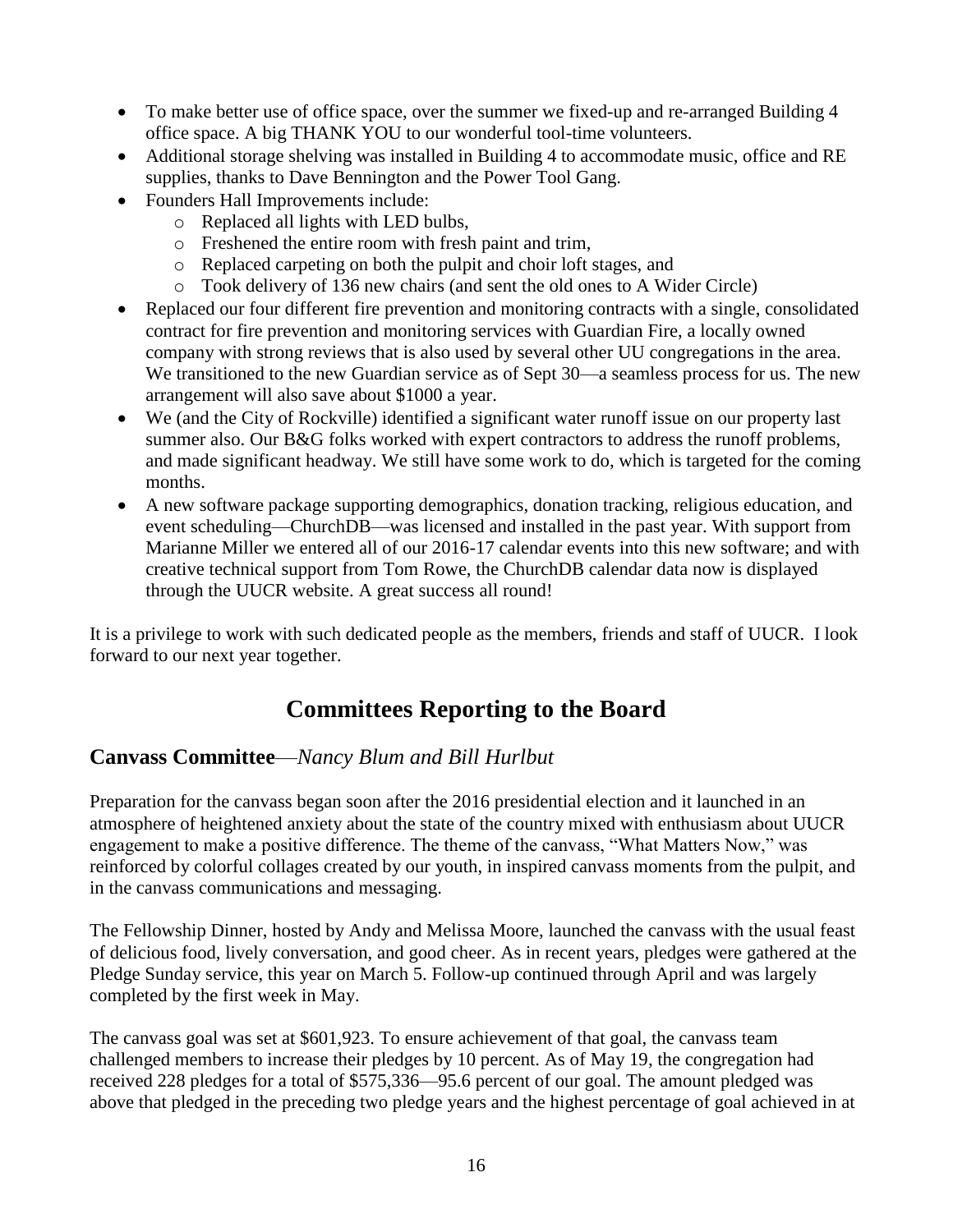- To make better use of office space, over the summer we fixed-up and re-arranged Building 4 office space. A big THANK YOU to our wonderful tool-time volunteers.
- Additional storage shelving was installed in Building 4 to accommodate music, office and RE supplies, thanks to Dave Bennington and the Power Tool Gang.
- Founders Hall Improvements include:
    - Replaced all lights with LED bulbs,
    - Freshened the entire room with fresh paint and trim,
    - Replaced carpeting on both the pulpit and choir loft stages, and
    - Took delivery of 136 new chairs (and sent the old ones to A Wider Circle)
- Replaced our four different fire prevention and monitoring contracts with a single, consolidated contract for fire prevention and monitoring services with Guardian Fire, a locally owned company with strong reviews that is also used by several other UU congregations in the area. We transitioned to the new Guardian service as of Sept 30—a seamless process for us. The new arrangement will also save about $1000 a year.
- We (and the City of Rockville) identified a significant water runoff issue on our property last summer also. Our B&G folks worked with expert contractors to address the runoff problems, and made significant headway. We still have some work to do, which is targeted for the coming months.
- A new software package supporting demographics, donation tracking, religious education, and event scheduling—ChurchDB—was licensed and installed in the past year. With support from Marianne Miller we entered all of our 2016-17 calendar events into this new software; and with creative technical support from Tom Rowe, the ChurchDB calendar data now is displayed through the UUCR website. A great success all round!

It is a privilege to work with such dedicated people as the members, friends and staff of UUCR. I look forward to our next year together.

# Committees Reporting to the Board

## Canvass Committee—*Nancy Blum and Bill Hurlbut*

Preparation for the canvass began soon after the 2016 presidential election and it launched in an atmosphere of heightened anxiety about the state of the country mixed with enthusiasm about UUCR engagement to make a positive difference. The theme of the canvass, "What Matters Now," was reinforced by colorful collages created by our youth, in inspired canvass moments from the pulpit, and in the canvass communications and messaging.

The Fellowship Dinner, hosted by Andy and Melissa Moore, launched the canvass with the usual feast of delicious food, lively conversation, and good cheer. As in recent years, pledges were gathered at the Pledge Sunday service, this year on March 5. Follow-up continued through April and was largely completed by the first week in May.

The canvass goal was set at $601,923. To ensure achievement of that goal, the canvass team challenged members to increase their pledges by 10 percent. As of May 19, the congregation had received 228 pledges for a total of $575,336—95.6 percent of our goal. The amount pledged was above that pledged in the preceding two pledge years and the highest percentage of goal achieved in at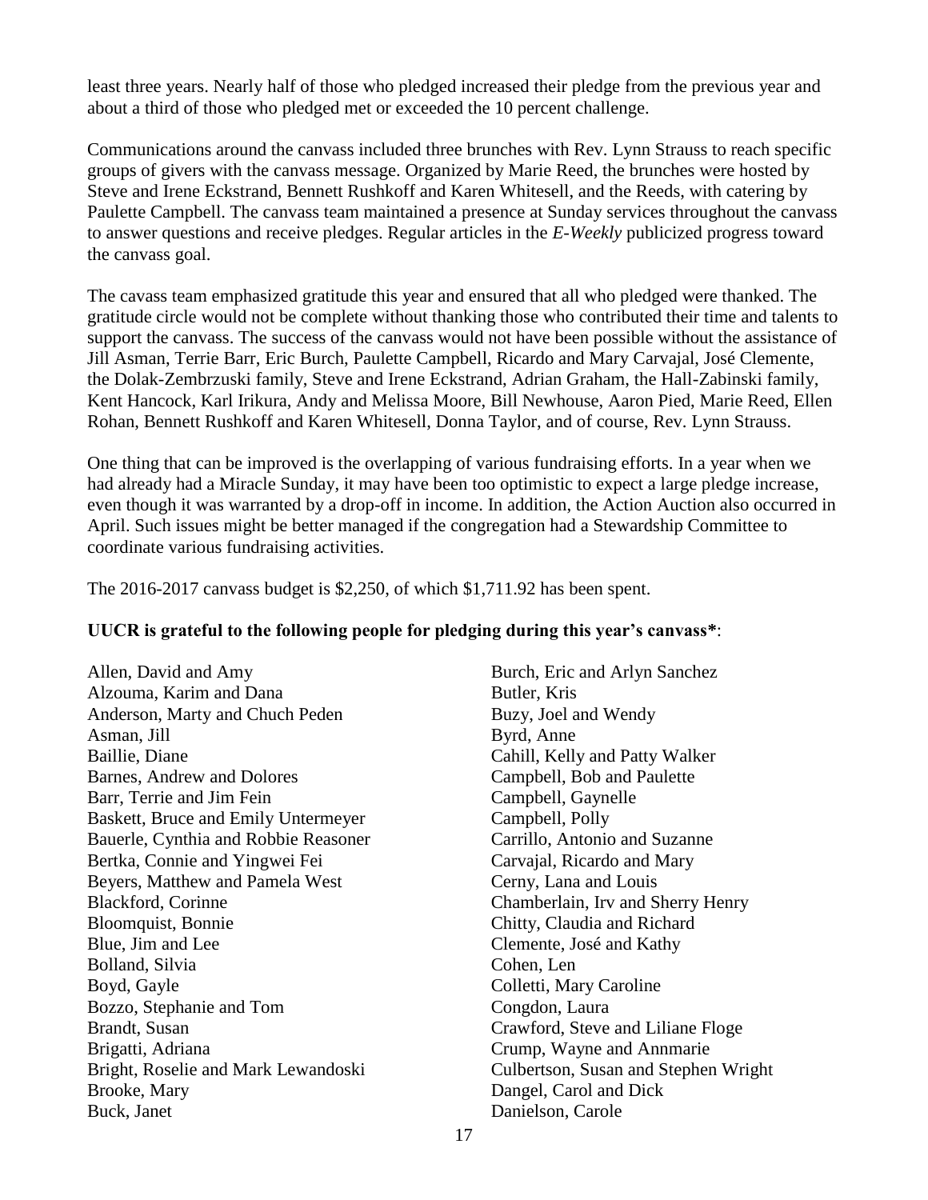least three years. Nearly half of those who pledged increased their pledge from the previous year and about a third of those who pledged met or exceeded the 10 percent challenge.

Communications around the canvass included three brunches with Rev. Lynn Strauss to reach specific groups of givers with the canvass message. Organized by Marie Reed, the brunches were hosted by Steve and Irene Eckstrand, Bennett Rushkoff and Karen Whitesell, and the Reeds, with catering by Paulette Campbell. The canvass team maintained a presence at Sunday services throughout the canvass to answer questions and receive pledges. Regular articles in the *E-Weekly* publicized progress toward the canvass goal.

The cavass team emphasized gratitude this year and ensured that all who pledged were thanked. The gratitude circle would not be complete without thanking those who contributed their time and talents to support the canvass. The success of the canvass would not have been possible without the assistance of Jill Asman, Terrie Barr, Eric Burch, Paulette Campbell, Ricardo and Mary Carvajal, José Clemente, the Dolak-Zembrzuski family, Steve and Irene Eckstrand, Adrian Graham, the Hall-Zabinski family, Kent Hancock, Karl Irikura, Andy and Melissa Moore, Bill Newhouse, Aaron Pied, Marie Reed, Ellen Rohan, Bennett Rushkoff and Karen Whitesell, Donna Taylor, and of course, Rev. Lynn Strauss.

One thing that can be improved is the overlapping of various fundraising efforts. In a year when we had already had a Miracle Sunday, it may have been too optimistic to expect a large pledge increase, even though it was warranted by a drop-off in income. In addition, the Action Auction also occurred in April. Such issues might be better managed if the congregation had a Stewardship Committee to coordinate various fundraising activities.

The 2016-2017 canvass budget is $2,250, of which $1,711.92 has been spent.

**UUCR is grateful to the following people for pledging during this year's canvass***:

Allen, David and Amy
Alzouma, Karim and Dana
Anderson, Marty and Chuch Peden
Asman, Jill
Baillie, Diane
Barnes, Andrew and Dolores
Barr, Terrie and Jim Fein
Baskett, Bruce and Emily Untermeyer
Bauerle, Cynthia and Robbie Reasoner
Bertka, Connie and Yingwei Fei
Beyers, Matthew and Pamela West
Blackford, Corinne
Bloomquist, Bonnie
Blue, Jim and Lee
Bolland, Silvia
Boyd, Gayle
Bozzo, Stephanie and Tom
Brandt, Susan
Brigatti, Adriana
Bright, Roselie and Mark Lewandoski
Brooke, Mary
Buck, Janet
Burch, Eric and Arlyn Sanchez
Butler, Kris
Buzy, Joel and Wendy
Byrd, Anne
Cahill, Kelly and Patty Walker
Campbell, Bob and Paulette
Campbell, Gaynelle
Campbell, Polly
Carrillo, Antonio and Suzanne
Carvajal, Ricardo and Mary
Cerny, Lana and Louis
Chamberlain, Irv and Sherry Henry
Chitty, Claudia and Richard
Clemente, José and Kathy
Cohen, Len
Colletti, Mary Caroline
Congdon, Laura
Crawford, Steve and Liliane Floge
Crump, Wayne and Annmarie
Culbertson, Susan and Stephen Wright
Dangel, Carol and Dick
Danielson, Carole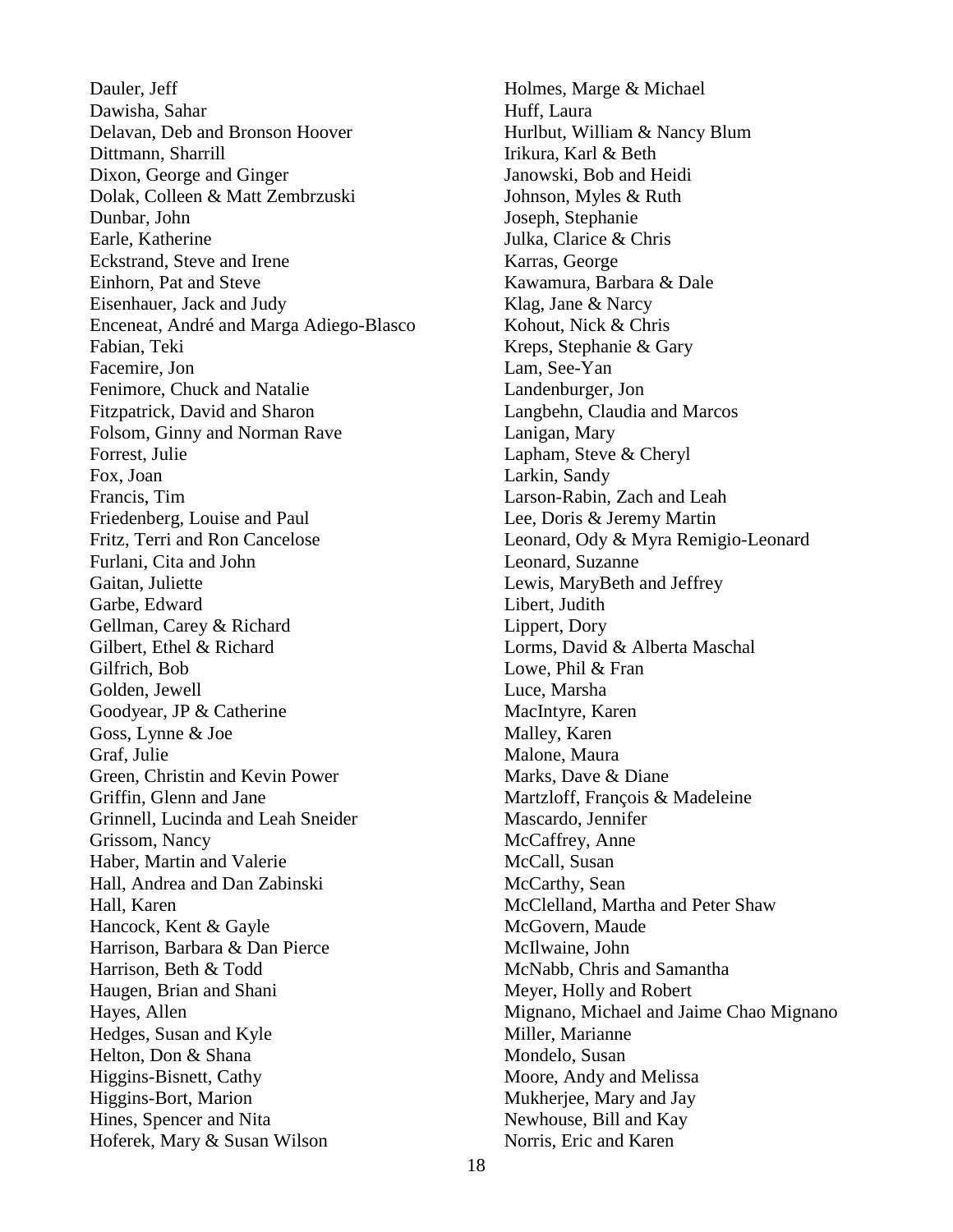Dauler, Jeff
Dawisha, Sahar
Delavan, Deb and Bronson Hoover
Dittmann, Sharrill
Dixon, George and Ginger
Dolak, Colleen & Matt Zembrzuski
Dunbar, John
Earle, Katherine
Eckstrand, Steve and Irene
Einhorn, Pat and Steve
Eisenhauer, Jack and Judy
Enceneat, André and Marga Adiego-Blasco
Fabian, Teki
Facemire, Jon
Fenimore, Chuck and Natalie
Fitzpatrick, David and Sharon
Folsom, Ginny and Norman Rave
Forrest, Julie
Fox, Joan
Francis, Tim
Friedenberg, Louise and Paul
Fritz, Terri and Ron Cancelose
Furlani, Cita and John
Gaitan, Juliette
Garbe, Edward
Gellman, Carey & Richard
Gilbert, Ethel & Richard
Gilfrich, Bob
Golden, Jewell
Goodyear, JP & Catherine
Goss, Lynne & Joe
Graf, Julie
Green, Christin and Kevin Power
Griffin, Glenn and Jane
Grinnell, Lucinda and Leah Sneider
Grissom, Nancy
Haber, Martin and Valerie
Hall, Andrea and Dan Zabinski
Hall, Karen
Hancock, Kent & Gayle
Harrison, Barbara & Dan Pierce
Harrison, Beth & Todd
Haugen, Brian and Shani
Hayes, Allen
Hedges, Susan and Kyle
Helton, Don & Shana
Higgins-Bisnett, Cathy
Higgins-Bort, Marion
Hines, Spencer and Nita
Hoferek, Mary & Susan Wilson
Holmes, Marge & Michael
Huff, Laura
Hurlbut, William & Nancy Blum
Irikura, Karl & Beth
Janowski, Bob and Heidi
Johnson, Myles & Ruth
Joseph, Stephanie
Julka, Clarice & Chris
Karras, George
Kawamura, Barbara & Dale
Klag, Jane & Narcy
Kohout, Nick & Chris
Kreps, Stephanie & Gary
Lam, See-Yan
Landenburger, Jon
Langbehn, Claudia and Marcos
Lanigan, Mary
Lapham, Steve & Cheryl
Larkin, Sandy
Larson-Rabin, Zach and Leah
Lee, Doris & Jeremy Martin
Leonard, Ody & Myra Remigio-Leonard
Leonard, Suzanne
Lewis, MaryBeth and Jeffrey
Libert, Judith
Lippert, Dory
Lorms, David & Alberta Maschal
Lowe, Phil & Fran
Luce, Marsha
MacIntyre, Karen
Malley, Karen
Malone, Maura
Marks, Dave & Diane
Martzloff, François & Madeleine
Mascardo, Jennifer
McCaffrey, Anne
McCall, Susan
McCarthy, Sean
McClelland, Martha and Peter Shaw
McGovern, Maude
McIlwaine, John
McNabb, Chris and Samantha
Meyer, Holly and Robert
Mignano, Michael and Jaime Chao Mignano
Miller, Marianne
Mondelo, Susan
Moore, Andy and Melissa
Mukherjee, Mary and Jay
Newhouse, Bill and Kay
Norris, Eric and Karen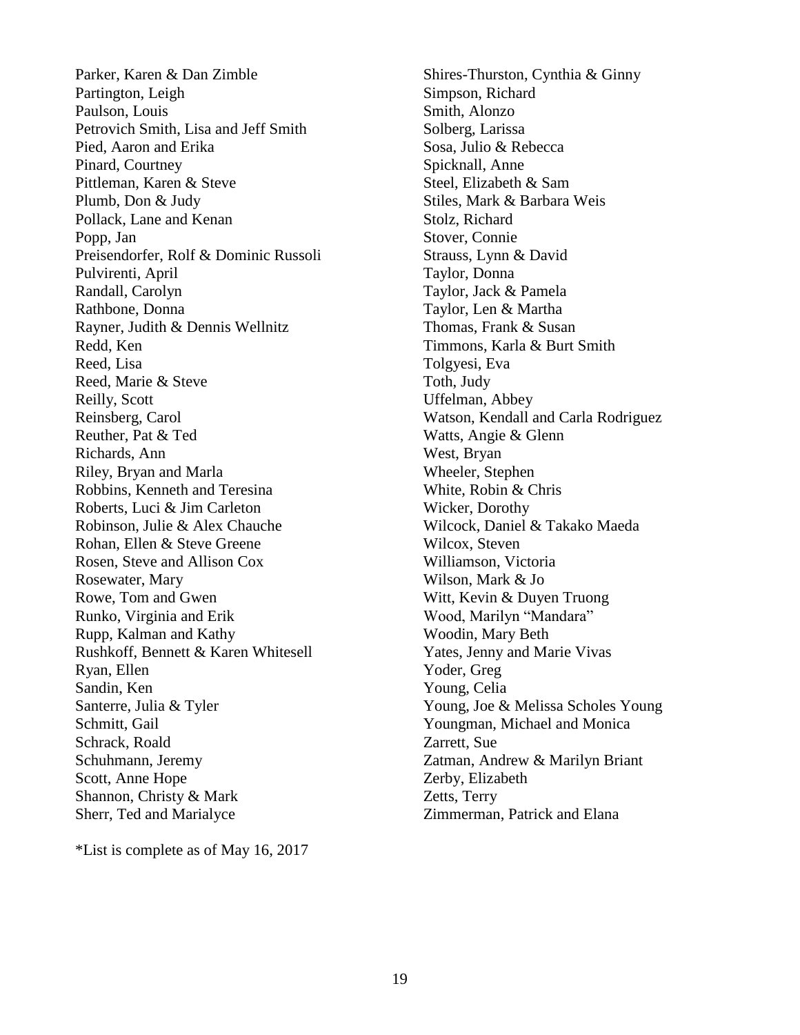Parker, Karen & Dan Zimble
Partington, Leigh
Paulson, Louis
Petrovich Smith, Lisa and Jeff Smith
Pied, Aaron and Erika
Pinard, Courtney
Pittleman, Karen & Steve
Plumb, Don & Judy
Pollack, Lane and Kenan
Popp, Jan
Preisendorfer, Rolf & Dominic Russoli
Pulvirenti, April
Randall, Carolyn
Rathbone, Donna
Rayner, Judith & Dennis Wellnitz
Redd, Ken
Reed, Lisa
Reed, Marie & Steve
Reilly, Scott
Reinsberg, Carol
Reuther, Pat & Ted
Richards, Ann
Riley, Bryan and Marla
Robbins, Kenneth and Teresina
Roberts, Luci & Jim Carleton
Robinson, Julie & Alex Chauche
Rohan, Ellen & Steve Greene
Rosen, Steve and Allison Cox
Rosewater, Mary
Rowe, Tom and Gwen
Runko, Virginia and Erik
Rupp, Kalman and Kathy
Rushkoff, Bennett & Karen Whitesell
Ryan, Ellen
Sandin, Ken
Santerre, Julia & Tyler
Schmitt, Gail
Schrack, Roald
Schuhmann, Jeremy
Scott, Anne Hope
Shannon, Christy & Mark
Sherr, Ted and Marialyce
Shires-Thurston, Cynthia & Ginny
Simpson, Richard
Smith, Alonzo
Solberg, Larissa
Sosa, Julio & Rebecca
Spicknall, Anne
Steel, Elizabeth & Sam
Stiles, Mark & Barbara Weis
Stolz, Richard
Stover, Connie
Strauss, Lynn & David
Taylor, Donna
Taylor, Jack & Pamela
Taylor, Len & Martha
Thomas, Frank & Susan
Timmons, Karla & Burt Smith
Tolgyesi, Eva
Toth, Judy
Uffelman, Abbey
Watson, Kendall and Carla Rodriguez
Watts, Angie & Glenn
West, Bryan
Wheeler, Stephen
White, Robin & Chris
Wicker, Dorothy
Wilcock, Daniel & Takako Maeda
Wilcox, Steven
Williamson, Victoria
Wilson, Mark & Jo
Witt, Kevin & Duyen Truong
Wood, Marilyn "Mandara"
Woodin, Mary Beth
Yates, Jenny and Marie Vivas
Yoder, Greg
Young, Celia
Young, Joe & Melissa Scholes Young
Youngman, Michael and Monica
Zarrett, Sue
Zatman, Andrew & Marilyn Briant
Zerby, Elizabeth
Zetts, Terry
Zimmerman, Patrick and Elana

*List is complete as of May 16, 2017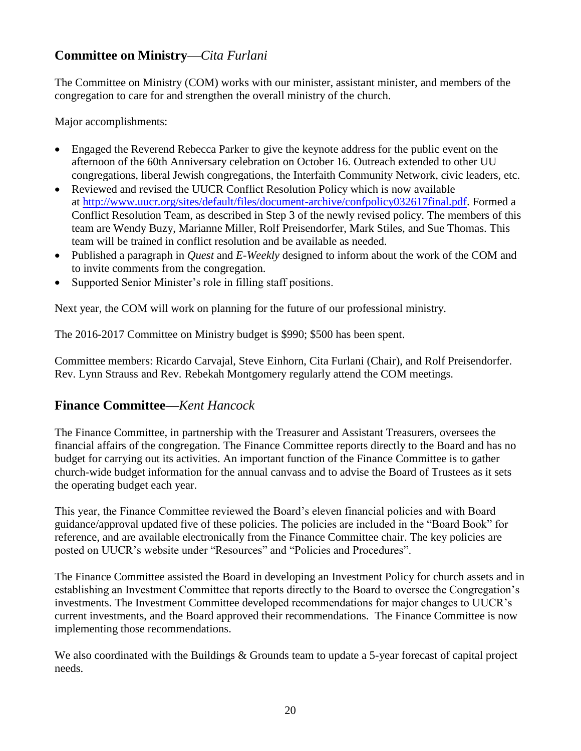## **Committee on Ministry**—*Cita Furlani*

The Committee on Ministry (COM) works with our minister, assistant minister, and members of the congregation to care for and strengthen the overall ministry of the church.

Major accomplishments:

- Engaged the Reverend Rebecca Parker to give the keynote address for the public event on the afternoon of the 60th Anniversary celebration on October 16. Outreach extended to other UU congregations, liberal Jewish congregations, the Interfaith Community Network, civic leaders, etc.
- Reviewed and revised the UUCR Conflict Resolution Policy which is now available at http://www.uucr.org/sites/default/files/document-archive/confpolicy032617final.pdf. Formed a Conflict Resolution Team, as described in Step 3 of the newly revised policy. The members of this team are Wendy Buzy, Marianne Miller, Rolf Preisendorfer, Mark Stiles, and Sue Thomas. This team will be trained in conflict resolution and be available as needed.
- Published a paragraph in *Quest* and *E-Weekly* designed to inform about the work of the COM and to invite comments from the congregation.
- Supported Senior Minister's role in filling staff positions.

Next year, the COM will work on planning for the future of our professional ministry.

The 2016-2017 Committee on Ministry budget is $990; $500 has been spent.

Committee members: Ricardo Carvajal, Steve Einhorn, Cita Furlani (Chair), and Rolf Preisendorfer. Rev. Lynn Strauss and Rev. Rebekah Montgomery regularly attend the COM meetings.

## **Finance Committee—***Kent Hancock*

The Finance Committee, in partnership with the Treasurer and Assistant Treasurers, oversees the financial affairs of the congregation. The Finance Committee reports directly to the Board and has no budget for carrying out its activities. An important function of the Finance Committee is to gather church-wide budget information for the annual canvass and to advise the Board of Trustees as it sets the operating budget each year.

This year, the Finance Committee reviewed the Board's eleven financial policies and with Board guidance/approval updated five of these policies. The policies are included in the "Board Book" for reference, and are available electronically from the Finance Committee chair. The key policies are posted on UUCR's website under "Resources" and "Policies and Procedures".

The Finance Committee assisted the Board in developing an Investment Policy for church assets and in establishing an Investment Committee that reports directly to the Board to oversee the Congregation's investments. The Investment Committee developed recommendations for major changes to UUCR's current investments, and the Board approved their recommendations. The Finance Committee is now implementing those recommendations.

We also coordinated with the Buildings & Grounds team to update a 5-year forecast of capital project needs.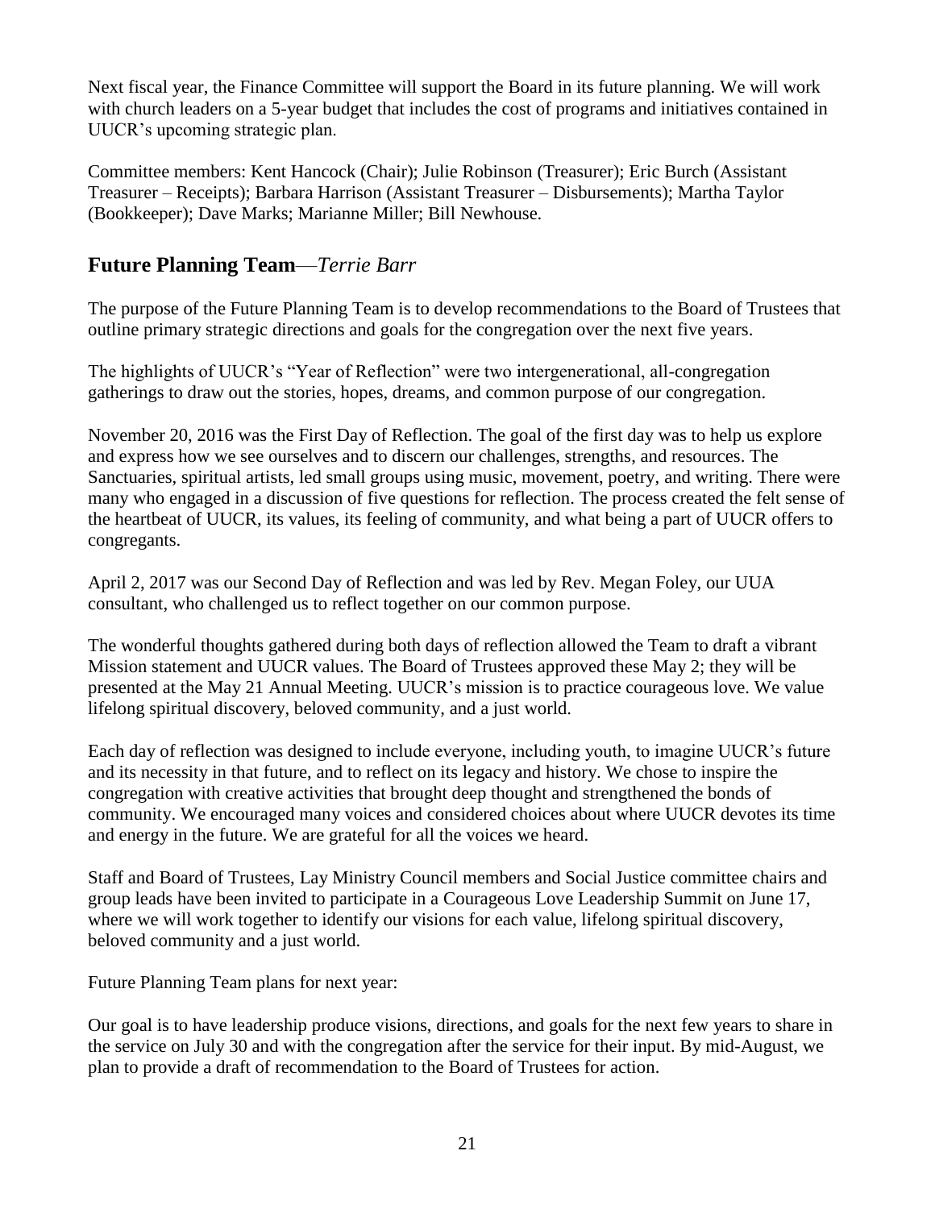Next fiscal year, the Finance Committee will support the Board in its future planning. We will work with church leaders on a 5-year budget that includes the cost of programs and initiatives contained in UUCR's upcoming strategic plan.

Committee members: Kent Hancock (Chair); Julie Robinson (Treasurer); Eric Burch (Assistant Treasurer – Receipts); Barbara Harrison (Assistant Treasurer – Disbursements); Martha Taylor (Bookkeeper); Dave Marks; Marianne Miller; Bill Newhouse.

## **Future Planning Team**—*Terrie Barr*

The purpose of the Future Planning Team is to develop recommendations to the Board of Trustees that outline primary strategic directions and goals for the congregation over the next five years.

The highlights of UUCR's "Year of Reflection" were two intergenerational, all-congregation gatherings to draw out the stories, hopes, dreams, and common purpose of our congregation.

November 20, 2016 was the First Day of Reflection. The goal of the first day was to help us explore and express how we see ourselves and to discern our challenges, strengths, and resources. The Sanctuaries, spiritual artists, led small groups using music, movement, poetry, and writing. There were many who engaged in a discussion of five questions for reflection. The process created the felt sense of the heartbeat of UUCR, its values, its feeling of community, and what being a part of UUCR offers to congregants.

April 2, 2017 was our Second Day of Reflection and was led by Rev. Megan Foley, our UUA consultant, who challenged us to reflect together on our common purpose.

The wonderful thoughts gathered during both days of reflection allowed the Team to draft a vibrant Mission statement and UUCR values. The Board of Trustees approved these May 2; they will be presented at the May 21 Annual Meeting. UUCR's mission is to practice courageous love. We value lifelong spiritual discovery, beloved community, and a just world.

Each day of reflection was designed to include everyone, including youth, to imagine UUCR's future and its necessity in that future, and to reflect on its legacy and history. We chose to inspire the congregation with creative activities that brought deep thought and strengthened the bonds of community. We encouraged many voices and considered choices about where UUCR devotes its time and energy in the future. We are grateful for all the voices we heard.

Staff and Board of Trustees, Lay Ministry Council members and Social Justice committee chairs and group leads have been invited to participate in a Courageous Love Leadership Summit on June 17, where we will work together to identify our visions for each value, lifelong spiritual discovery, beloved community and a just world.

Future Planning Team plans for next year:

Our goal is to have leadership produce visions, directions, and goals for the next few years to share in the service on July 30 and with the congregation after the service for their input. By mid-August, we plan to provide a draft of recommendation to the Board of Trustees for action.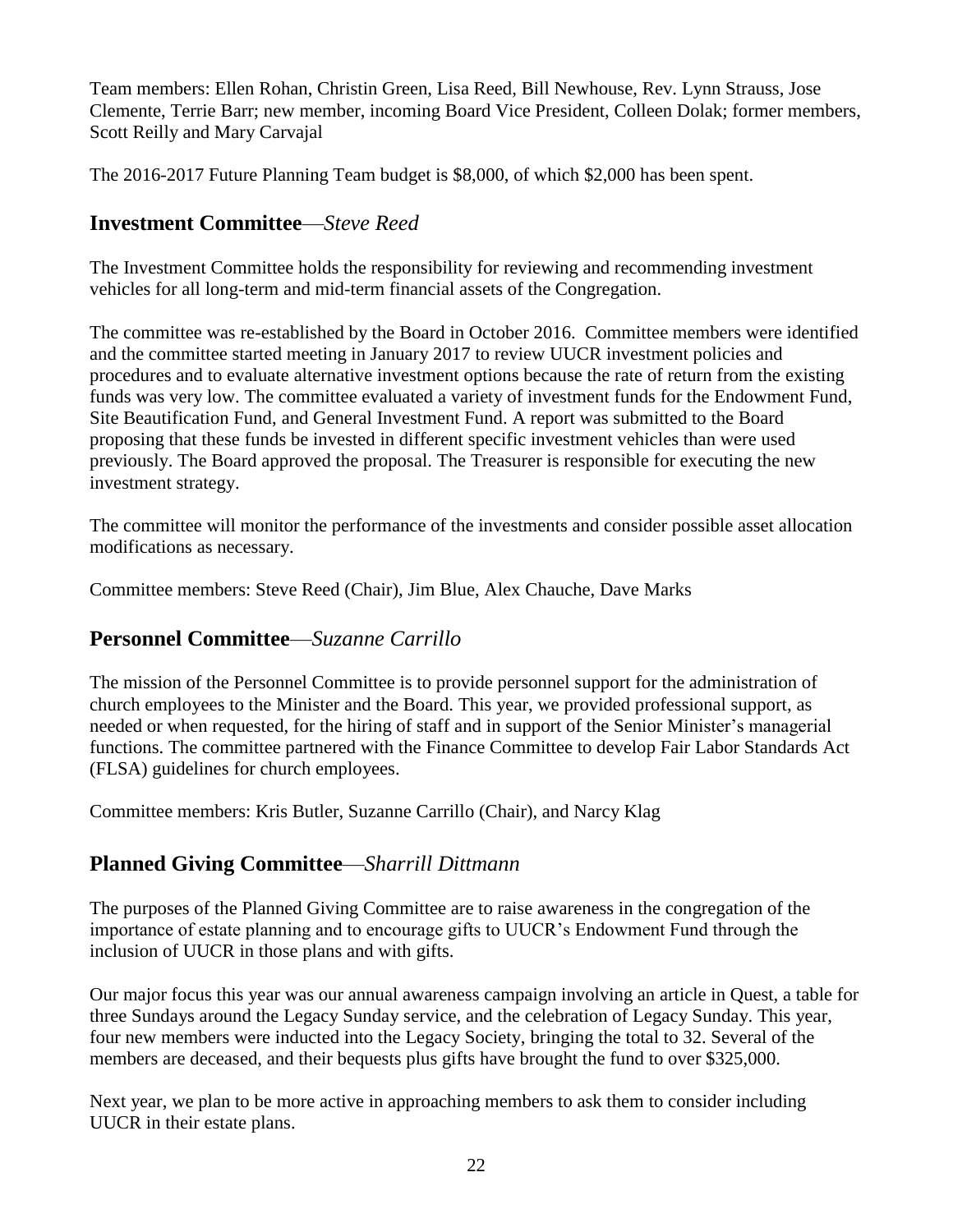Team members: Ellen Rohan, Christin Green, Lisa Reed, Bill Newhouse, Rev. Lynn Strauss, Jose Clemente, Terrie Barr; new member, incoming Board Vice President, Colleen Dolak; former members, Scott Reilly and Mary Carvajal

The 2016-2017 Future Planning Team budget is $8,000, of which $2,000 has been spent.

## **Investment Committee**—*Steve Reed*

The Investment Committee holds the responsibility for reviewing and recommending investment vehicles for all long-term and mid-term financial assets of the Congregation.

The committee was re-established by the Board in October 2016. Committee members were identified and the committee started meeting in January 2017 to review UUCR investment policies and procedures and to evaluate alternative investment options because the rate of return from the existing funds was very low. The committee evaluated a variety of investment funds for the Endowment Fund, Site Beautification Fund, and General Investment Fund. A report was submitted to the Board proposing that these funds be invested in different specific investment vehicles than were used previously. The Board approved the proposal. The Treasurer is responsible for executing the new investment strategy.

The committee will monitor the performance of the investments and consider possible asset allocation modifications as necessary.

Committee members: Steve Reed (Chair), Jim Blue, Alex Chauche, Dave Marks

## **Personnel Committee**—*Suzanne Carrillo*

The mission of the Personnel Committee is to provide personnel support for the administration of church employees to the Minister and the Board. This year, we provided professional support, as needed or when requested, for the hiring of staff and in support of the Senior Minister's managerial functions. The committee partnered with the Finance Committee to develop Fair Labor Standards Act (FLSA) guidelines for church employees.

Committee members: Kris Butler, Suzanne Carrillo (Chair), and Narcy Klag

## **Planned Giving Committee**—*Sharrill Dittmann*

The purposes of the Planned Giving Committee are to raise awareness in the congregation of the importance of estate planning and to encourage gifts to UUCR's Endowment Fund through the inclusion of UUCR in those plans and with gifts.

Our major focus this year was our annual awareness campaign involving an article in Quest, a table for three Sundays around the Legacy Sunday service, and the celebration of Legacy Sunday. This year, four new members were inducted into the Legacy Society, bringing the total to 32. Several of the members are deceased, and their bequests plus gifts have brought the fund to over $325,000.

Next year, we plan to be more active in approaching members to ask them to consider including UUCR in their estate plans.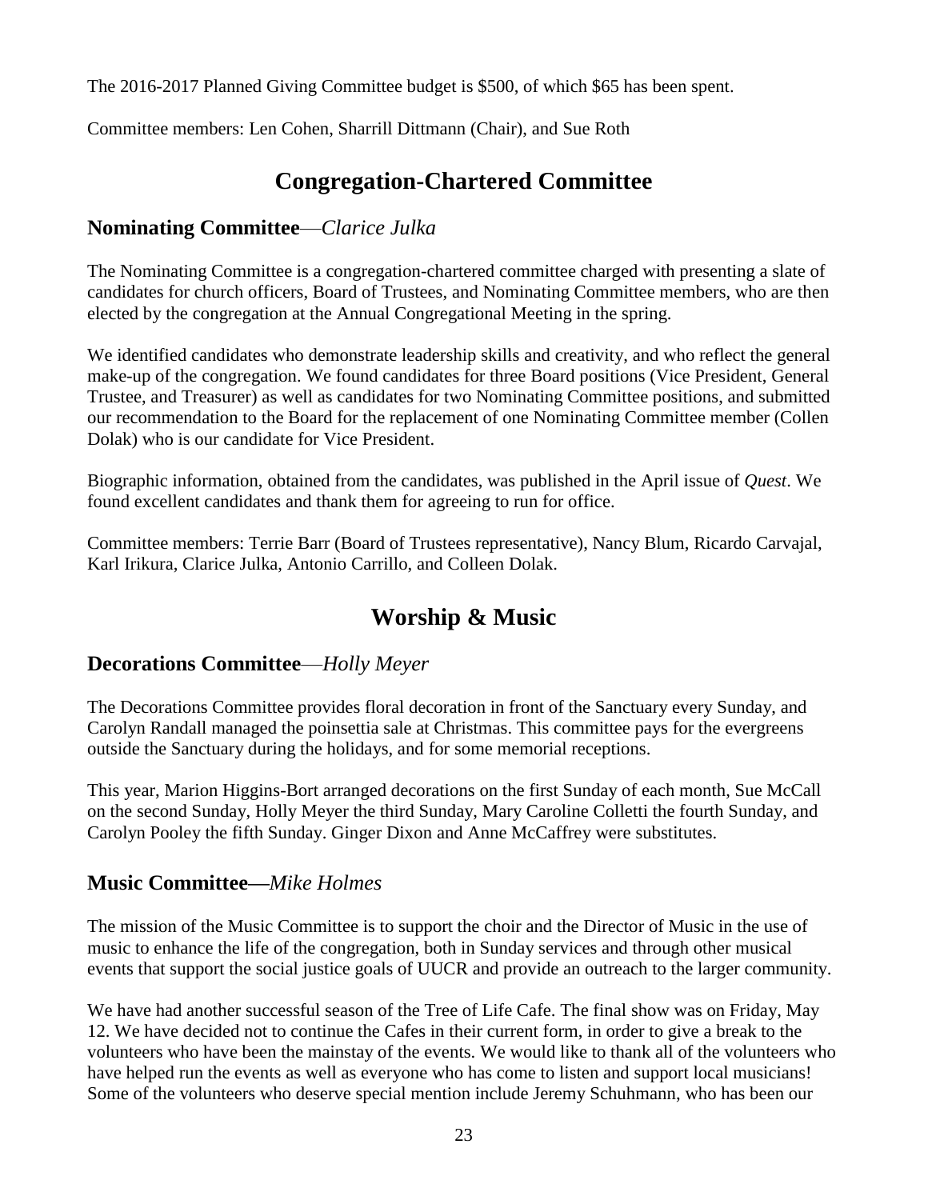The 2016-2017 Planned Giving Committee budget is $500, of which $65 has been spent.

Committee members: Len Cohen, Sharrill Dittmann (Chair), and Sue Roth

# Congregation-Chartered Committee

## **Nominating Committee**—*Clarice Julka*

The Nominating Committee is a congregation-chartered committee charged with presenting a slate of candidates for church officers, Board of Trustees, and Nominating Committee members, who are then elected by the congregation at the Annual Congregational Meeting in the spring.

We identified candidates who demonstrate leadership skills and creativity, and who reflect the general make-up of the congregation. We found candidates for three Board positions (Vice President, General Trustee, and Treasurer) as well as candidates for two Nominating Committee positions, and submitted our recommendation to the Board for the replacement of one Nominating Committee member (Collen Dolak) who is our candidate for Vice President.

Biographic information, obtained from the candidates, was published in the April issue of *Quest*. We found excellent candidates and thank them for agreeing to run for office.

Committee members: Terrie Barr (Board of Trustees representative), Nancy Blum, Ricardo Carvajal, Karl Irikura, Clarice Julka, Antonio Carrillo, and Colleen Dolak.

# Worship & Music

## **Decorations Committee**—*Holly Meyer*

The Decorations Committee provides floral decoration in front of the Sanctuary every Sunday, and Carolyn Randall managed the poinsettia sale at Christmas. This committee pays for the evergreens outside the Sanctuary during the holidays, and for some memorial receptions.

This year, Marion Higgins-Bort arranged decorations on the first Sunday of each month, Sue McCall on the second Sunday, Holly Meyer the third Sunday, Mary Caroline Colletti the fourth Sunday, and Carolyn Pooley the fifth Sunday. Ginger Dixon and Anne McCaffrey were substitutes.

## **Music Committee**—*Mike Holmes*

The mission of the Music Committee is to support the choir and the Director of Music in the use of music to enhance the life of the congregation, both in Sunday services and through other musical events that support the social justice goals of UUCR and provide an outreach to the larger community.

We have had another successful season of the Tree of Life Cafe. The final show was on Friday, May 12. We have decided not to continue the Cafes in their current form, in order to give a break to the volunteers who have been the mainstay of the events. We would like to thank all of the volunteers who have helped run the events as well as everyone who has come to listen and support local musicians! Some of the volunteers who deserve special mention include Jeremy Schuhmann, who has been our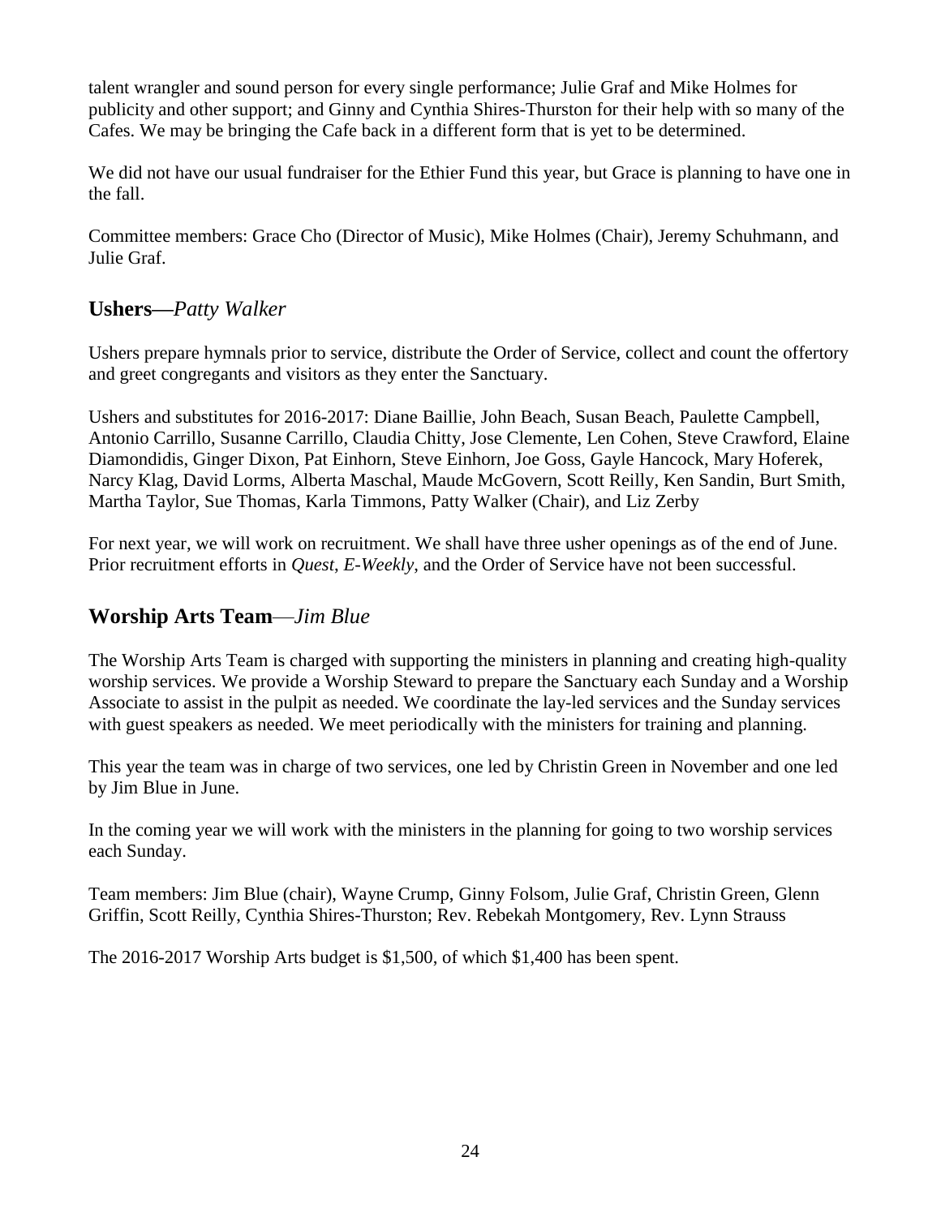talent wrangler and sound person for every single performance; Julie Graf and Mike Holmes for publicity and other support; and Ginny and Cynthia Shires-Thurston for their help with so many of the Cafes. We may be bringing the Cafe back in a different form that is yet to be determined.

We did not have our usual fundraiser for the Ethier Fund this year, but Grace is planning to have one in the fall.

Committee members: Grace Cho (Director of Music), Mike Holmes (Chair), Jeremy Schuhmann, and Julie Graf.

## **Ushers—***Patty Walker*

Ushers prepare hymnals prior to service, distribute the Order of Service, collect and count the offertory and greet congregants and visitors as they enter the Sanctuary.

Ushers and substitutes for 2016-2017: Diane Baillie, John Beach, Susan Beach, Paulette Campbell, Antonio Carrillo, Susanne Carrillo, Claudia Chitty, Jose Clemente, Len Cohen, Steve Crawford, Elaine Diamondidis, Ginger Dixon, Pat Einhorn, Steve Einhorn, Joe Goss, Gayle Hancock, Mary Hoferek, Narcy Klag, David Lorms, Alberta Maschal, Maude McGovern, Scott Reilly, Ken Sandin, Burt Smith, Martha Taylor, Sue Thomas, Karla Timmons, Patty Walker (Chair), and Liz Zerby

For next year, we will work on recruitment. We shall have three usher openings as of the end of June. Prior recruitment efforts in *Quest*, *E-Weekly*, and the Order of Service have not been successful.

## **Worship Arts Team**—*Jim Blue*

The Worship Arts Team is charged with supporting the ministers in planning and creating high-quality worship services. We provide a Worship Steward to prepare the Sanctuary each Sunday and a Worship Associate to assist in the pulpit as needed. We coordinate the lay-led services and the Sunday services with guest speakers as needed. We meet periodically with the ministers for training and planning.

This year the team was in charge of two services, one led by Christin Green in November and one led by Jim Blue in June.

In the coming year we will work with the ministers in the planning for going to two worship services each Sunday.

Team members: Jim Blue (chair), Wayne Crump, Ginny Folsom, Julie Graf, Christin Green, Glenn Griffin, Scott Reilly, Cynthia Shires-Thurston; Rev. Rebekah Montgomery, Rev. Lynn Strauss

The 2016-2017 Worship Arts budget is $1,500, of which $1,400 has been spent.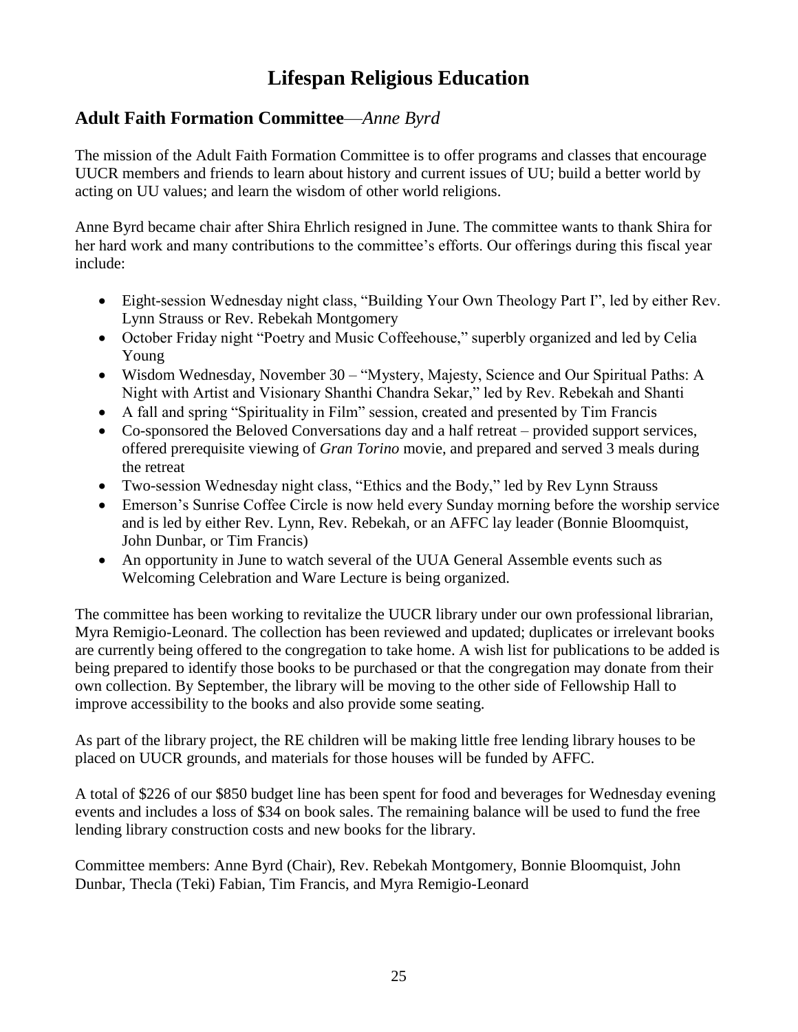# Lifespan Religious Education

## **Adult Faith Formation Committee**—*Anne Byrd*

The mission of the Adult Faith Formation Committee is to offer programs and classes that encourage UUCR members and friends to learn about history and current issues of UU; build a better world by acting on UU values; and learn the wisdom of other world religions.

Anne Byrd became chair after Shira Ehrlich resigned in June. The committee wants to thank Shira for her hard work and many contributions to the committee's efforts. Our offerings during this fiscal year include:

- Eight-session Wednesday night class, "Building Your Own Theology Part I", led by either Rev. Lynn Strauss or Rev. Rebekah Montgomery
- October Friday night "Poetry and Music Coffeehouse," superbly organized and led by Celia Young
- Wisdom Wednesday, November 30 – "Mystery, Majesty, Science and Our Spiritual Paths: A Night with Artist and Visionary Shanthi Chandra Sekar," led by Rev. Rebekah and Shanti
- A fall and spring "Spirituality in Film" session, created and presented by Tim Francis
- Co-sponsored the Beloved Conversations day and a half retreat – provided support services, offered prerequisite viewing of *Gran Torino* movie, and prepared and served 3 meals during the retreat
- Two-session Wednesday night class, "Ethics and the Body," led by Rev Lynn Strauss
- Emerson's Sunrise Coffee Circle is now held every Sunday morning before the worship service and is led by either Rev. Lynn, Rev. Rebekah, or an AFFC lay leader (Bonnie Bloomquist, John Dunbar, or Tim Francis)
- An opportunity in June to watch several of the UUA General Assemble events such as Welcoming Celebration and Ware Lecture is being organized.

The committee has been working to revitalize the UUCR library under our own professional librarian, Myra Remigio-Leonard. The collection has been reviewed and updated; duplicates or irrelevant books are currently being offered to the congregation to take home. A wish list for publications to be added is being prepared to identify those books to be purchased or that the congregation may donate from their own collection. By September, the library will be moving to the other side of Fellowship Hall to improve accessibility to the books and also provide some seating.

As part of the library project, the RE children will be making little free lending library houses to be placed on UUCR grounds, and materials for those houses will be funded by AFFC.

A total of $226 of our $850 budget line has been spent for food and beverages for Wednesday evening events and includes a loss of $34 on book sales. The remaining balance will be used to fund the free lending library construction costs and new books for the library.

Committee members: Anne Byrd (Chair), Rev. Rebekah Montgomery, Bonnie Bloomquist, John Dunbar, Thecla (Teki) Fabian, Tim Francis, and Myra Remigio-Leonard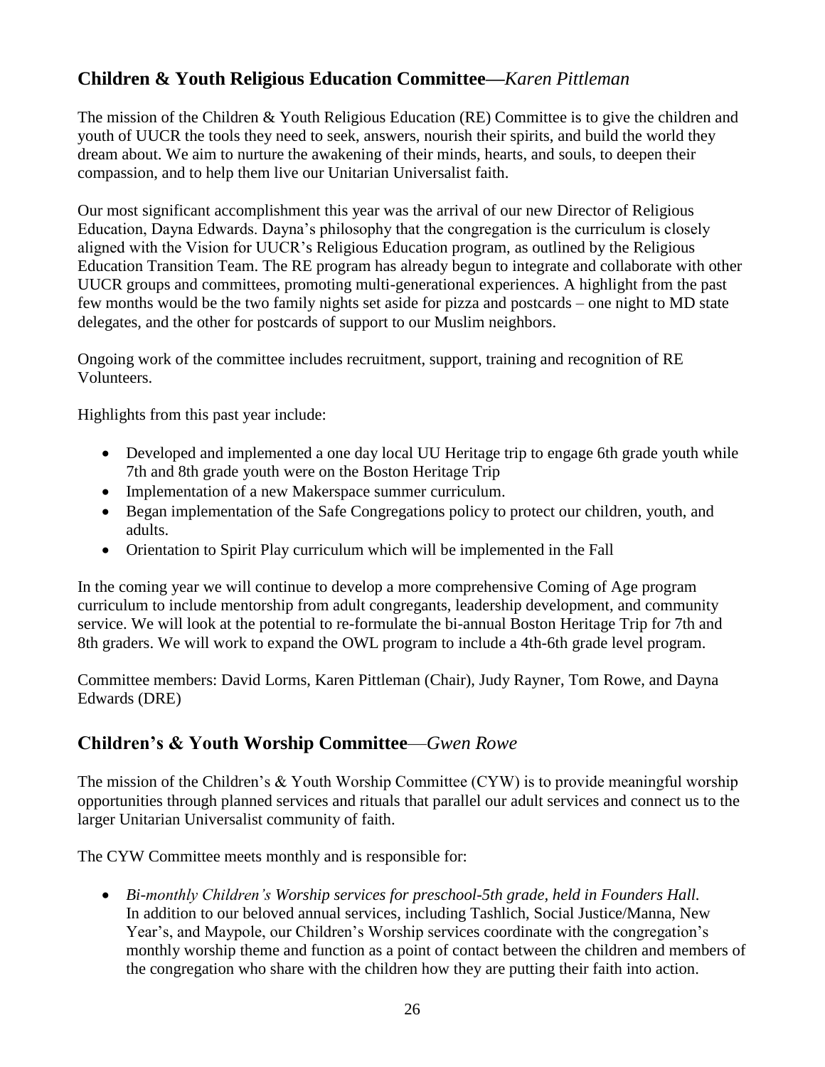## Children & Youth Religious Education Committee—*Karen Pittleman*

The mission of the Children & Youth Religious Education (RE) Committee is to give the children and youth of UUCR the tools they need to seek, answers, nourish their spirits, and build the world they dream about. We aim to nurture the awakening of their minds, hearts, and souls, to deepen their compassion, and to help them live our Unitarian Universalist faith.

Our most significant accomplishment this year was the arrival of our new Director of Religious Education, Dayna Edwards. Dayna's philosophy that the congregation is the curriculum is closely aligned with the Vision for UUCR's Religious Education program, as outlined by the Religious Education Transition Team. The RE program has already begun to integrate and collaborate with other UUCR groups and committees, promoting multi-generational experiences. A highlight from the past few months would be the two family nights set aside for pizza and postcards – one night to MD state delegates, and the other for postcards of support to our Muslim neighbors.

Ongoing work of the committee includes recruitment, support, training and recognition of RE Volunteers.

Highlights from this past year include:

- Developed and implemented a one day local UU Heritage trip to engage 6th grade youth while 7th and 8th grade youth were on the Boston Heritage Trip
- Implementation of a new Makerspace summer curriculum.
- Began implementation of the Safe Congregations policy to protect our children, youth, and adults.
- Orientation to Spirit Play curriculum which will be implemented in the Fall

In the coming year we will continue to develop a more comprehensive Coming of Age program curriculum to include mentorship from adult congregants, leadership development, and community service. We will look at the potential to re-formulate the bi-annual Boston Heritage Trip for 7th and 8th graders. We will work to expand the OWL program to include a 4th-6th grade level program.

Committee members: David Lorms, Karen Pittleman (Chair), Judy Rayner, Tom Rowe, and Dayna Edwards (DRE)

## Children's & Youth Worship Committee—*Gwen Rowe*

The mission of the Children's & Youth Worship Committee (CYW) is to provide meaningful worship opportunities through planned services and rituals that parallel our adult services and connect us to the larger Unitarian Universalist community of faith.

The CYW Committee meets monthly and is responsible for:

- *Bi-monthly Children's Worship services for preschool-5th grade, held in Founders Hall.* In addition to our beloved annual services, including Tashlich, Social Justice/Manna, New Year's, and Maypole, our Children's Worship services coordinate with the congregation's monthly worship theme and function as a point of contact between the children and members of the congregation who share with the children how they are putting their faith into action.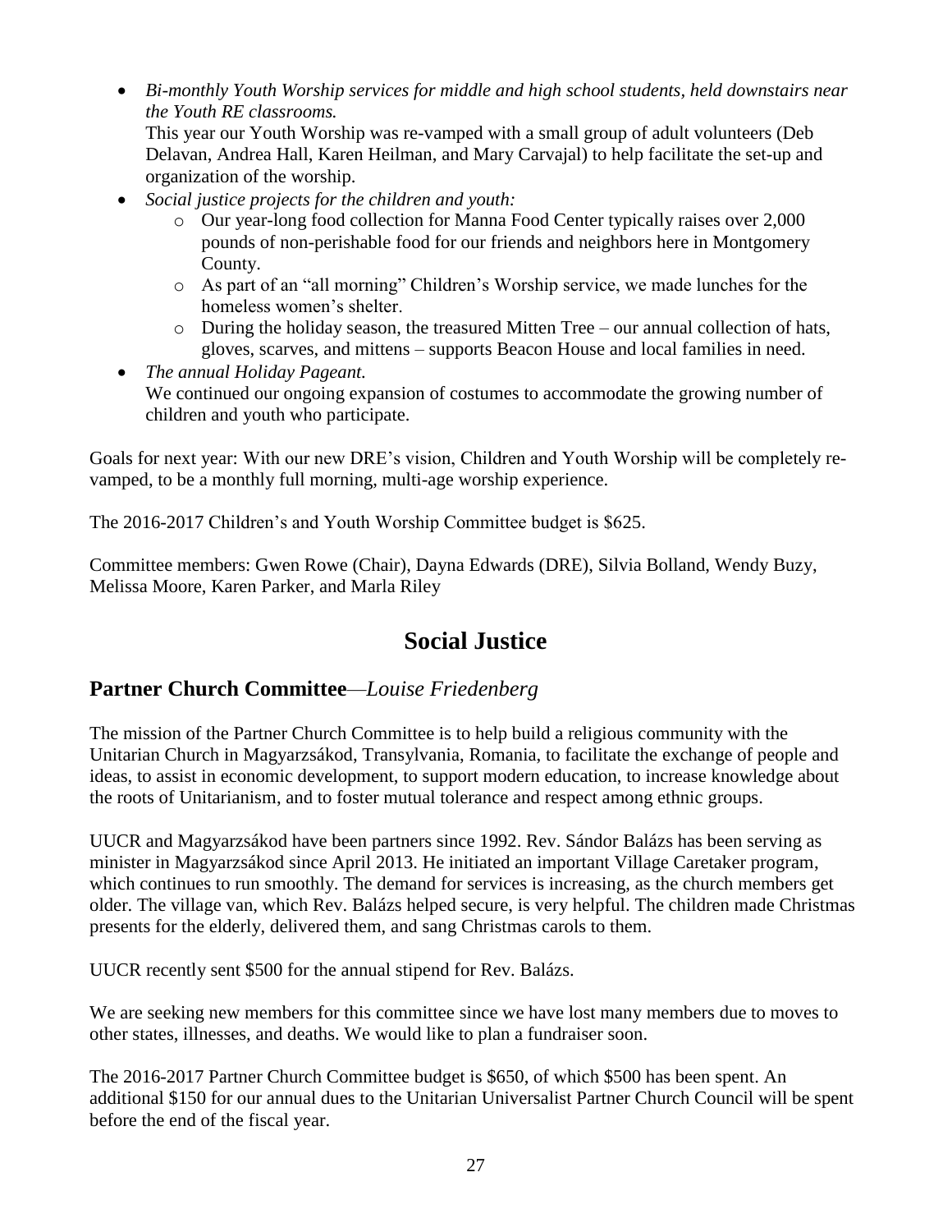- *Bi-monthly Youth Worship services for middle and high school students, held downstairs near the Youth RE classrooms.*
  This year our Youth Worship was re-vamped with a small group of adult volunteers (Deb Delavan, Andrea Hall, Karen Heilman, and Mary Carvajal) to help facilitate the set-up and organization of the worship.
- *Social justice projects for the children and youth:*
  - Our year-long food collection for Manna Food Center typically raises over 2,000 pounds of non-perishable food for our friends and neighbors here in Montgomery County.
  - As part of an "all morning" Children's Worship service, we made lunches for the homeless women's shelter.
  - During the holiday season, the treasured Mitten Tree – our annual collection of hats, gloves, scarves, and mittens – supports Beacon House and local families in need.
- *The annual Holiday Pageant.*
  We continued our ongoing expansion of costumes to accommodate the growing number of children and youth who participate.

Goals for next year: With our new DRE's vision, Children and Youth Worship will be completely re-vamped, to be a monthly full morning, multi-age worship experience.

The 2016-2017 Children's and Youth Worship Committee budget is $625.

Committee members: Gwen Rowe (Chair), Dayna Edwards (DRE), Silvia Bolland, Wendy Buzy, Melissa Moore, Karen Parker, and Marla Riley

# Social Justice

## Partner Church Committee—*Louise Friedenberg*

The mission of the Partner Church Committee is to help build a religious community with the Unitarian Church in Magyarzsákod, Transylvania, Romania, to facilitate the exchange of people and ideas, to assist in economic development, to support modern education, to increase knowledge about the roots of Unitarianism, and to foster mutual tolerance and respect among ethnic groups.

UUCR and Magyarzsákod have been partners since 1992. Rev. Sándor Balázs has been serving as minister in Magyarzsákod since April 2013. He initiated an important Village Caretaker program, which continues to run smoothly. The demand for services is increasing, as the church members get older. The village van, which Rev. Balázs helped secure, is very helpful. The children made Christmas presents for the elderly, delivered them, and sang Christmas carols to them.

UUCR recently sent $500 for the annual stipend for Rev. Balázs.

We are seeking new members for this committee since we have lost many members due to moves to other states, illnesses, and deaths. We would like to plan a fundraiser soon.

The 2016-2017 Partner Church Committee budget is $650, of which $500 has been spent. An additional $150 for our annual dues to the Unitarian Universalist Partner Church Council will be spent before the end of the fiscal year.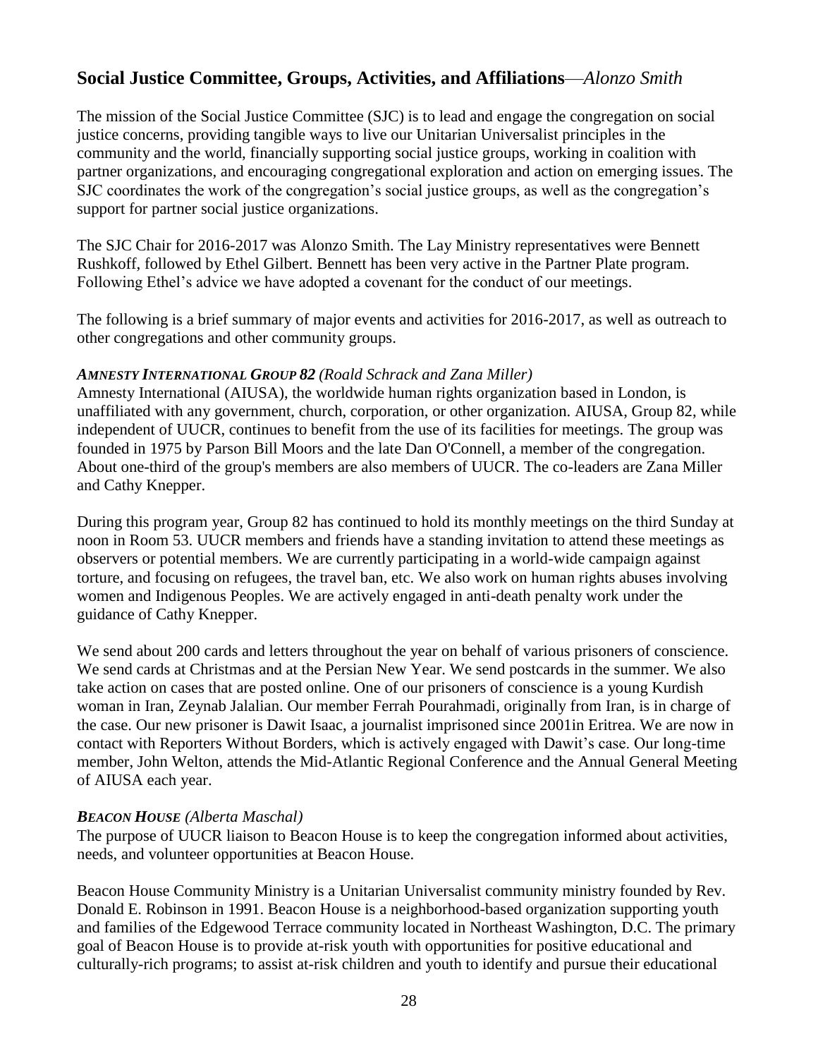## Social Justice Committee, Groups, Activities, and Affiliations—*Alonzo Smith*

The mission of the Social Justice Committee (SJC) is to lead and engage the congregation on social justice concerns, providing tangible ways to live our Unitarian Universalist principles in the community and the world, financially supporting social justice groups, working in coalition with partner organizations, and encouraging congregational exploration and action on emerging issues. The SJC coordinates the work of the congregation's social justice groups, as well as the congregation's support for partner social justice organizations.

The SJC Chair for 2016-2017 was Alonzo Smith. The Lay Ministry representatives were Bennett Rushkoff, followed by Ethel Gilbert. Bennett has been very active in the Partner Plate program. Following Ethel's advice we have adopted a covenant for the conduct of our meetings.

The following is a brief summary of major events and activities for 2016-2017, as well as outreach to other congregations and other community groups.

***AMNESTY INTERNATIONAL GROUP 82*** *(Roald Schrack and Zana Miller)*
Amnesty International (AIUSA), the worldwide human rights organization based in London, is unaffiliated with any government, church, corporation, or other organization. AIUSA, Group 82, while independent of UUCR, continues to benefit from the use of its facilities for meetings. The group was founded in 1975 by Parson Bill Moors and the late Dan O'Connell, a member of the congregation. About one-third of the group's members are also members of UUCR. The co-leaders are Zana Miller and Cathy Knepper.

During this program year, Group 82 has continued to hold its monthly meetings on the third Sunday at noon in Room 53. UUCR members and friends have a standing invitation to attend these meetings as observers or potential members. We are currently participating in a world-wide campaign against torture, and focusing on refugees, the travel ban, etc. We also work on human rights abuses involving women and Indigenous Peoples. We are actively engaged in anti-death penalty work under the guidance of Cathy Knepper.

We send about 200 cards and letters throughout the year on behalf of various prisoners of conscience. We send cards at Christmas and at the Persian New Year. We send postcards in the summer. We also take action on cases that are posted online. One of our prisoners of conscience is a young Kurdish woman in Iran, Zeynab Jalalian. Our member Ferrah Pourahmadi, originally from Iran, is in charge of the case. Our new prisoner is Dawit Isaac, a journalist imprisoned since 2001in Eritrea. We are now in contact with Reporters Without Borders, which is actively engaged with Dawit's case. Our long-time member, John Welton, attends the Mid-Atlantic Regional Conference and the Annual General Meeting of AIUSA each year.

***BEACON HOUSE*** *(Alberta Maschal)*
The purpose of UUCR liaison to Beacon House is to keep the congregation informed about activities, needs, and volunteer opportunities at Beacon House.

Beacon House Community Ministry is a Unitarian Universalist community ministry founded by Rev. Donald E. Robinson in 1991. Beacon House is a neighborhood-based organization supporting youth and families of the Edgewood Terrace community located in Northeast Washington, D.C. The primary goal of Beacon House is to provide at-risk youth with opportunities for positive educational and culturally-rich programs; to assist at-risk children and youth to identify and pursue their educational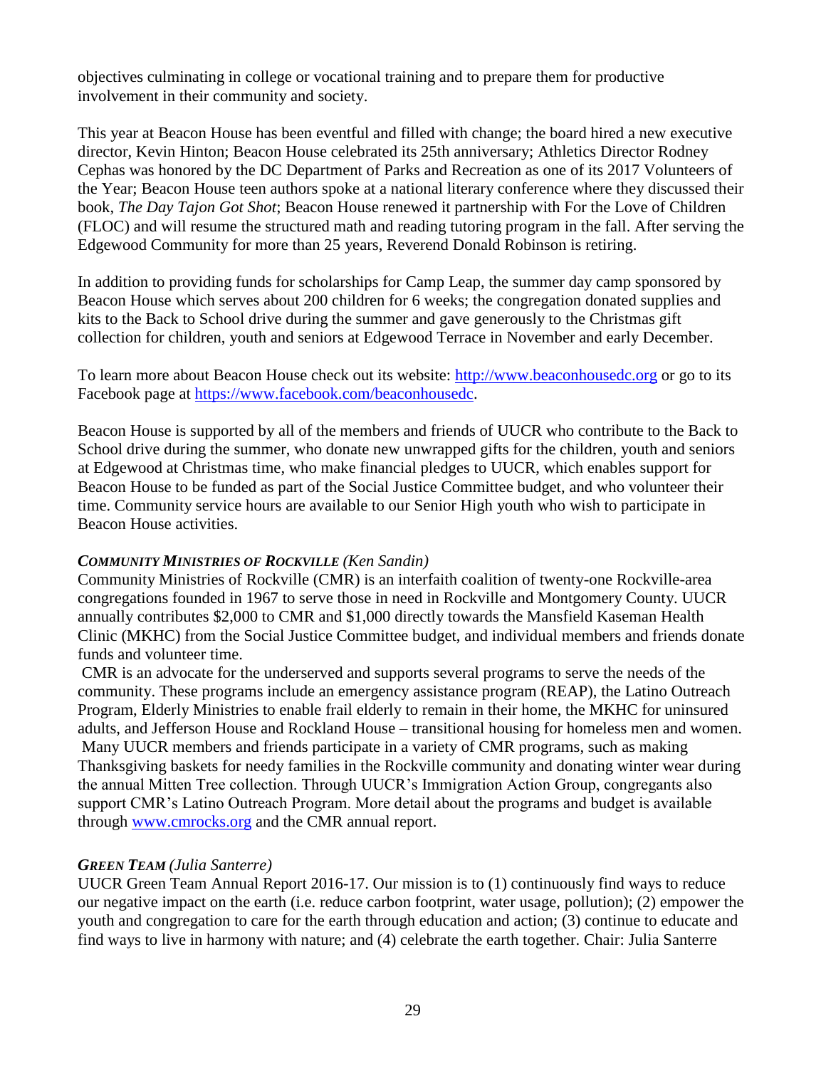objectives culminating in college or vocational training and to prepare them for productive involvement in their community and society.

This year at Beacon House has been eventful and filled with change; the board hired a new executive director, Kevin Hinton; Beacon House celebrated its 25th anniversary; Athletics Director Rodney Cephas was honored by the DC Department of Parks and Recreation as one of its 2017 Volunteers of the Year; Beacon House teen authors spoke at a national literary conference where they discussed their book, *The Day Tajon Got Shot*; Beacon House renewed it partnership with For the Love of Children (FLOC) and will resume the structured math and reading tutoring program in the fall. After serving the Edgewood Community for more than 25 years, Reverend Donald Robinson is retiring.

In addition to providing funds for scholarships for Camp Leap, the summer day camp sponsored by Beacon House which serves about 200 children for 6 weeks; the congregation donated supplies and kits to the Back to School drive during the summer and gave generously to the Christmas gift collection for children, youth and seniors at Edgewood Terrace in November and early December.

To learn more about Beacon House check out its website: [http://www.beaconhousedc.org](http://www.beaconhousedc.org) or go to its Facebook page at [https://www.facebook.com/beaconhousedc](https://www.facebook.com/beaconhousedc).

Beacon House is supported by all of the members and friends of UUCR who contribute to the Back to School drive during the summer, who donate new unwrapped gifts for the children, youth and seniors at Edgewood at Christmas time, who make financial pledges to UUCR, which enables support for Beacon House to be funded as part of the Social Justice Committee budget, and who volunteer their time. Community service hours are available to our Senior High youth who wish to participate in Beacon House activities.

***COMMUNITY MINISTRIES OF ROCKVILLE*** *(Ken Sandin)*

Community Ministries of Rockville (CMR) is an interfaith coalition of twenty-one Rockville-area congregations founded in 1967 to serve those in need in Rockville and Montgomery County. UUCR annually contributes $2,000 to CMR and $1,000 directly towards the Mansfield Kaseman Health Clinic (MKHC) from the Social Justice Committee budget, and individual members and friends donate funds and volunteer time.

CMR is an advocate for the underserved and supports several programs to serve the needs of the community. These programs include an emergency assistance program (REAP), the Latino Outreach Program, Elderly Ministries to enable frail elderly to remain in their home, the MKHC for uninsured adults, and Jefferson House and Rockland House – transitional housing for homeless men and women. Many UUCR members and friends participate in a variety of CMR programs, such as making Thanksgiving baskets for needy families in the Rockville community and donating winter wear during the annual Mitten Tree collection. Through UUCR's Immigration Action Group, congregants also support CMR's Latino Outreach Program. More detail about the programs and budget is available through [www.cmrocks.org](http://www.cmrocks.org) and the CMR annual report.

***GREEN TEAM*** *(Julia Santerre)*

UUCR Green Team Annual Report 2016-17. Our mission is to (1) continuously find ways to reduce our negative impact on the earth (i.e. reduce carbon footprint, water usage, pollution); (2) empower the youth and congregation to care for the earth through education and action; (3) continue to educate and find ways to live in harmony with nature; and (4) celebrate the earth together. Chair: Julia Santerre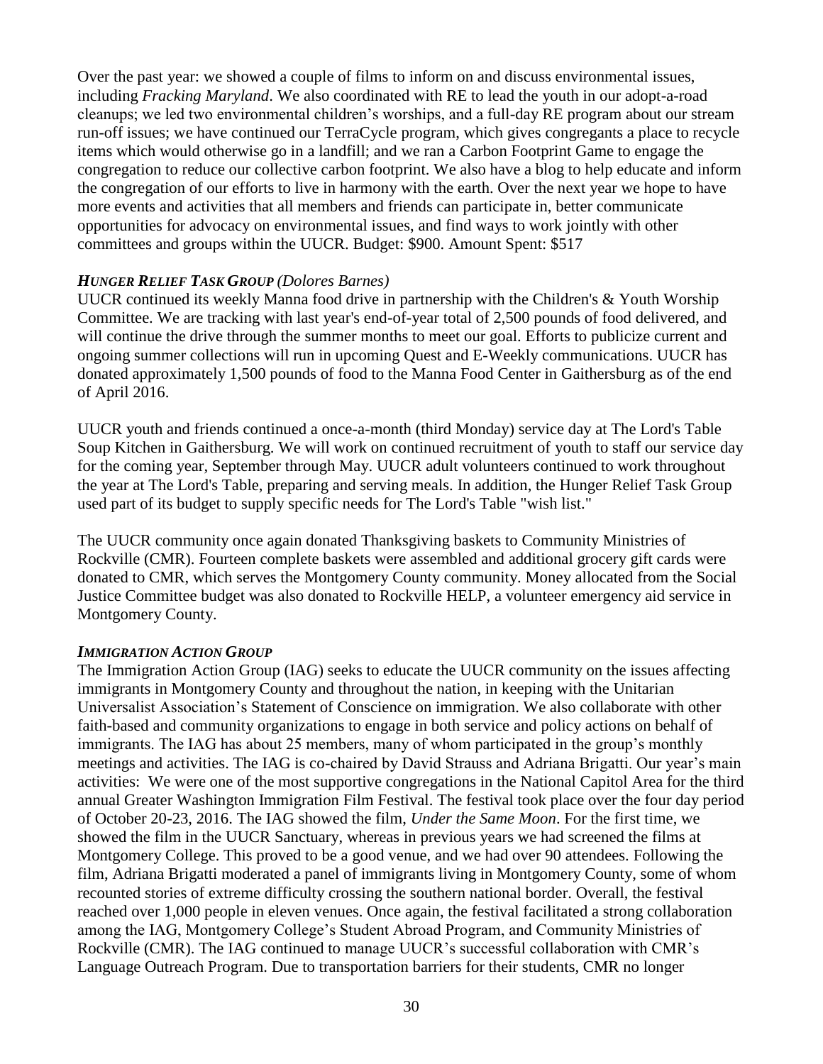Over the past year: we showed a couple of films to inform on and discuss environmental issues, including *Fracking Maryland*. We also coordinated with RE to lead the youth in our adopt-a-road cleanups; we led two environmental children's worships, and a full-day RE program about our stream run-off issues; we have continued our TerraCycle program, which gives congregants a place to recycle items which would otherwise go in a landfill; and we ran a Carbon Footprint Game to engage the congregation to reduce our collective carbon footprint. We also have a blog to help educate and inform the congregation of our efforts to live in harmony with the earth. Over the next year we hope to have more events and activities that all members and friends can participate in, better communicate opportunities for advocacy on environmental issues, and find ways to work jointly with other committees and groups within the UUCR. Budget: $900. Amount Spent: $517

***HUNGER RELIEF TASK GROUP*** *(Dolores Barnes)*

UUCR continued its weekly Manna food drive in partnership with the Children's & Youth Worship Committee. We are tracking with last year's end-of-year total of 2,500 pounds of food delivered, and will continue the drive through the summer months to meet our goal. Efforts to publicize current and ongoing summer collections will run in upcoming Quest and E-Weekly communications. UUCR has donated approximately 1,500 pounds of food to the Manna Food Center in Gaithersburg as of the end of April 2016.

UUCR youth and friends continued a once-a-month (third Monday) service day at The Lord's Table Soup Kitchen in Gaithersburg. We will work on continued recruitment of youth to staff our service day for the coming year, September through May. UUCR adult volunteers continued to work throughout the year at The Lord's Table, preparing and serving meals. In addition, the Hunger Relief Task Group used part of its budget to supply specific needs for The Lord's Table "wish list."

The UUCR community once again donated Thanksgiving baskets to Community Ministries of Rockville (CMR). Fourteen complete baskets were assembled and additional grocery gift cards were donated to CMR, which serves the Montgomery County community. Money allocated from the Social Justice Committee budget was also donated to Rockville HELP, a volunteer emergency aid service in Montgomery County.

***IMMIGRATION ACTION GROUP***

The Immigration Action Group (IAG) seeks to educate the UUCR community on the issues affecting immigrants in Montgomery County and throughout the nation, in keeping with the Unitarian Universalist Association's Statement of Conscience on immigration. We also collaborate with other faith-based and community organizations to engage in both service and policy actions on behalf of immigrants. The IAG has about 25 members, many of whom participated in the group's monthly meetings and activities. The IAG is co-chaired by David Strauss and Adriana Brigatti. Our year's main activities: We were one of the most supportive congregations in the National Capitol Area for the third annual Greater Washington Immigration Film Festival. The festival took place over the four day period of October 20-23, 2016. The IAG showed the film, *Under the Same Moon*. For the first time, we showed the film in the UUCR Sanctuary, whereas in previous years we had screened the films at Montgomery College. This proved to be a good venue, and we had over 90 attendees. Following the film, Adriana Brigatti moderated a panel of immigrants living in Montgomery County, some of whom recounted stories of extreme difficulty crossing the southern national border. Overall, the festival reached over 1,000 people in eleven venues. Once again, the festival facilitated a strong collaboration among the IAG, Montgomery College's Student Abroad Program, and Community Ministries of Rockville (CMR). The IAG continued to manage UUCR's successful collaboration with CMR's Language Outreach Program. Due to transportation barriers for their students, CMR no longer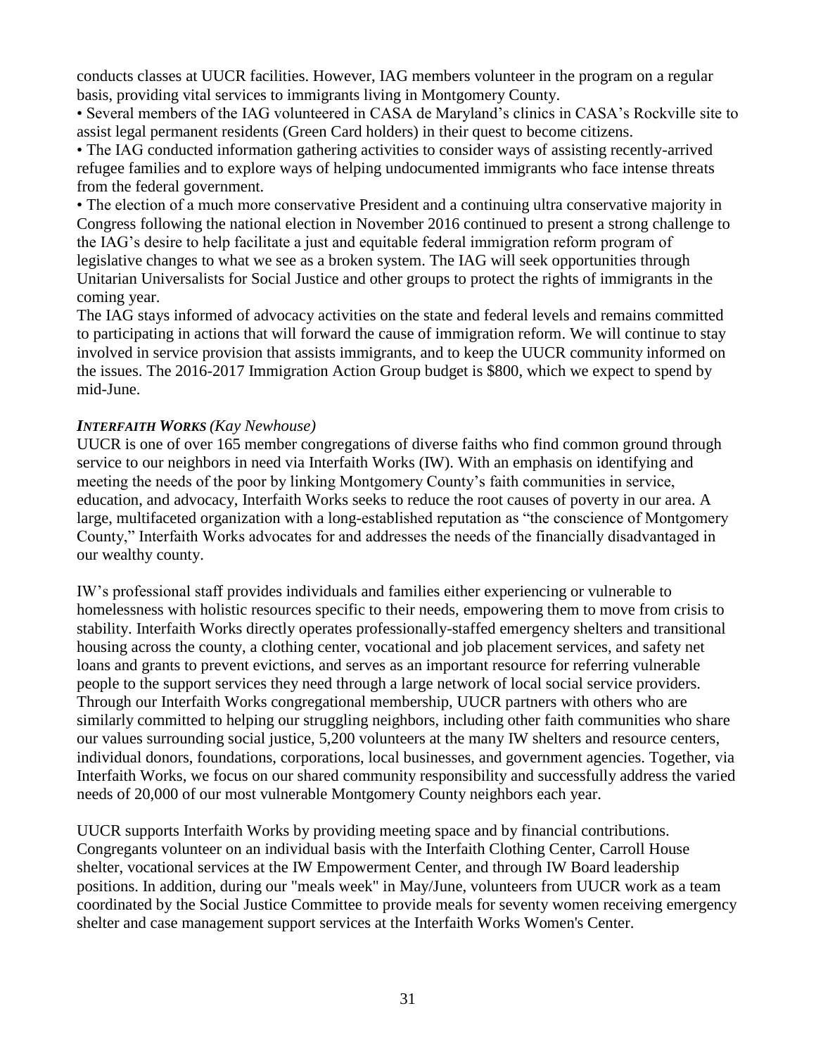conducts classes at UUCR facilities. However, IAG members volunteer in the program on a regular basis, providing vital services to immigrants living in Montgomery County.

- Several members of the IAG volunteered in CASA de Maryland's clinics in CASA's Rockville site to assist legal permanent residents (Green Card holders) in their quest to become citizens.
- The IAG conducted information gathering activities to consider ways of assisting recently-arrived refugee families and to explore ways of helping undocumented immigrants who face intense threats from the federal government.
- The election of a much more conservative President and a continuing ultra conservative majority in Congress following the national election in November 2016 continued to present a strong challenge to the IAG's desire to help facilitate a just and equitable federal immigration reform program of legislative changes to what we see as a broken system. The IAG will seek opportunities through Unitarian Universalists for Social Justice and other groups to protect the rights of immigrants in the coming year.

The IAG stays informed of advocacy activities on the state and federal levels and remains committed to participating in actions that will forward the cause of immigration reform. We will continue to stay involved in service provision that assists immigrants, and to keep the UUCR community informed on the issues. The 2016-2017 Immigration Action Group budget is $800, which we expect to spend by mid-June.

***INTERFAITH WORKS*** *(Kay Newhouse)*

UUCR is one of over 165 member congregations of diverse faiths who find common ground through service to our neighbors in need via Interfaith Works (IW). With an emphasis on identifying and meeting the needs of the poor by linking Montgomery County's faith communities in service, education, and advocacy, Interfaith Works seeks to reduce the root causes of poverty in our area. A large, multifaceted organization with a long-established reputation as "the conscience of Montgomery County," Interfaith Works advocates for and addresses the needs of the financially disadvantaged in our wealthy county.

IW's professional staff provides individuals and families either experiencing or vulnerable to homelessness with holistic resources specific to their needs, empowering them to move from crisis to stability. Interfaith Works directly operates professionally-staffed emergency shelters and transitional housing across the county, a clothing center, vocational and job placement services, and safety net loans and grants to prevent evictions, and serves as an important resource for referring vulnerable people to the support services they need through a large network of local social service providers. Through our Interfaith Works congregational membership, UUCR partners with others who are similarly committed to helping our struggling neighbors, including other faith communities who share our values surrounding social justice, 5,200 volunteers at the many IW shelters and resource centers, individual donors, foundations, corporations, local businesses, and government agencies. Together, via Interfaith Works, we focus on our shared community responsibility and successfully address the varied needs of 20,000 of our most vulnerable Montgomery County neighbors each year.

UUCR supports Interfaith Works by providing meeting space and by financial contributions. Congregants volunteer on an individual basis with the Interfaith Clothing Center, Carroll House shelter, vocational services at the IW Empowerment Center, and through IW Board leadership positions. In addition, during our "meals week" in May/June, volunteers from UUCR work as a team coordinated by the Social Justice Committee to provide meals for seventy women receiving emergency shelter and case management support services at the Interfaith Works Women's Center.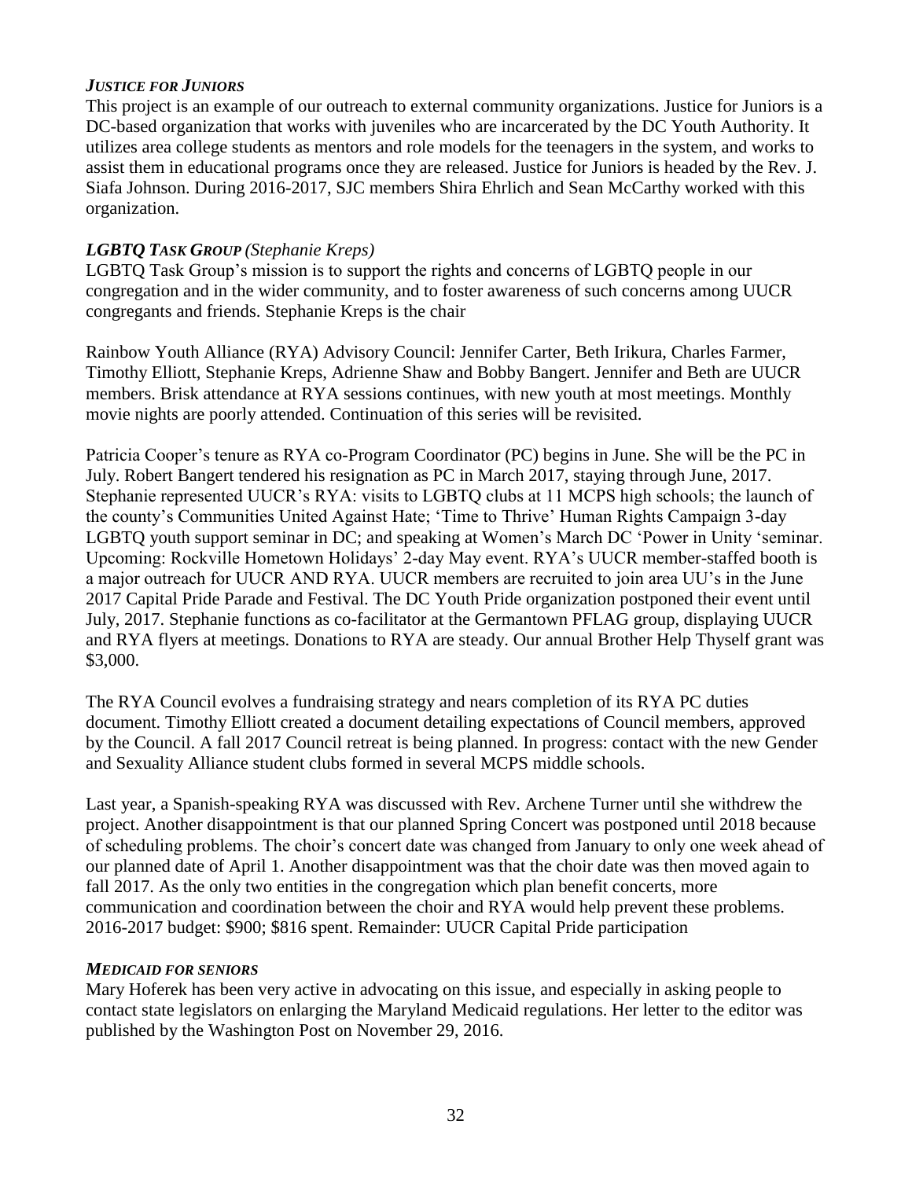### *JUSTICE FOR JUNIORS*

This project is an example of our outreach to external community organizations. Justice for Juniors is a DC-based organization that works with juveniles who are incarcerated by the DC Youth Authority. It utilizes area college students as mentors and role models for the teenagers in the system, and works to assist them in educational programs once they are released. Justice for Juniors is headed by the Rev. J. Siafa Johnson. During 2016-2017, SJC members Shira Ehrlich and Sean McCarthy worked with this organization.

### *LGBTQ TASK GROUP (Stephanie Kreps)*

LGBTQ Task Group's mission is to support the rights and concerns of LGBTQ people in our congregation and in the wider community, and to foster awareness of such concerns among UUCR congregants and friends. Stephanie Kreps is the chair

Rainbow Youth Alliance (RYA) Advisory Council: Jennifer Carter, Beth Irikura, Charles Farmer, Timothy Elliott, Stephanie Kreps, Adrienne Shaw and Bobby Bangert. Jennifer and Beth are UUCR members. Brisk attendance at RYA sessions continues, with new youth at most meetings. Monthly movie nights are poorly attended. Continuation of this series will be revisited.

Patricia Cooper's tenure as RYA co-Program Coordinator (PC) begins in June. She will be the PC in July. Robert Bangert tendered his resignation as PC in March 2017, staying through June, 2017. Stephanie represented UUCR's RYA: visits to LGBTQ clubs at 11 MCPS high schools; the launch of the county's Communities United Against Hate; 'Time to Thrive' Human Rights Campaign 3-day LGBTQ youth support seminar in DC; and speaking at Women's March DC 'Power in Unity 'seminar. Upcoming: Rockville Hometown Holidays' 2-day May event. RYA's UUCR member-staffed booth is a major outreach for UUCR AND RYA. UUCR members are recruited to join area UU's in the June 2017 Capital Pride Parade and Festival. The DC Youth Pride organization postponed their event until July, 2017. Stephanie functions as co-facilitator at the Germantown PFLAG group, displaying UUCR and RYA flyers at meetings. Donations to RYA are steady. Our annual Brother Help Thyself grant was $3,000.

The RYA Council evolves a fundraising strategy and nears completion of its RYA PC duties document. Timothy Elliott created a document detailing expectations of Council members, approved by the Council. A fall 2017 Council retreat is being planned. In progress: contact with the new Gender and Sexuality Alliance student clubs formed in several MCPS middle schools.

Last year, a Spanish-speaking RYA was discussed with Rev. Archene Turner until she withdrew the project. Another disappointment is that our planned Spring Concert was postponed until 2018 because of scheduling problems. The choir's concert date was changed from January to only one week ahead of our planned date of April 1. Another disappointment was that the choir date was then moved again to fall 2017. As the only two entities in the congregation which plan benefit concerts, more communication and coordination between the choir and RYA would help prevent these problems. 2016-2017 budget: $900; $816 spent. Remainder: UUCR Capital Pride participation

### *MEDICAID FOR SENIORS*

Mary Hoferek has been very active in advocating on this issue, and especially in asking people to contact state legislators on enlarging the Maryland Medicaid regulations. Her letter to the editor was published by the Washington Post on November 29, 2016.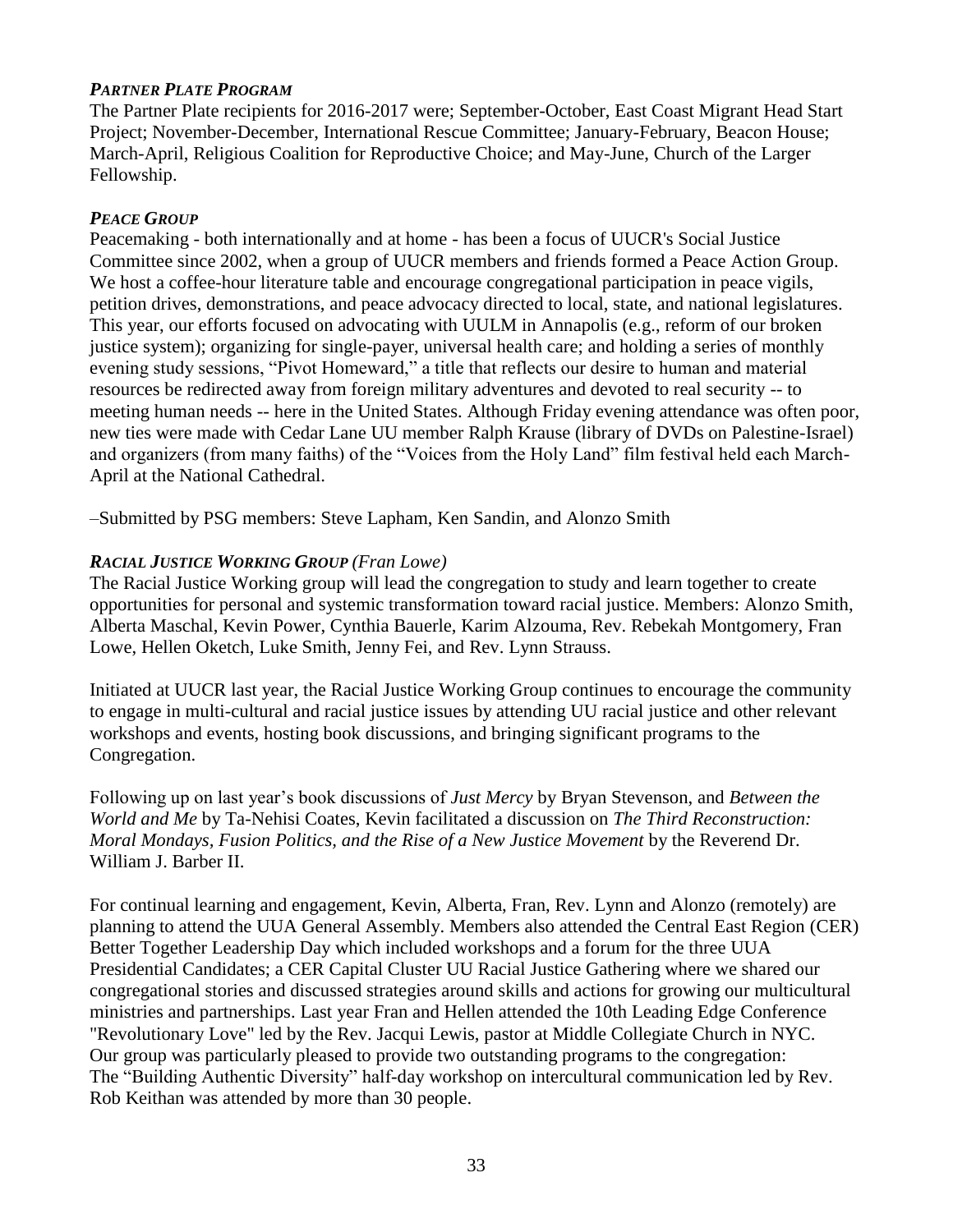### *PARTNER PLATE PROGRAM*

The Partner Plate recipients for 2016-2017 were; September-October, East Coast Migrant Head Start Project; November-December, International Rescue Committee; January-February, Beacon House; March-April, Religious Coalition for Reproductive Choice; and May-June, Church of the Larger Fellowship.

### *PEACE GROUP*

Peacemaking - both internationally and at home - has been a focus of UUCR's Social Justice Committee since 2002, when a group of UUCR members and friends formed a Peace Action Group. We host a coffee-hour literature table and encourage congregational participation in peace vigils, petition drives, demonstrations, and peace advocacy directed to local, state, and national legislatures. This year, our efforts focused on advocating with UULM in Annapolis (e.g., reform of our broken justice system); organizing for single-payer, universal health care; and holding a series of monthly evening study sessions, "Pivot Homeward," a title that reflects our desire to human and material resources be redirected away from foreign military adventures and devoted to real security -- to meeting human needs -- here in the United States. Although Friday evening attendance was often poor, new ties were made with Cedar Lane UU member Ralph Krause (library of DVDs on Palestine-Israel) and organizers (from many faiths) of the "Voices from the Holy Land" film festival held each March-April at the National Cathedral.

–Submitted by PSG members: Steve Lapham, Ken Sandin, and Alonzo Smith

### *RACIAL JUSTICE WORKING GROUP (Fran Lowe)*

The Racial Justice Working group will lead the congregation to study and learn together to create opportunities for personal and systemic transformation toward racial justice. Members: Alonzo Smith, Alberta Maschal, Kevin Power, Cynthia Bauerle, Karim Alzouma, Rev. Rebekah Montgomery, Fran Lowe, Hellen Oketch, Luke Smith, Jenny Fei, and Rev. Lynn Strauss.

Initiated at UUCR last year, the Racial Justice Working Group continues to encourage the community to engage in multi-cultural and racial justice issues by attending UU racial justice and other relevant workshops and events, hosting book discussions, and bringing significant programs to the Congregation.

Following up on last year's book discussions of *Just Mercy* by Bryan Stevenson, and *Between the World and Me* by Ta-Nehisi Coates, Kevin facilitated a discussion on *The Third Reconstruction: Moral Mondays, Fusion Politics, and the Rise of a New Justice Movement* by the Reverend Dr. William J. Barber II.

For continual learning and engagement, Kevin, Alberta, Fran, Rev. Lynn and Alonzo (remotely) are planning to attend the UUA General Assembly. Members also attended the Central East Region (CER) Better Together Leadership Day which included workshops and a forum for the three UUA Presidential Candidates; a CER Capital Cluster UU Racial Justice Gathering where we shared our congregational stories and discussed strategies around skills and actions for growing our multicultural ministries and partnerships. Last year Fran and Hellen attended the 10th Leading Edge Conference "Revolutionary Love" led by the Rev. Jacqui Lewis, pastor at Middle Collegiate Church in NYC. Our group was particularly pleased to provide two outstanding programs to the congregation: The "Building Authentic Diversity" half-day workshop on intercultural communication led by Rev. Rob Keithan was attended by more than 30 people.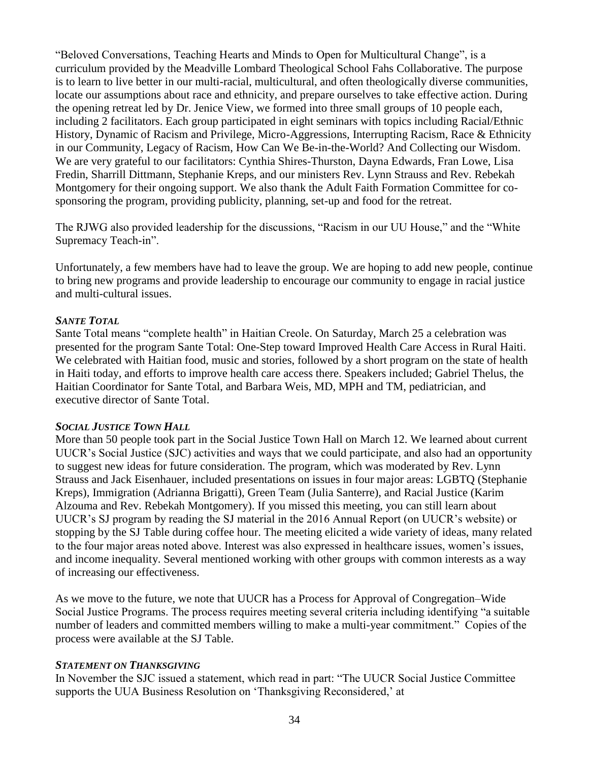"Beloved Conversations, Teaching Hearts and Minds to Open for Multicultural Change", is a curriculum provided by the Meadville Lombard Theological School Fahs Collaborative. The purpose is to learn to live better in our multi-racial, multicultural, and often theologically diverse communities, locate our assumptions about race and ethnicity, and prepare ourselves to take effective action. During the opening retreat led by Dr. Jenice View, we formed into three small groups of 10 people each, including 2 facilitators. Each group participated in eight seminars with topics including Racial/Ethnic History, Dynamic of Racism and Privilege, Micro-Aggressions, Interrupting Racism, Race & Ethnicity in our Community, Legacy of Racism, How Can We Be-in-the-World? And Collecting our Wisdom. We are very grateful to our facilitators: Cynthia Shires-Thurston, Dayna Edwards, Fran Lowe, Lisa Fredin, Sharrill Dittmann, Stephanie Kreps, and our ministers Rev. Lynn Strauss and Rev. Rebekah Montgomery for their ongoing support. We also thank the Adult Faith Formation Committee for co-sponsoring the program, providing publicity, planning, set-up and food for the retreat.

The RJWG also provided leadership for the discussions, "Racism in our UU House," and the "White Supremacy Teach-in".

Unfortunately, a few members have had to leave the group. We are hoping to add new people, continue to bring new programs and provide leadership to encourage our community to engage in racial justice and multi-cultural issues.

### *SANTE TOTAL*

Sante Total means "complete health" in Haitian Creole. On Saturday, March 25 a celebration was presented for the program Sante Total: One-Step toward Improved Health Care Access in Rural Haiti. We celebrated with Haitian food, music and stories, followed by a short program on the state of health in Haiti today, and efforts to improve health care access there. Speakers included; Gabriel Thelus, the Haitian Coordinator for Sante Total, and Barbara Weis, MD, MPH and TM, pediatrician, and executive director of Sante Total.

### *SOCIAL JUSTICE TOWN HALL*

More than 50 people took part in the Social Justice Town Hall on March 12. We learned about current UUCR's Social Justice (SJC) activities and ways that we could participate, and also had an opportunity to suggest new ideas for future consideration. The program, which was moderated by Rev. Lynn Strauss and Jack Eisenhauer, included presentations on issues in four major areas: LGBTQ (Stephanie Kreps), Immigration (Adrianna Brigatti), Green Team (Julia Santerre), and Racial Justice (Karim Alzouma and Rev. Rebekah Montgomery). If you missed this meeting, you can still learn about UUCR's SJ program by reading the SJ material in the 2016 Annual Report (on UUCR's website) or stopping by the SJ Table during coffee hour. The meeting elicited a wide variety of ideas, many related to the four major areas noted above. Interest was also expressed in healthcare issues, women's issues, and income inequality. Several mentioned working with other groups with common interests as a way of increasing our effectiveness.

As we move to the future, we note that UUCR has a Process for Approval of Congregation–Wide Social Justice Programs. The process requires meeting several criteria including identifying "a suitable number of leaders and committed members willing to make a multi-year commitment." Copies of the process were available at the SJ Table.

### *STATEMENT ON THANKSGIVING*

In November the SJC issued a statement, which read in part: "The UUCR Social Justice Committee supports the UUA Business Resolution on 'Thanksgiving Reconsidered,' at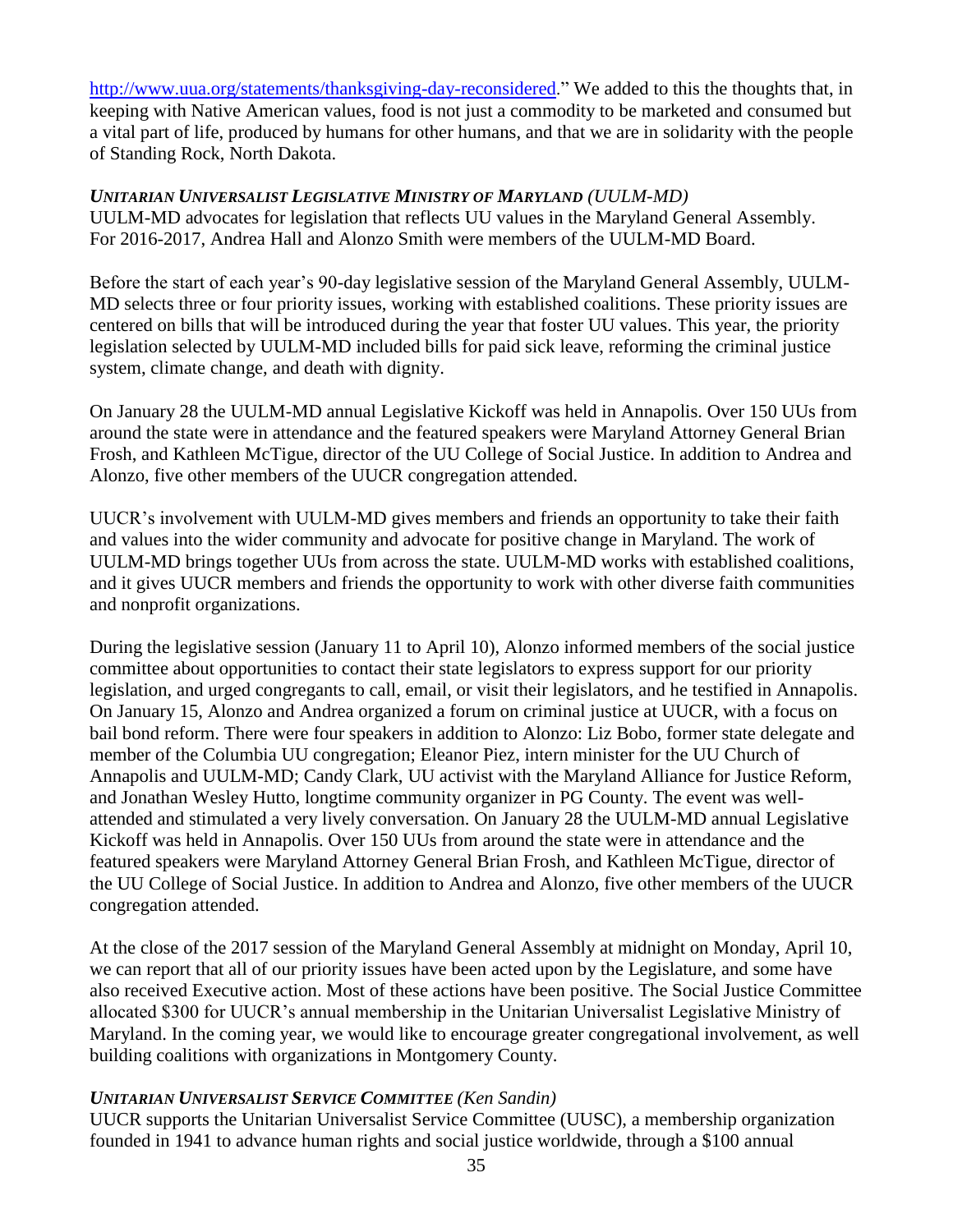http://www.uua.org/statements/thanksgiving-day-reconsidered." We added to this the thoughts that, in keeping with Native American values, food is not just a commodity to be marketed and consumed but a vital part of life, produced by humans for other humans, and that we are in solidarity with the people of Standing Rock, North Dakota.

***UNITARIAN UNIVERSALIST LEGISLATIVE MINISTRY OF MARYLAND** (UULM-MD)*

UULM-MD advocates for legislation that reflects UU values in the Maryland General Assembly. For 2016-2017, Andrea Hall and Alonzo Smith were members of the UULM-MD Board.

Before the start of each year's 90-day legislative session of the Maryland General Assembly, UULM-MD selects three or four priority issues, working with established coalitions. These priority issues are centered on bills that will be introduced during the year that foster UU values. This year, the priority legislation selected by UULM-MD included bills for paid sick leave, reforming the criminal justice system, climate change, and death with dignity.

On January 28 the UULM-MD annual Legislative Kickoff was held in Annapolis. Over 150 UUs from around the state were in attendance and the featured speakers were Maryland Attorney General Brian Frosh, and Kathleen McTigue, director of the UU College of Social Justice. In addition to Andrea and Alonzo, five other members of the UUCR congregation attended.

UUCR's involvement with UULM-MD gives members and friends an opportunity to take their faith and values into the wider community and advocate for positive change in Maryland. The work of UULM-MD brings together UUs from across the state. UULM-MD works with established coalitions, and it gives UUCR members and friends the opportunity to work with other diverse faith communities and nonprofit organizations.

During the legislative session (January 11 to April 10), Alonzo informed members of the social justice committee about opportunities to contact their state legislators to express support for our priority legislation, and urged congregants to call, email, or visit their legislators, and he testified in Annapolis. On January 15, Alonzo and Andrea organized a forum on criminal justice at UUCR, with a focus on bail bond reform. There were four speakers in addition to Alonzo: Liz Bobo, former state delegate and member of the Columbia UU congregation; Eleanor Piez, intern minister for the UU Church of Annapolis and UULM-MD; Candy Clark, UU activist with the Maryland Alliance for Justice Reform, and Jonathan Wesley Hutto, longtime community organizer in PG County. The event was well-attended and stimulated a very lively conversation. On January 28 the UULM-MD annual Legislative Kickoff was held in Annapolis. Over 150 UUs from around the state were in attendance and the featured speakers were Maryland Attorney General Brian Frosh, and Kathleen McTigue, director of the UU College of Social Justice. In addition to Andrea and Alonzo, five other members of the UUCR congregation attended.

At the close of the 2017 session of the Maryland General Assembly at midnight on Monday, April 10, we can report that all of our priority issues have been acted upon by the Legislature, and some have also received Executive action. Most of these actions have been positive. The Social Justice Committee allocated $300 for UUCR's annual membership in the Unitarian Universalist Legislative Ministry of Maryland. In the coming year, we would like to encourage greater congregational involvement, as well building coalitions with organizations in Montgomery County.

***UNITARIAN UNIVERSALIST SERVICE COMMITTEE** (Ken Sandin)*

UUCR supports the Unitarian Universalist Service Committee (UUSC), a membership organization founded in 1941 to advance human rights and social justice worldwide, through a $100 annual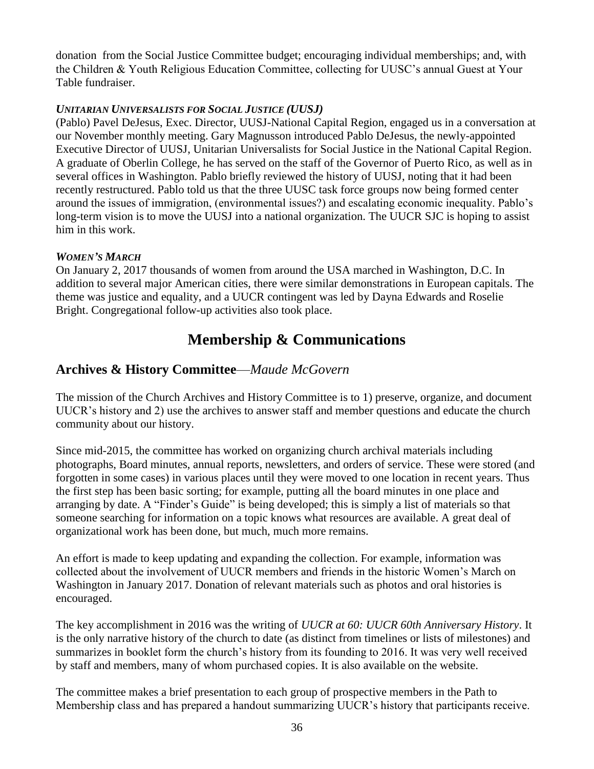donation from the Social Justice Committee budget; encouraging individual memberships; and, with the Children & Youth Religious Education Committee, collecting for UUSC's annual Guest at Your Table fundraiser.

***UNITARIAN UNIVERSALISTS FOR SOCIAL JUSTICE (UUSJ)***

(Pablo) Pavel DeJesus, Exec. Director, UUSJ-National Capital Region, engaged us in a conversation at our November monthly meeting. Gary Magnusson introduced Pablo DeJesus, the newly-appointed Executive Director of UUSJ, Unitarian Universalists for Social Justice in the National Capital Region. A graduate of Oberlin College, he has served on the staff of the Governor of Puerto Rico, as well as in several offices in Washington. Pablo briefly reviewed the history of UUSJ, noting that it had been recently restructured. Pablo told us that the three UUSC task force groups now being formed center around the issues of immigration, (environmental issues?) and escalating economic inequality. Pablo's long-term vision is to move the UUSJ into a national organization. The UUCR SJC is hoping to assist him in this work.

***WOMEN'S MARCH***

On January 2, 2017 thousands of women from around the USA marched in Washington, D.C. In addition to several major American cities, there were similar demonstrations in European capitals. The theme was justice and equality, and a UUCR contingent was led by Dayna Edwards and Roselie Bright. Congregational follow-up activities also took place.

# Membership & Communications

## Archives & History Committee—*Maude McGovern*

The mission of the Church Archives and History Committee is to 1) preserve, organize, and document UUCR's history and 2) use the archives to answer staff and member questions and educate the church community about our history.

Since mid-2015, the committee has worked on organizing church archival materials including photographs, Board minutes, annual reports, newsletters, and orders of service. These were stored (and forgotten in some cases) in various places until they were moved to one location in recent years. Thus the first step has been basic sorting; for example, putting all the board minutes in one place and arranging by date. A "Finder's Guide" is being developed; this is simply a list of materials so that someone searching for information on a topic knows what resources are available. A great deal of organizational work has been done, but much, much more remains.

An effort is made to keep updating and expanding the collection. For example, information was collected about the involvement of UUCR members and friends in the historic Women's March on Washington in January 2017. Donation of relevant materials such as photos and oral histories is encouraged.

The key accomplishment in 2016 was the writing of *UUCR at 60: UUCR 60th Anniversary History*. It is the only narrative history of the church to date (as distinct from timelines or lists of milestones) and summarizes in booklet form the church's history from its founding to 2016. It was very well received by staff and members, many of whom purchased copies. It is also available on the website.

The committee makes a brief presentation to each group of prospective members in the Path to Membership class and has prepared a handout summarizing UUCR's history that participants receive.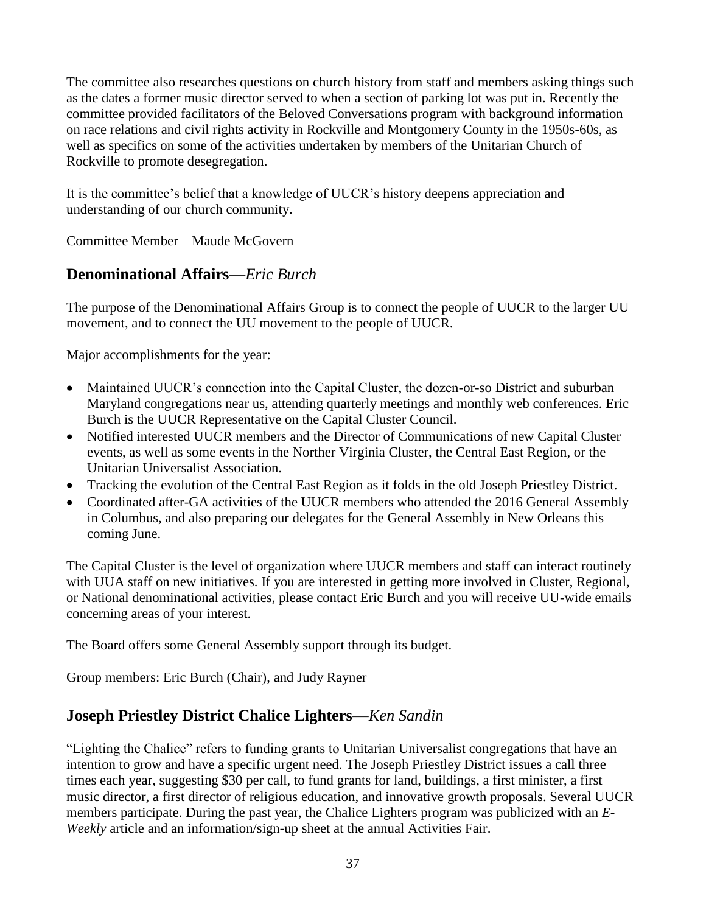The committee also researches questions on church history from staff and members asking things such as the dates a former music director served to when a section of parking lot was put in. Recently the committee provided facilitators of the Beloved Conversations program with background information on race relations and civil rights activity in Rockville and Montgomery County in the 1950s-60s, as well as specifics on some of the activities undertaken by members of the Unitarian Church of Rockville to promote desegregation.

It is the committee's belief that a knowledge of UUCR's history deepens appreciation and understanding of our church community.

Committee Member—Maude McGovern

## **Denominational Affairs**—*Eric Burch*

The purpose of the Denominational Affairs Group is to connect the people of UUCR to the larger UU movement, and to connect the UU movement to the people of UUCR.

Major accomplishments for the year:

- Maintained UUCR's connection into the Capital Cluster, the dozen-or-so District and suburban Maryland congregations near us, attending quarterly meetings and monthly web conferences. Eric Burch is the UUCR Representative on the Capital Cluster Council.
- Notified interested UUCR members and the Director of Communications of new Capital Cluster events, as well as some events in the Norther Virginia Cluster, the Central East Region, or the Unitarian Universalist Association.
- Tracking the evolution of the Central East Region as it folds in the old Joseph Priestley District.
- Coordinated after-GA activities of the UUCR members who attended the 2016 General Assembly in Columbus, and also preparing our delegates for the General Assembly in New Orleans this coming June.

The Capital Cluster is the level of organization where UUCR members and staff can interact routinely with UUA staff on new initiatives. If you are interested in getting more involved in Cluster, Regional, or National denominational activities, please contact Eric Burch and you will receive UU-wide emails concerning areas of your interest.

The Board offers some General Assembly support through its budget.

Group members: Eric Burch (Chair), and Judy Rayner

## **Joseph Priestley District Chalice Lighters**—*Ken Sandin*

"Lighting the Chalice" refers to funding grants to Unitarian Universalist congregations that have an intention to grow and have a specific urgent need. The Joseph Priestley District issues a call three times each year, suggesting $30 per call, to fund grants for land, buildings, a first minister, a first music director, a first director of religious education, and innovative growth proposals. Several UUCR members participate. During the past year, the Chalice Lighters program was publicized with an *E-Weekly* article and an information/sign-up sheet at the annual Activities Fair.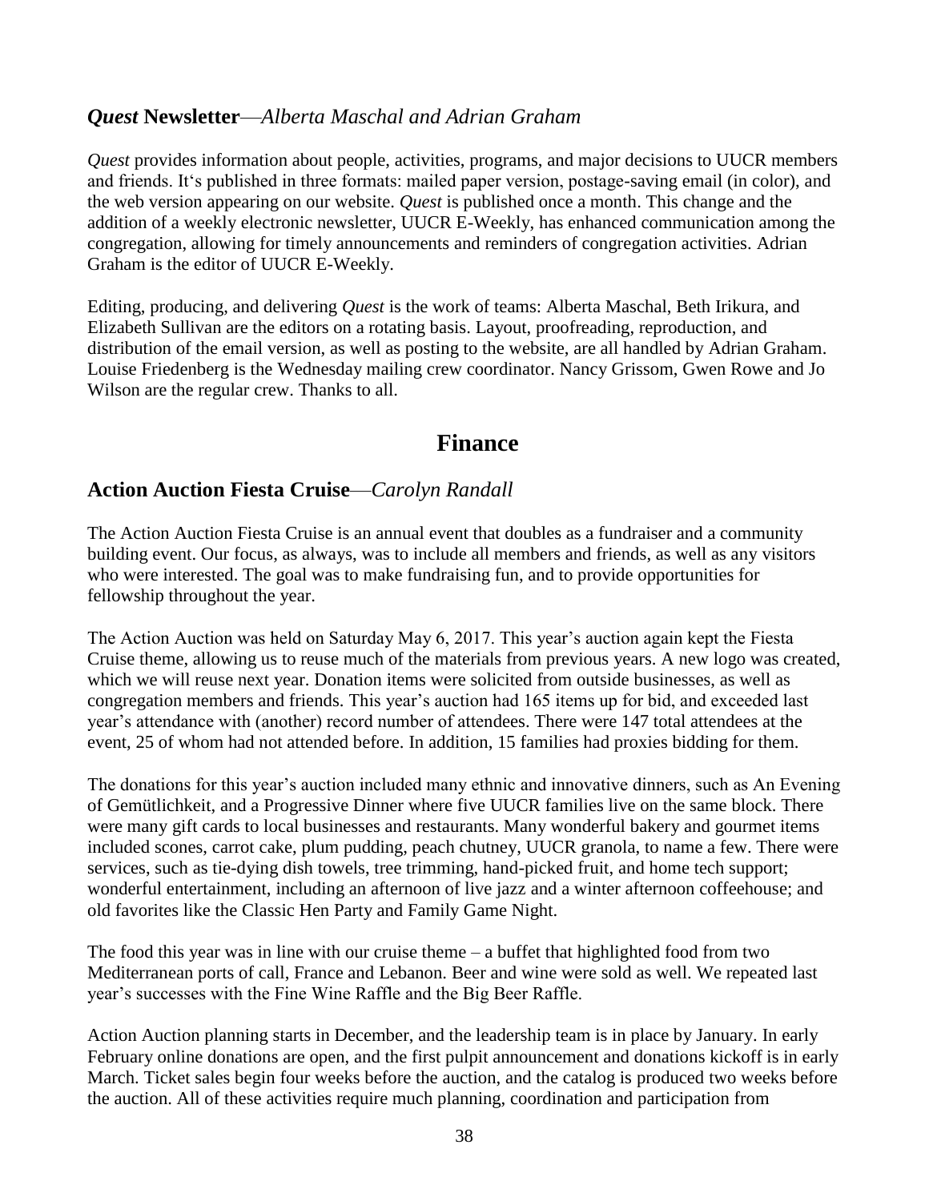### *Quest* Newsletter—*Alberta Maschal and Adrian Graham*

*Quest* provides information about people, activities, programs, and major decisions to UUCR members and friends. It's published in three formats: mailed paper version, postage-saving email (in color), and the web version appearing on our website. *Quest* is published once a month. This change and the addition of a weekly electronic newsletter, UUCR E-Weekly, has enhanced communication among the congregation, allowing for timely announcements and reminders of congregation activities. Adrian Graham is the editor of UUCR E-Weekly.

Editing, producing, and delivering *Quest* is the work of teams: Alberta Maschal, Beth Irikura, and Elizabeth Sullivan are the editors on a rotating basis. Layout, proofreading, reproduction, and distribution of the email version, as well as posting to the website, are all handled by Adrian Graham. Louise Friedenberg is the Wednesday mailing crew coordinator. Nancy Grissom, Gwen Rowe and Jo Wilson are the regular crew. Thanks to all.

## Finance

### Action Auction Fiesta Cruise—*Carolyn Randall*

The Action Auction Fiesta Cruise is an annual event that doubles as a fundraiser and a community building event. Our focus, as always, was to include all members and friends, as well as any visitors who were interested. The goal was to make fundraising fun, and to provide opportunities for fellowship throughout the year.

The Action Auction was held on Saturday May 6, 2017. This year's auction again kept the Fiesta Cruise theme, allowing us to reuse much of the materials from previous years. A new logo was created, which we will reuse next year. Donation items were solicited from outside businesses, as well as congregation members and friends. This year's auction had 165 items up for bid, and exceeded last year's attendance with (another) record number of attendees. There were 147 total attendees at the event, 25 of whom had not attended before. In addition, 15 families had proxies bidding for them.

The donations for this year's auction included many ethnic and innovative dinners, such as An Evening of Gemütlichkeit, and a Progressive Dinner where five UUCR families live on the same block. There were many gift cards to local businesses and restaurants. Many wonderful bakery and gourmet items included scones, carrot cake, plum pudding, peach chutney, UUCR granola, to name a few. There were services, such as tie-dying dish towels, tree trimming, hand-picked fruit, and home tech support; wonderful entertainment, including an afternoon of live jazz and a winter afternoon coffeehouse; and old favorites like the Classic Hen Party and Family Game Night.

The food this year was in line with our cruise theme – a buffet that highlighted food from two Mediterranean ports of call, France and Lebanon. Beer and wine were sold as well. We repeated last year's successes with the Fine Wine Raffle and the Big Beer Raffle.

Action Auction planning starts in December, and the leadership team is in place by January. In early February online donations are open, and the first pulpit announcement and donations kickoff is in early March. Ticket sales begin four weeks before the auction, and the catalog is produced two weeks before the auction. All of these activities require much planning, coordination and participation from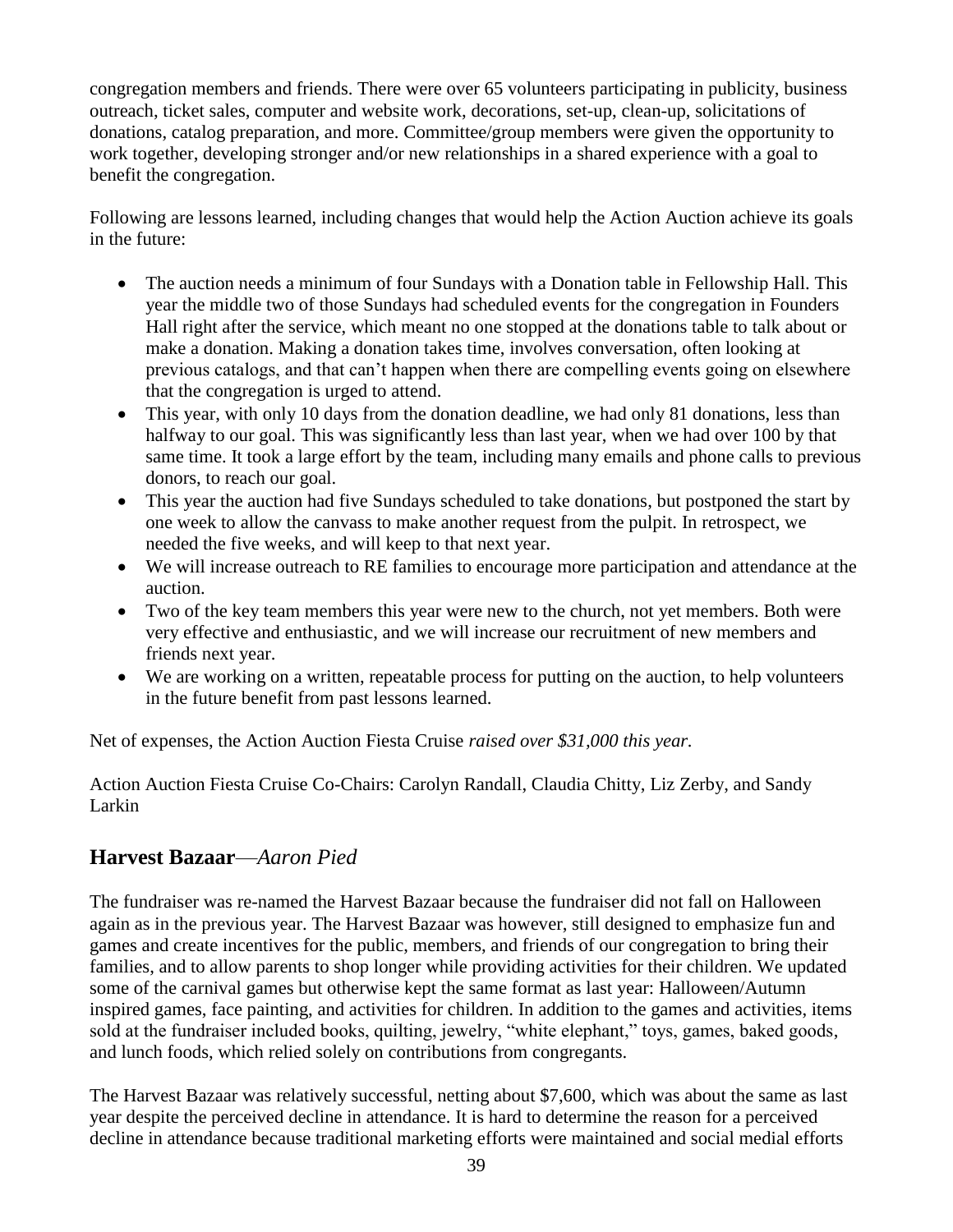congregation members and friends. There were over 65 volunteers participating in publicity, business outreach, ticket sales, computer and website work, decorations, set-up, clean-up, solicitations of donations, catalog preparation, and more. Committee/group members were given the opportunity to work together, developing stronger and/or new relationships in a shared experience with a goal to benefit the congregation.

Following are lessons learned, including changes that would help the Action Auction achieve its goals in the future:

- The auction needs a minimum of four Sundays with a Donation table in Fellowship Hall. This year the middle two of those Sundays had scheduled events for the congregation in Founders Hall right after the service, which meant no one stopped at the donations table to talk about or make a donation. Making a donation takes time, involves conversation, often looking at previous catalogs, and that can't happen when there are compelling events going on elsewhere that the congregation is urged to attend.
- This year, with only 10 days from the donation deadline, we had only 81 donations, less than halfway to our goal. This was significantly less than last year, when we had over 100 by that same time. It took a large effort by the team, including many emails and phone calls to previous donors, to reach our goal.
- This year the auction had five Sundays scheduled to take donations, but postponed the start by one week to allow the canvass to make another request from the pulpit. In retrospect, we needed the five weeks, and will keep to that next year.
- We will increase outreach to RE families to encourage more participation and attendance at the auction.
- Two of the key team members this year were new to the church, not yet members. Both were very effective and enthusiastic, and we will increase our recruitment of new members and friends next year.
- We are working on a written, repeatable process for putting on the auction, to help volunteers in the future benefit from past lessons learned.

Net of expenses, the Action Auction Fiesta Cruise *raised over $31,000 this year*.

Action Auction Fiesta Cruise Co-Chairs: Carolyn Randall, Claudia Chitty, Liz Zerby, and Sandy Larkin

## **Harvest Bazaar**—*Aaron Pied*

The fundraiser was re-named the Harvest Bazaar because the fundraiser did not fall on Halloween again as in the previous year. The Harvest Bazaar was however, still designed to emphasize fun and games and create incentives for the public, members, and friends of our congregation to bring their families, and to allow parents to shop longer while providing activities for their children. We updated some of the carnival games but otherwise kept the same format as last year: Halloween/Autumn inspired games, face painting, and activities for children. In addition to the games and activities, items sold at the fundraiser included books, quilting, jewelry, "white elephant," toys, games, baked goods, and lunch foods, which relied solely on contributions from congregants.

The Harvest Bazaar was relatively successful, netting about $7,600, which was about the same as last year despite the perceived decline in attendance. It is hard to determine the reason for a perceived decline in attendance because traditional marketing efforts were maintained and social medial efforts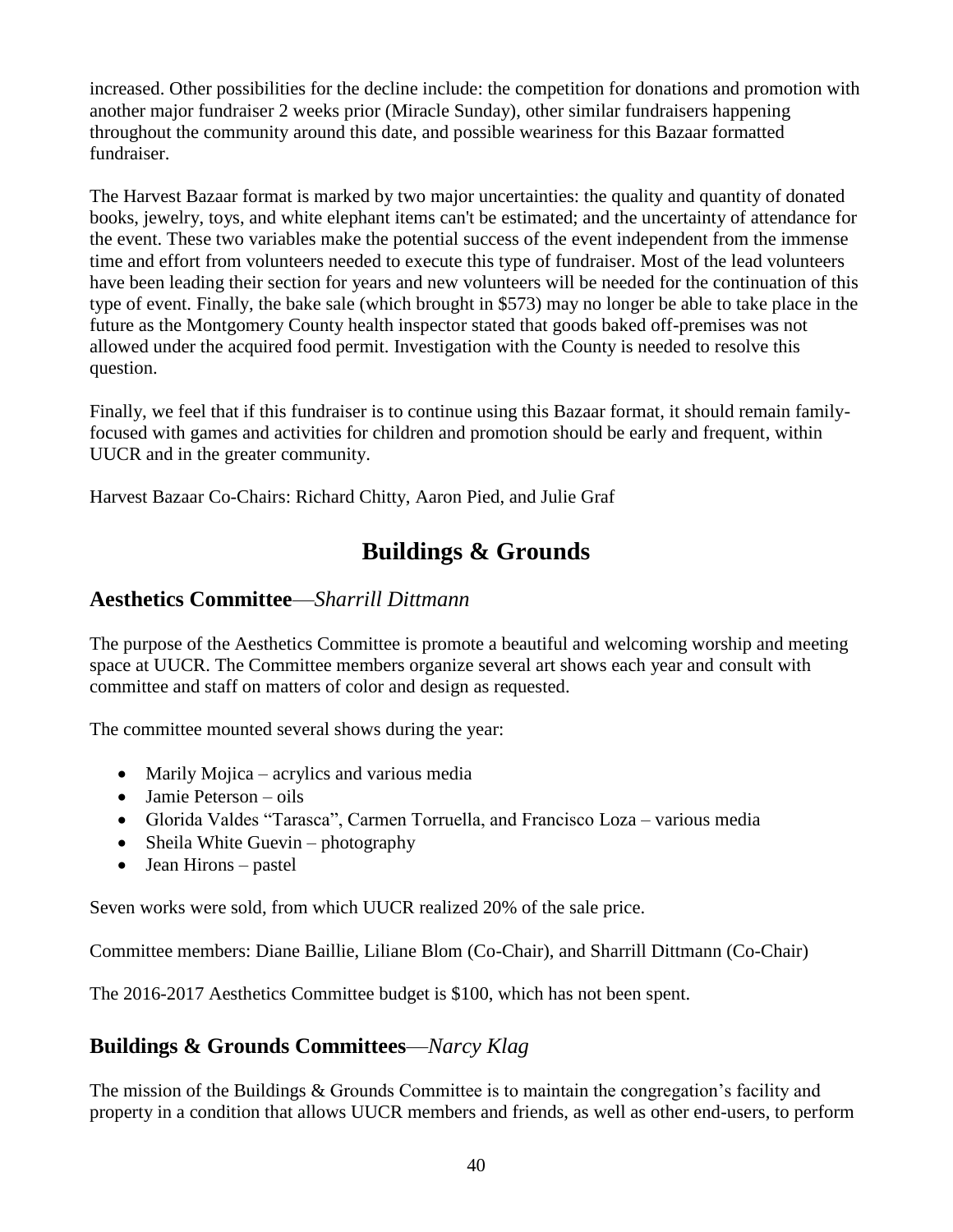increased. Other possibilities for the decline include: the competition for donations and promotion with another major fundraiser 2 weeks prior (Miracle Sunday), other similar fundraisers happening throughout the community around this date, and possible weariness for this Bazaar formatted fundraiser.

The Harvest Bazaar format is marked by two major uncertainties: the quality and quantity of donated books, jewelry, toys, and white elephant items can't be estimated; and the uncertainty of attendance for the event. These two variables make the potential success of the event independent from the immense time and effort from volunteers needed to execute this type of fundraiser. Most of the lead volunteers have been leading their section for years and new volunteers will be needed for the continuation of this type of event. Finally, the bake sale (which brought in $573) may no longer be able to take place in the future as the Montgomery County health inspector stated that goods baked off-premises was not allowed under the acquired food permit. Investigation with the County is needed to resolve this question.

Finally, we feel that if this fundraiser is to continue using this Bazaar format, it should remain family-focused with games and activities for children and promotion should be early and frequent, within UUCR and in the greater community.

Harvest Bazaar Co-Chairs: Richard Chitty, Aaron Pied, and Julie Graf

# Buildings & Grounds

## Aesthetics Committee—*Sharrill Dittmann*

The purpose of the Aesthetics Committee is promote a beautiful and welcoming worship and meeting space at UUCR. The Committee members organize several art shows each year and consult with committee and staff on matters of color and design as requested.

The committee mounted several shows during the year:

- Marily Mojica – acrylics and various media
- Jamie Peterson – oils
- Glorida Valdes "Tarasca", Carmen Torruella, and Francisco Loza – various media
- Sheila White Guevin – photography
- Jean Hirons – pastel

Seven works were sold, from which UUCR realized 20% of the sale price.

Committee members: Diane Baillie, Liliane Blom (Co-Chair), and Sharrill Dittmann (Co-Chair)

The 2016-2017 Aesthetics Committee budget is $100, which has not been spent.

## Buildings & Grounds Committees—*Narcy Klag*

The mission of the Buildings & Grounds Committee is to maintain the congregation's facility and property in a condition that allows UUCR members and friends, as well as other end-users, to perform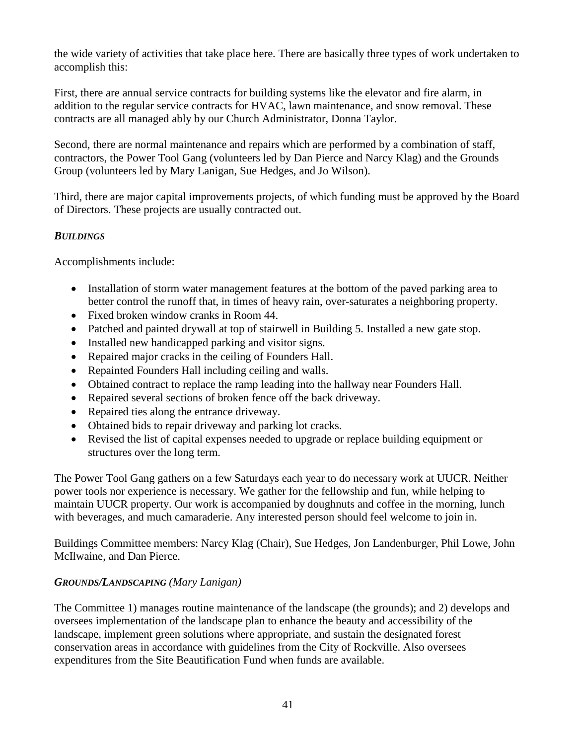the wide variety of activities that take place here. There are basically three types of work undertaken to accomplish this:

First, there are annual service contracts for building systems like the elevator and fire alarm, in addition to the regular service contracts for HVAC, lawn maintenance, and snow removal. These contracts are all managed ably by our Church Administrator, Donna Taylor.

Second, there are normal maintenance and repairs which are performed by a combination of staff, contractors, the Power Tool Gang (volunteers led by Dan Pierce and Narcy Klag) and the Grounds Group (volunteers led by Mary Lanigan, Sue Hedges, and Jo Wilson).

Third, there are major capital improvements projects, of which funding must be approved by the Board of Directors. These projects are usually contracted out.

### *BUILDINGS*

Accomplishments include:

- Installation of storm water management features at the bottom of the paved parking area to better control the runoff that, in times of heavy rain, over-saturates a neighboring property.
- Fixed broken window cranks in Room 44.
- Patched and painted drywall at top of stairwell in Building 5. Installed a new gate stop.
- Installed new handicapped parking and visitor signs.
- Repaired major cracks in the ceiling of Founders Hall.
- Repainted Founders Hall including ceiling and walls.
- Obtained contract to replace the ramp leading into the hallway near Founders Hall.
- Repaired several sections of broken fence off the back driveway.
- Repaired ties along the entrance driveway.
- Obtained bids to repair driveway and parking lot cracks.
- Revised the list of capital expenses needed to upgrade or replace building equipment or structures over the long term.

The Power Tool Gang gathers on a few Saturdays each year to do necessary work at UUCR. Neither power tools nor experience is necessary. We gather for the fellowship and fun, while helping to maintain UUCR property. Our work is accompanied by doughnuts and coffee in the morning, lunch with beverages, and much camaraderie. Any interested person should feel welcome to join in.

Buildings Committee members: Narcy Klag (Chair), Sue Hedges, Jon Landenburger, Phil Lowe, John McIlwaine, and Dan Pierce.

### *GROUNDS/LANDSCAPING (Mary Lanigan)*

The Committee 1) manages routine maintenance of the landscape (the grounds); and 2) develops and oversees implementation of the landscape plan to enhance the beauty and accessibility of the landscape, implement green solutions where appropriate, and sustain the designated forest conservation areas in accordance with guidelines from the City of Rockville. Also oversees expenditures from the Site Beautification Fund when funds are available.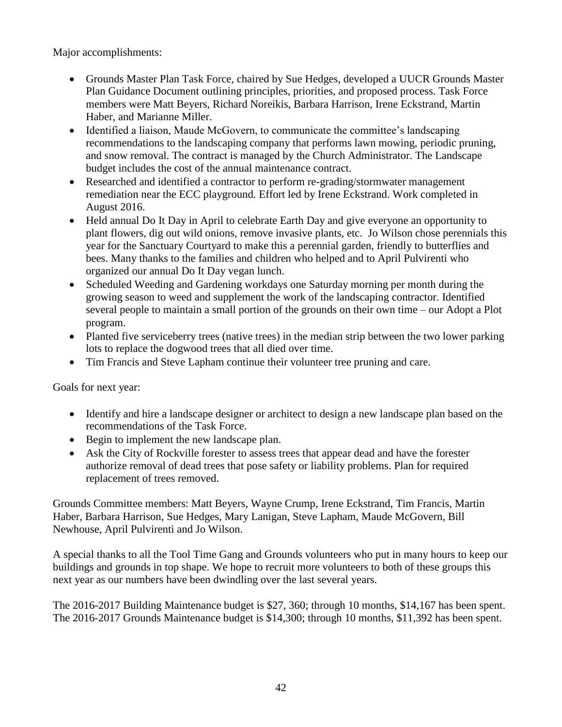Major accomplishments:

- Grounds Master Plan Task Force, chaired by Sue Hedges, developed a UUCR Grounds Master Plan Guidance Document outlining principles, priorities, and proposed process. Task Force members were Matt Beyers, Richard Noreikis, Barbara Harrison, Irene Eckstrand, Martin Haber, and Marianne Miller.
- Identified a liaison, Maude McGovern, to communicate the committee's landscaping recommendations to the landscaping company that performs lawn mowing, periodic pruning, and snow removal. The contract is managed by the Church Administrator. The Landscape budget includes the cost of the annual maintenance contract.
- Researched and identified a contractor to perform re-grading/stormwater management remediation near the ECC playground. Effort led by Irene Eckstrand. Work completed in August 2016.
- Held annual Do It Day in April to celebrate Earth Day and give everyone an opportunity to plant flowers, dig out wild onions, remove invasive plants, etc. Jo Wilson chose perennials this year for the Sanctuary Courtyard to make this a perennial garden, friendly to butterflies and bees. Many thanks to the families and children who helped and to April Pulvirenti who organized our annual Do It Day vegan lunch.
- Scheduled Weeding and Gardening workdays one Saturday morning per month during the growing season to weed and supplement the work of the landscaping contractor. Identified several people to maintain a small portion of the grounds on their own time – our Adopt a Plot program.
- Planted five serviceberry trees (native trees) in the median strip between the two lower parking lots to replace the dogwood trees that all died over time.
- Tim Francis and Steve Lapham continue their volunteer tree pruning and care.

Goals for next year:

- Identify and hire a landscape designer or architect to design a new landscape plan based on the recommendations of the Task Force.
- Begin to implement the new landscape plan.
- Ask the City of Rockville forester to assess trees that appear dead and have the forester authorize removal of dead trees that pose safety or liability problems. Plan for required replacement of trees removed.

Grounds Committee members: Matt Beyers, Wayne Crump, Irene Eckstrand, Tim Francis, Martin Haber, Barbara Harrison, Sue Hedges, Mary Lanigan, Steve Lapham, Maude McGovern, Bill Newhouse, April Pulvirenti and Jo Wilson.

A special thanks to all the Tool Time Gang and Grounds volunteers who put in many hours to keep our buildings and grounds in top shape. We hope to recruit more volunteers to both of these groups this next year as our numbers have been dwindling over the last several years.

The 2016-2017 Building Maintenance budget is $27, 360; through 10 months, $14,167 has been spent. The 2016-2017 Grounds Maintenance budget is $14,300; through 10 months, $11,392 has been spent.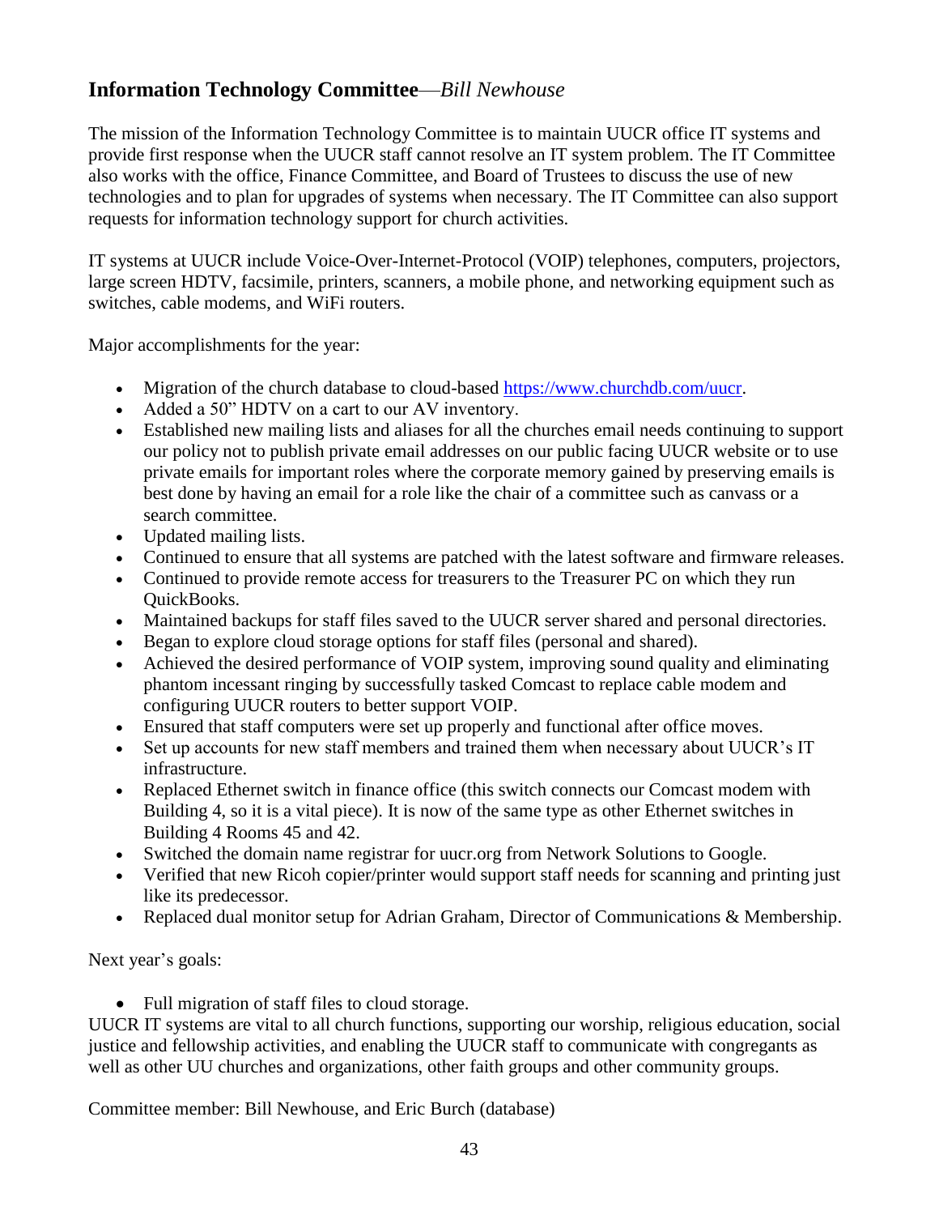## **Information Technology Committee**—*Bill Newhouse*

The mission of the Information Technology Committee is to maintain UUCR office IT systems and provide first response when the UUCR staff cannot resolve an IT system problem. The IT Committee also works with the office, Finance Committee, and Board of Trustees to discuss the use of new technologies and to plan for upgrades of systems when necessary. The IT Committee can also support requests for information technology support for church activities.

IT systems at UUCR include Voice-Over-Internet-Protocol (VOIP) telephones, computers, projectors, large screen HDTV, facsimile, printers, scanners, a mobile phone, and networking equipment such as switches, cable modems, and WiFi routers.

Major accomplishments for the year:

- Migration of the church database to cloud-based [https://www.churchdb.com/uucr](https://www.churchdb.com/uucr).
- Added a 50" HDTV on a cart to our AV inventory.
- Established new mailing lists and aliases for all the churches email needs continuing to support our policy not to publish private email addresses on our public facing UUCR website or to use private emails for important roles where the corporate memory gained by preserving emails is best done by having an email for a role like the chair of a committee such as canvass or a search committee.
- Updated mailing lists.
- Continued to ensure that all systems are patched with the latest software and firmware releases.
- Continued to provide remote access for treasurers to the Treasurer PC on which they run QuickBooks.
- Maintained backups for staff files saved to the UUCR server shared and personal directories.
- Began to explore cloud storage options for staff files (personal and shared).
- Achieved the desired performance of VOIP system, improving sound quality and eliminating phantom incessant ringing by successfully tasked Comcast to replace cable modem and configuring UUCR routers to better support VOIP.
- Ensured that staff computers were set up properly and functional after office moves.
- Set up accounts for new staff members and trained them when necessary about UUCR's IT infrastructure.
- Replaced Ethernet switch in finance office (this switch connects our Comcast modem with Building 4, so it is a vital piece). It is now of the same type as other Ethernet switches in Building 4 Rooms 45 and 42.
- Switched the domain name registrar for uucr.org from Network Solutions to Google.
- Verified that new Ricoh copier/printer would support staff needs for scanning and printing just like its predecessor.
- Replaced dual monitor setup for Adrian Graham, Director of Communications & Membership.

Next year's goals:

- Full migration of staff files to cloud storage.

UUCR IT systems are vital to all church functions, supporting our worship, religious education, social justice and fellowship activities, and enabling the UUCR staff to communicate with congregants as well as other UU churches and organizations, other faith groups and other community groups.

Committee member: Bill Newhouse, and Eric Burch (database)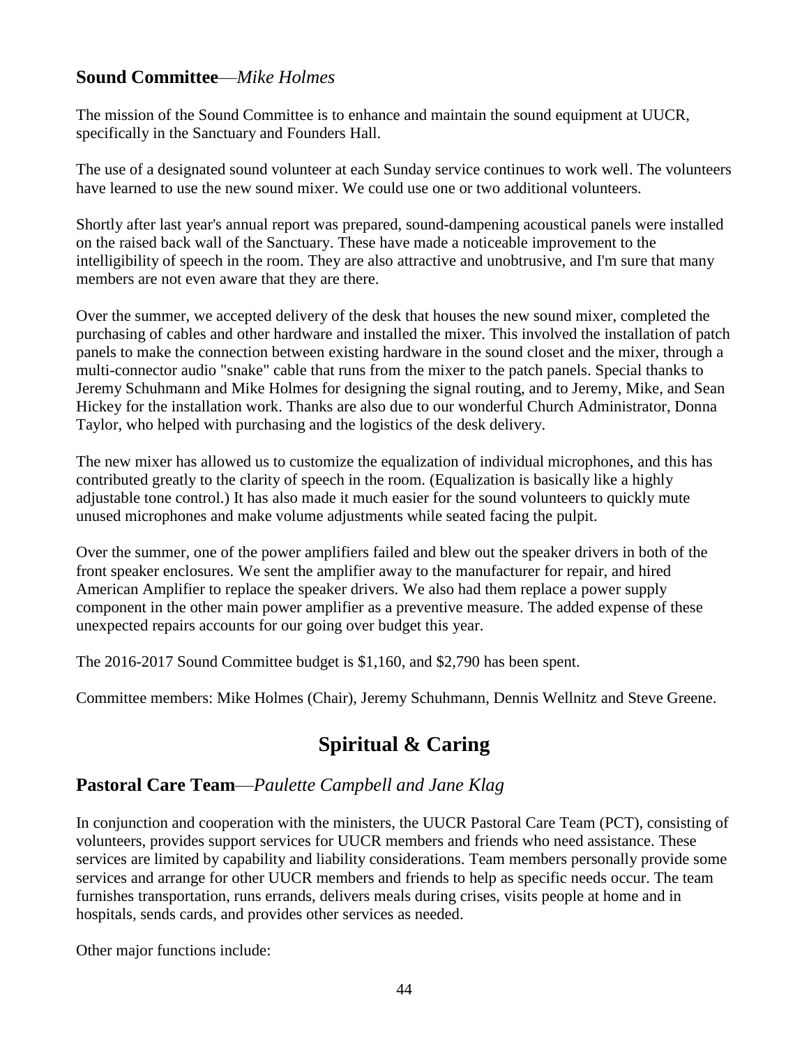### **Sound Committee**—*Mike Holmes*

The mission of the Sound Committee is to enhance and maintain the sound equipment at UUCR, specifically in the Sanctuary and Founders Hall.

The use of a designated sound volunteer at each Sunday service continues to work well. The volunteers have learned to use the new sound mixer. We could use one or two additional volunteers.

Shortly after last year's annual report was prepared, sound-dampening acoustical panels were installed on the raised back wall of the Sanctuary. These have made a noticeable improvement to the intelligibility of speech in the room. They are also attractive and unobtrusive, and I'm sure that many members are not even aware that they are there.

Over the summer, we accepted delivery of the desk that houses the new sound mixer, completed the purchasing of cables and other hardware and installed the mixer. This involved the installation of patch panels to make the connection between existing hardware in the sound closet and the mixer, through a multi-connector audio "snake" cable that runs from the mixer to the patch panels. Special thanks to Jeremy Schuhmann and Mike Holmes for designing the signal routing, and to Jeremy, Mike, and Sean Hickey for the installation work. Thanks are also due to our wonderful Church Administrator, Donna Taylor, who helped with purchasing and the logistics of the desk delivery.

The new mixer has allowed us to customize the equalization of individual microphones, and this has contributed greatly to the clarity of speech in the room. (Equalization is basically like a highly adjustable tone control.) It has also made it much easier for the sound volunteers to quickly mute unused microphones and make volume adjustments while seated facing the pulpit.

Over the summer, one of the power amplifiers failed and blew out the speaker drivers in both of the front speaker enclosures. We sent the amplifier away to the manufacturer for repair, and hired American Amplifier to replace the speaker drivers. We also had them replace a power supply component in the other main power amplifier as a preventive measure. The added expense of these unexpected repairs accounts for our going over budget this year.

The 2016-2017 Sound Committee budget is $1,160, and $2,790 has been spent.

Committee members: Mike Holmes (Chair), Jeremy Schuhmann, Dennis Wellnitz and Steve Greene.

## **Spiritual & Caring**

### **Pastoral Care Team**—*Paulette Campbell and Jane Klag*

In conjunction and cooperation with the ministers, the UUCR Pastoral Care Team (PCT), consisting of volunteers, provides support services for UUCR members and friends who need assistance. These services are limited by capability and liability considerations. Team members personally provide some services and arrange for other UUCR members and friends to help as specific needs occur. The team furnishes transportation, runs errands, delivers meals during crises, visits people at home and in hospitals, sends cards, and provides other services as needed.

Other major functions include: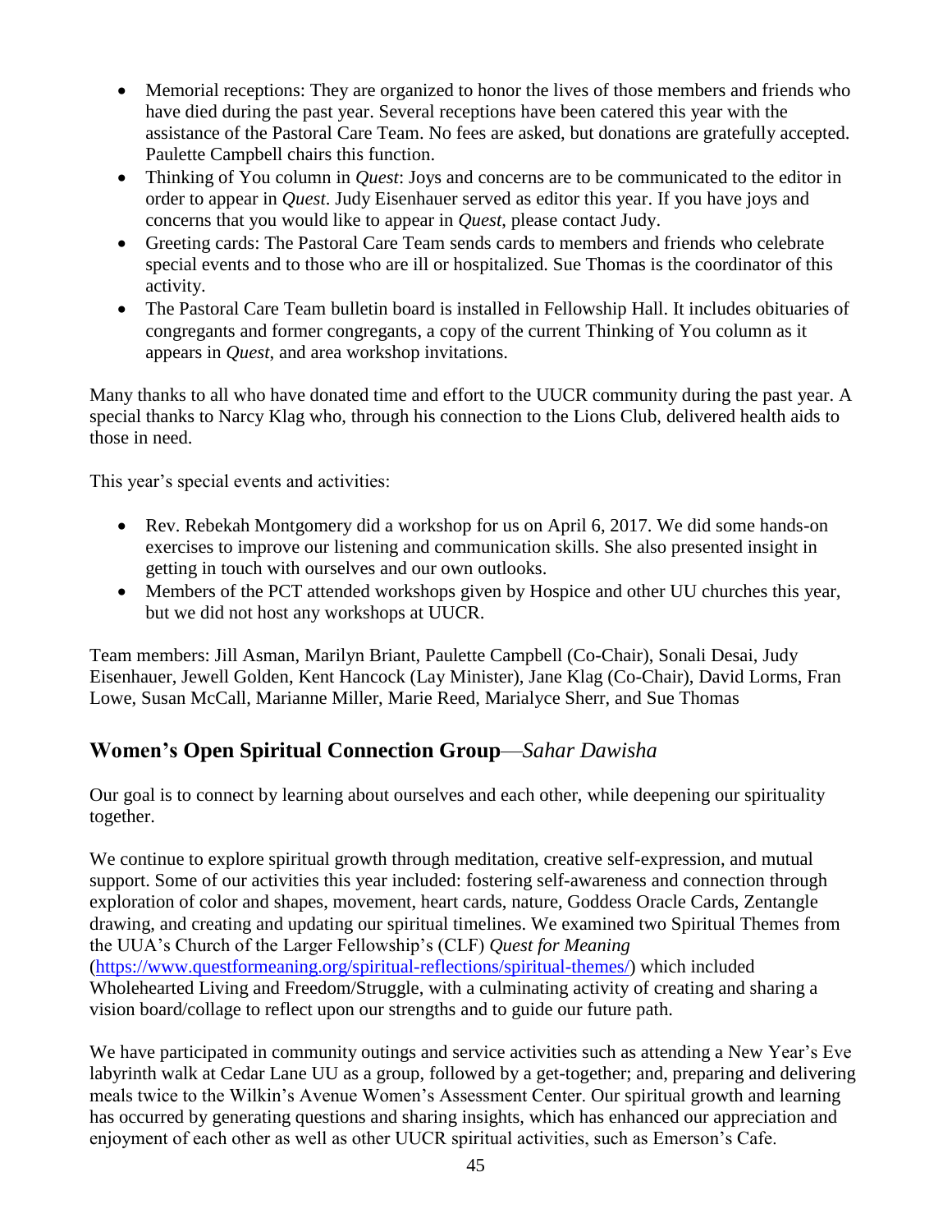- Memorial receptions: They are organized to honor the lives of those members and friends who have died during the past year. Several receptions have been catered this year with the assistance of the Pastoral Care Team. No fees are asked, but donations are gratefully accepted. Paulette Campbell chairs this function.
- Thinking of You column in *Quest*: Joys and concerns are to be communicated to the editor in order to appear in *Quest*. Judy Eisenhauer served as editor this year. If you have joys and concerns that you would like to appear in *Quest*, please contact Judy.
- Greeting cards: The Pastoral Care Team sends cards to members and friends who celebrate special events and to those who are ill or hospitalized. Sue Thomas is the coordinator of this activity.
- The Pastoral Care Team bulletin board is installed in Fellowship Hall. It includes obituaries of congregants and former congregants, a copy of the current Thinking of You column as it appears in *Quest*, and area workshop invitations.

Many thanks to all who have donated time and effort to the UUCR community during the past year. A special thanks to Narcy Klag who, through his connection to the Lions Club, delivered health aids to those in need.

This year's special events and activities:

- Rev. Rebekah Montgomery did a workshop for us on April 6, 2017. We did some hands-on exercises to improve our listening and communication skills. She also presented insight in getting in touch with ourselves and our own outlooks.
- Members of the PCT attended workshops given by Hospice and other UU churches this year, but we did not host any workshops at UUCR.

Team members: Jill Asman, Marilyn Briant, Paulette Campbell (Co-Chair), Sonali Desai, Judy Eisenhauer, Jewell Golden, Kent Hancock (Lay Minister), Jane Klag (Co-Chair), David Lorms, Fran Lowe, Susan McCall, Marianne Miller, Marie Reed, Marialyce Sherr, and Sue Thomas

## Women's Open Spiritual Connection Group—*Sahar Dawisha*

Our goal is to connect by learning about ourselves and each other, while deepening our spirituality together.

We continue to explore spiritual growth through meditation, creative self-expression, and mutual support. Some of our activities this year included: fostering self-awareness and connection through exploration of color and shapes, movement, heart cards, nature, Goddess Oracle Cards, Zentangle drawing, and creating and updating our spiritual timelines. We examined two Spiritual Themes from the UUA's Church of the Larger Fellowship's (CLF) *Quest for Meaning* (https://www.questformeaning.org/spiritual-reflections/spiritual-themes/) which included Wholehearted Living and Freedom/Struggle, with a culminating activity of creating and sharing a vision board/collage to reflect upon our strengths and to guide our future path.

We have participated in community outings and service activities such as attending a New Year's Eve labyrinth walk at Cedar Lane UU as a group, followed by a get-together; and, preparing and delivering meals twice to the Wilkin's Avenue Women's Assessment Center. Our spiritual growth and learning has occurred by generating questions and sharing insights, which has enhanced our appreciation and enjoyment of each other as well as other UUCR spiritual activities, such as Emerson's Cafe.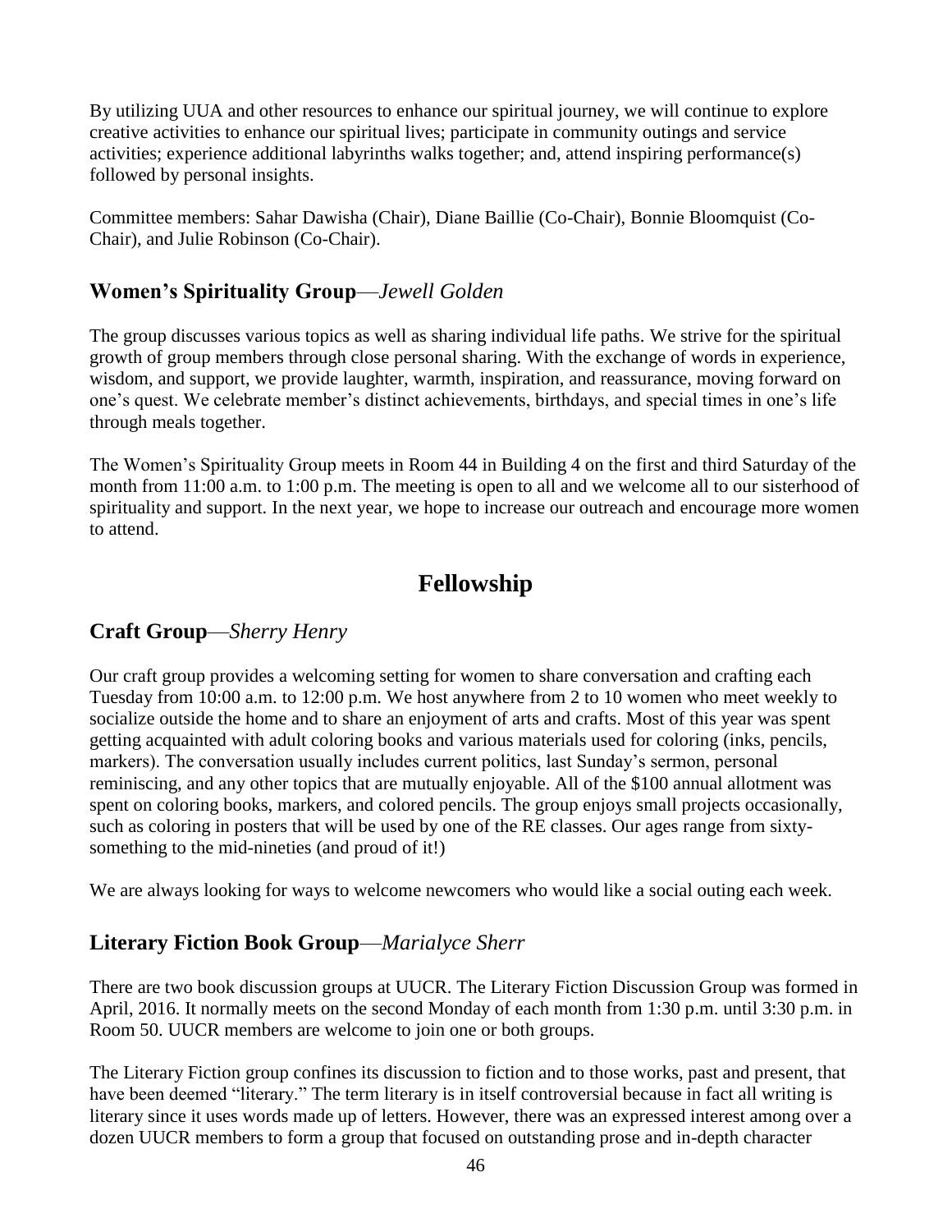By utilizing UUA and other resources to enhance our spiritual journey, we will continue to explore creative activities to enhance our spiritual lives; participate in community outings and service activities; experience additional labyrinths walks together; and, attend inspiring performance(s) followed by personal insights.

Committee members: Sahar Dawisha (Chair), Diane Baillie (Co-Chair), Bonnie Bloomquist (Co-Chair), and Julie Robinson (Co-Chair).

### **Women's Spirituality Group**—*Jewell Golden*

The group discusses various topics as well as sharing individual life paths. We strive for the spiritual growth of group members through close personal sharing. With the exchange of words in experience, wisdom, and support, we provide laughter, warmth, inspiration, and reassurance, moving forward on one's quest. We celebrate member's distinct achievements, birthdays, and special times in one's life through meals together.

The Women's Spirituality Group meets in Room 44 in Building 4 on the first and third Saturday of the month from 11:00 a.m. to 1:00 p.m. The meeting is open to all and we welcome all to our sisterhood of spirituality and support. In the next year, we hope to increase our outreach and encourage more women to attend.

## Fellowship

### **Craft Group**—*Sherry Henry*

Our craft group provides a welcoming setting for women to share conversation and crafting each Tuesday from 10:00 a.m. to 12:00 p.m. We host anywhere from 2 to 10 women who meet weekly to socialize outside the home and to share an enjoyment of arts and crafts. Most of this year was spent getting acquainted with adult coloring books and various materials used for coloring (inks, pencils, markers). The conversation usually includes current politics, last Sunday's sermon, personal reminiscing, and any other topics that are mutually enjoyable. All of the $100 annual allotment was spent on coloring books, markers, and colored pencils. The group enjoys small projects occasionally, such as coloring in posters that will be used by one of the RE classes. Our ages range from sixty-something to the mid-nineties (and proud of it!)

We are always looking for ways to welcome newcomers who would like a social outing each week.

### **Literary Fiction Book Group**—*Marialyce Sherr*

There are two book discussion groups at UUCR. The Literary Fiction Discussion Group was formed in April, 2016. It normally meets on the second Monday of each month from 1:30 p.m. until 3:30 p.m. in Room 50. UUCR members are welcome to join one or both groups.

The Literary Fiction group confines its discussion to fiction and to those works, past and present, that have been deemed "literary." The term literary is in itself controversial because in fact all writing is literary since it uses words made up of letters. However, there was an expressed interest among over a dozen UUCR members to form a group that focused on outstanding prose and in-depth character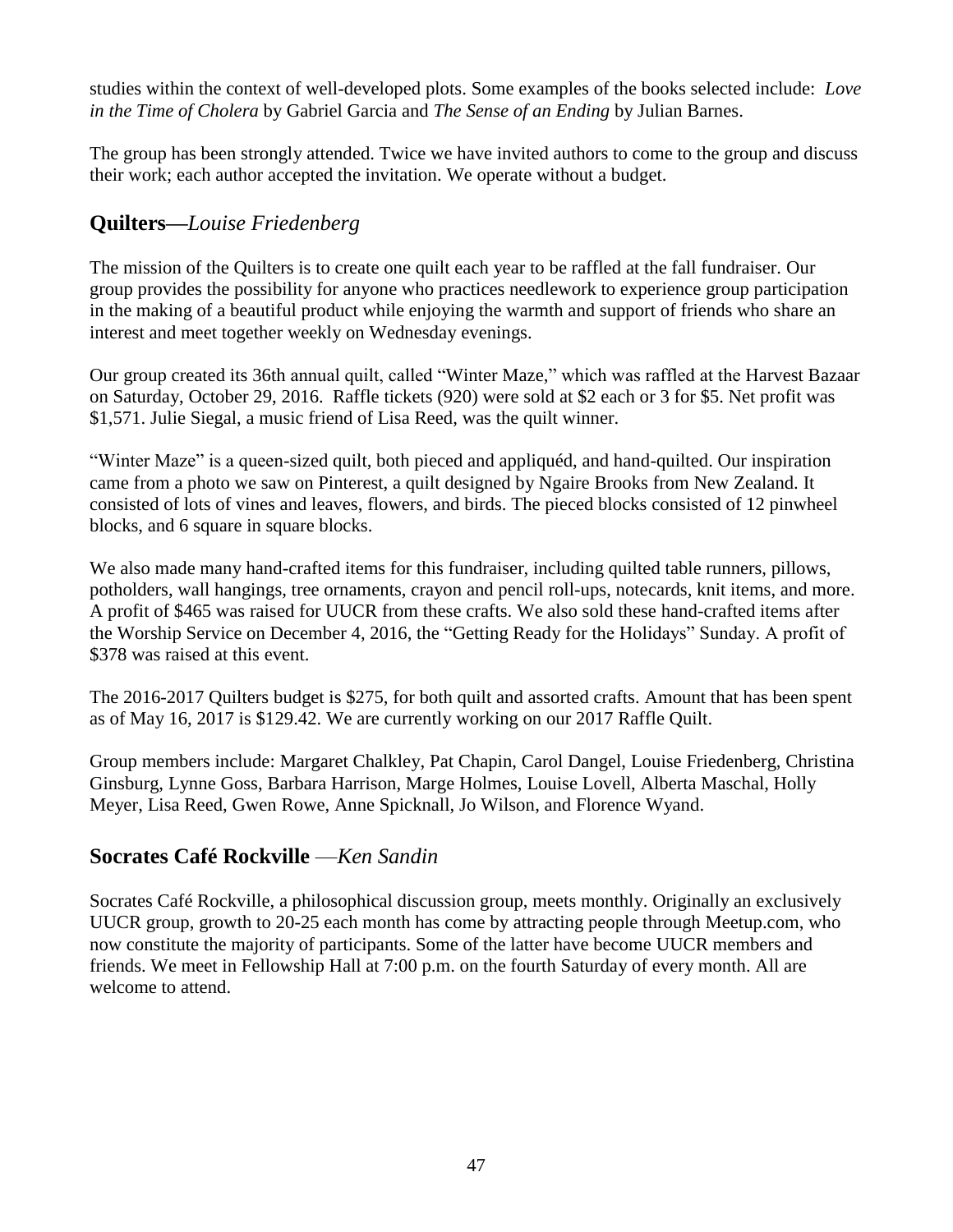studies within the context of well-developed plots. Some examples of the books selected include: *Love in the Time of Cholera* by Gabriel Garcia and *The Sense of an Ending* by Julian Barnes.

The group has been strongly attended. Twice we have invited authors to come to the group and discuss their work; each author accepted the invitation. We operate without a budget.

## Quilters—*Louise Friedenberg*

The mission of the Quilters is to create one quilt each year to be raffled at the fall fundraiser. Our group provides the possibility for anyone who practices needlework to experience group participation in the making of a beautiful product while enjoying the warmth and support of friends who share an interest and meet together weekly on Wednesday evenings.

Our group created its 36th annual quilt, called "Winter Maze," which was raffled at the Harvest Bazaar on Saturday, October 29, 2016. Raffle tickets (920) were sold at $2 each or 3 for $5. Net profit was $1,571. Julie Siegal, a music friend of Lisa Reed, was the quilt winner.

"Winter Maze" is a queen-sized quilt, both pieced and appliquéd, and hand-quilted. Our inspiration came from a photo we saw on Pinterest, a quilt designed by Ngaire Brooks from New Zealand. It consisted of lots of vines and leaves, flowers, and birds. The pieced blocks consisted of 12 pinwheel blocks, and 6 square in square blocks.

We also made many hand-crafted items for this fundraiser, including quilted table runners, pillows, potholders, wall hangings, tree ornaments, crayon and pencil roll-ups, notecards, knit items, and more. A profit of $465 was raised for UUCR from these crafts. We also sold these hand-crafted items after the Worship Service on December 4, 2016, the "Getting Ready for the Holidays" Sunday. A profit of $378 was raised at this event.

The 2016-2017 Quilters budget is $275, for both quilt and assorted crafts. Amount that has been spent as of May 16, 2017 is $129.42. We are currently working on our 2017 Raffle Quilt.

Group members include: Margaret Chalkley, Pat Chapin, Carol Dangel, Louise Friedenberg, Christina Ginsburg, Lynne Goss, Barbara Harrison, Marge Holmes, Louise Lovell, Alberta Maschal, Holly Meyer, Lisa Reed, Gwen Rowe, Anne Spicknall, Jo Wilson, and Florence Wyand.

## Socrates Café Rockville —*Ken Sandin*

Socrates Café Rockville, a philosophical discussion group, meets monthly. Originally an exclusively UUCR group, growth to 20-25 each month has come by attracting people through Meetup.com, who now constitute the majority of participants. Some of the latter have become UUCR members and friends. We meet in Fellowship Hall at 7:00 p.m. on the fourth Saturday of every month. All are welcome to attend.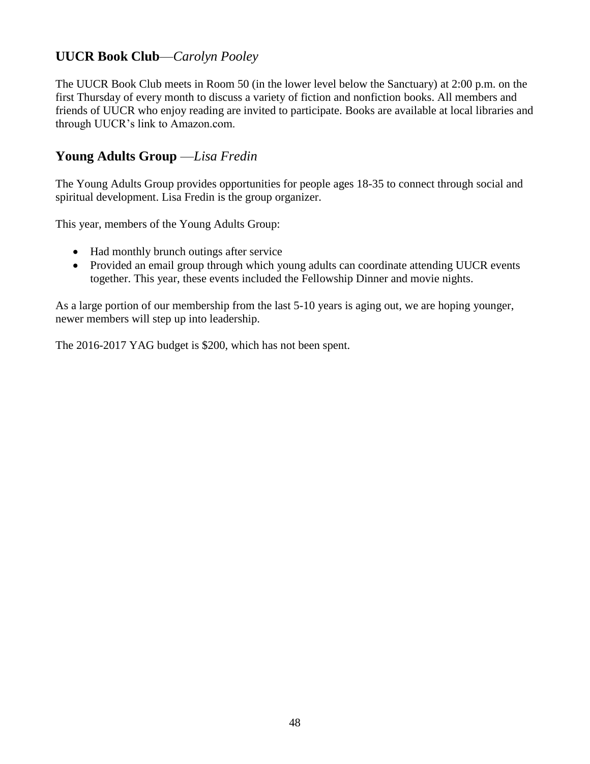## **UUCR Book Club**—*Carolyn Pooley*

The UUCR Book Club meets in Room 50 (in the lower level below the Sanctuary) at 2:00 p.m. on the first Thursday of every month to discuss a variety of fiction and nonfiction books. All members and friends of UUCR who enjoy reading are invited to participate. Books are available at local libraries and through UUCR's link to Amazon.com.

## **Young Adults Group** —*Lisa Fredin*

The Young Adults Group provides opportunities for people ages 18-35 to connect through social and spiritual development. Lisa Fredin is the group organizer.

This year, members of the Young Adults Group:

- Had monthly brunch outings after service
- Provided an email group through which young adults can coordinate attending UUCR events together. This year, these events included the Fellowship Dinner and movie nights.

As a large portion of our membership from the last 5-10 years is aging out, we are hoping younger, newer members will step up into leadership.

The 2016-2017 YAG budget is $200, which has not been spent.